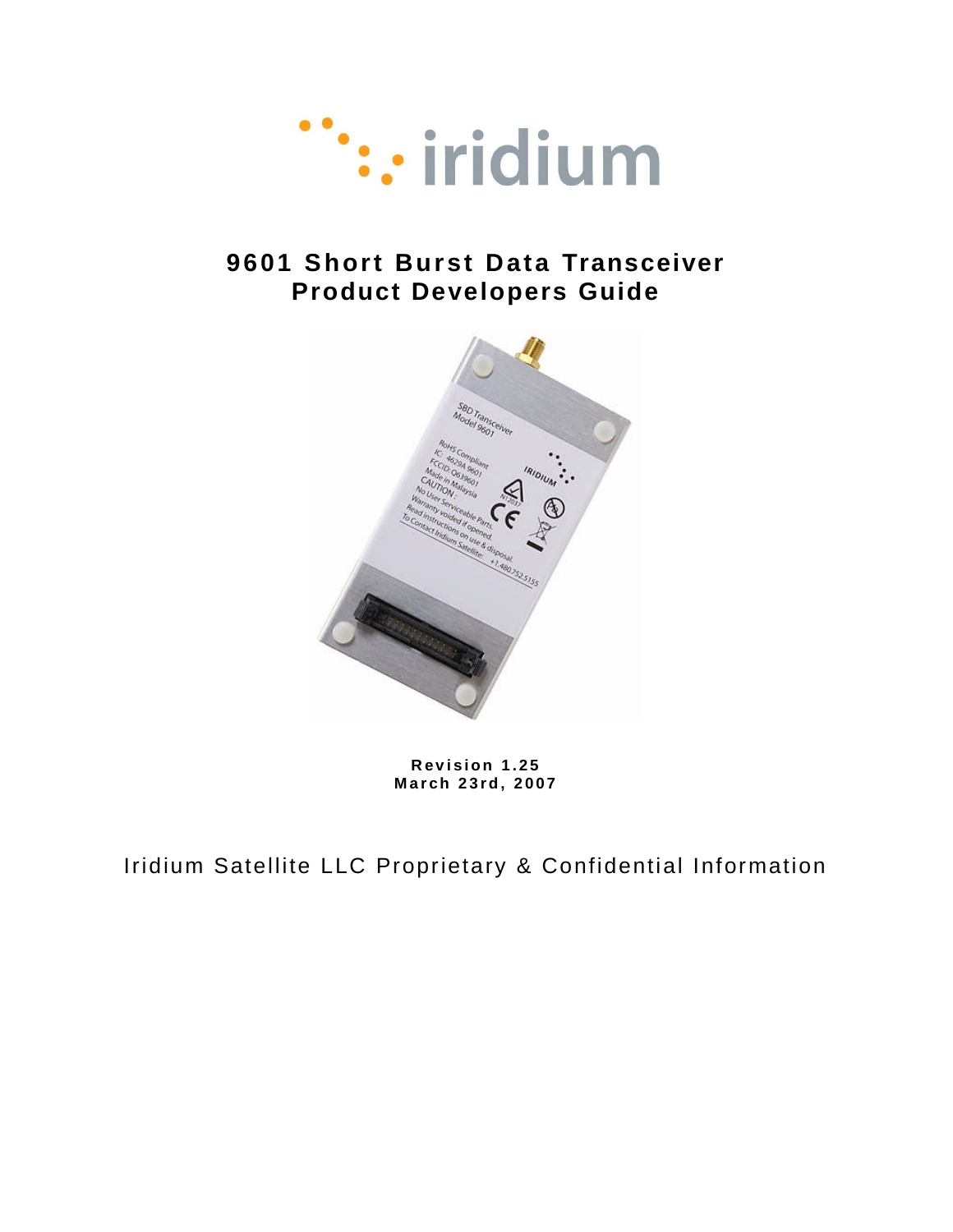iridium

# 9601 Short Burst Data Transceiver
# Product Developers Guide

**Revision 1.25**
**March 23rd, 2007**

Iridium Satellite LLC Proprietary & Confidential Information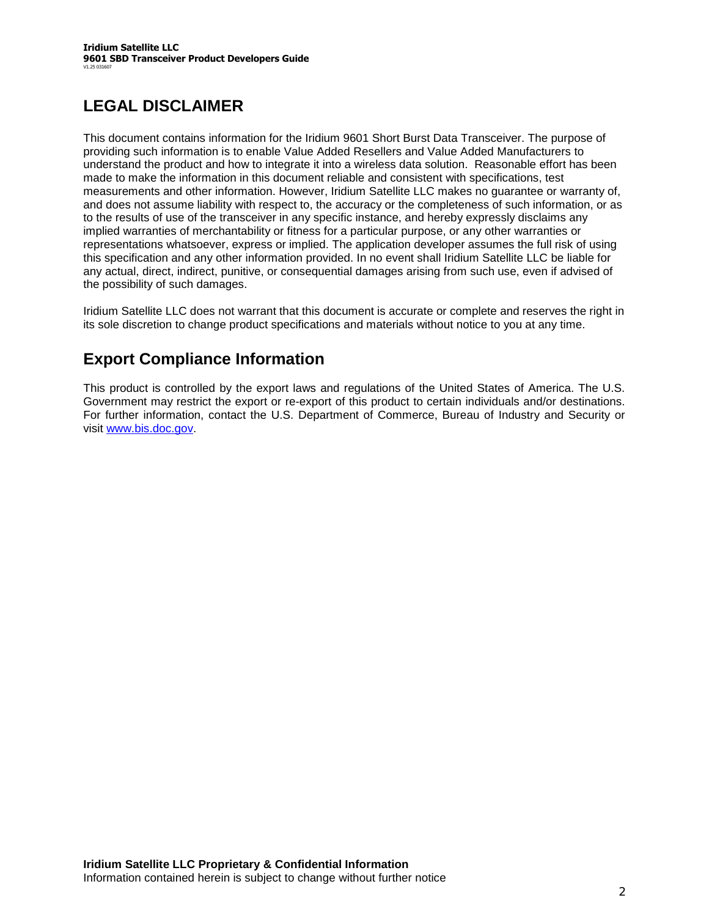# LEGAL DISCLAIMER

This document contains information for the Iridium 9601 Short Burst Data Transceiver. The purpose of providing such information is to enable Value Added Resellers and Value Added Manufacturers to understand the product and how to integrate it into a wireless data solution. Reasonable effort has been made to make the information in this document reliable and consistent with specifications, test measurements and other information. However, Iridium Satellite LLC makes no guarantee or warranty of, and does not assume liability with respect to, the accuracy or the completeness of such information, or as to the results of use of the transceiver in any specific instance, and hereby expressly disclaims any implied warranties of merchantability or fitness for a particular purpose, or any other warranties or representations whatsoever, express or implied. The application developer assumes the full risk of using this specification and any other information provided. In no event shall Iridium Satellite LLC be liable for any actual, direct, indirect, punitive, or consequential damages arising from such use, even if advised of the possibility of such damages.

Iridium Satellite LLC does not warrant that this document is accurate or complete and reserves the right in its sole discretion to change product specifications and materials without notice to you at any time.

# Export Compliance Information

This product is controlled by the export laws and regulations of the United States of America. The U.S. Government may restrict the export or re-export of this product to certain individuals and/or destinations. For further information, contact the U.S. Department of Commerce, Bureau of Industry and Security or visit [www.bis.doc.gov](http://www.bis.doc.gov).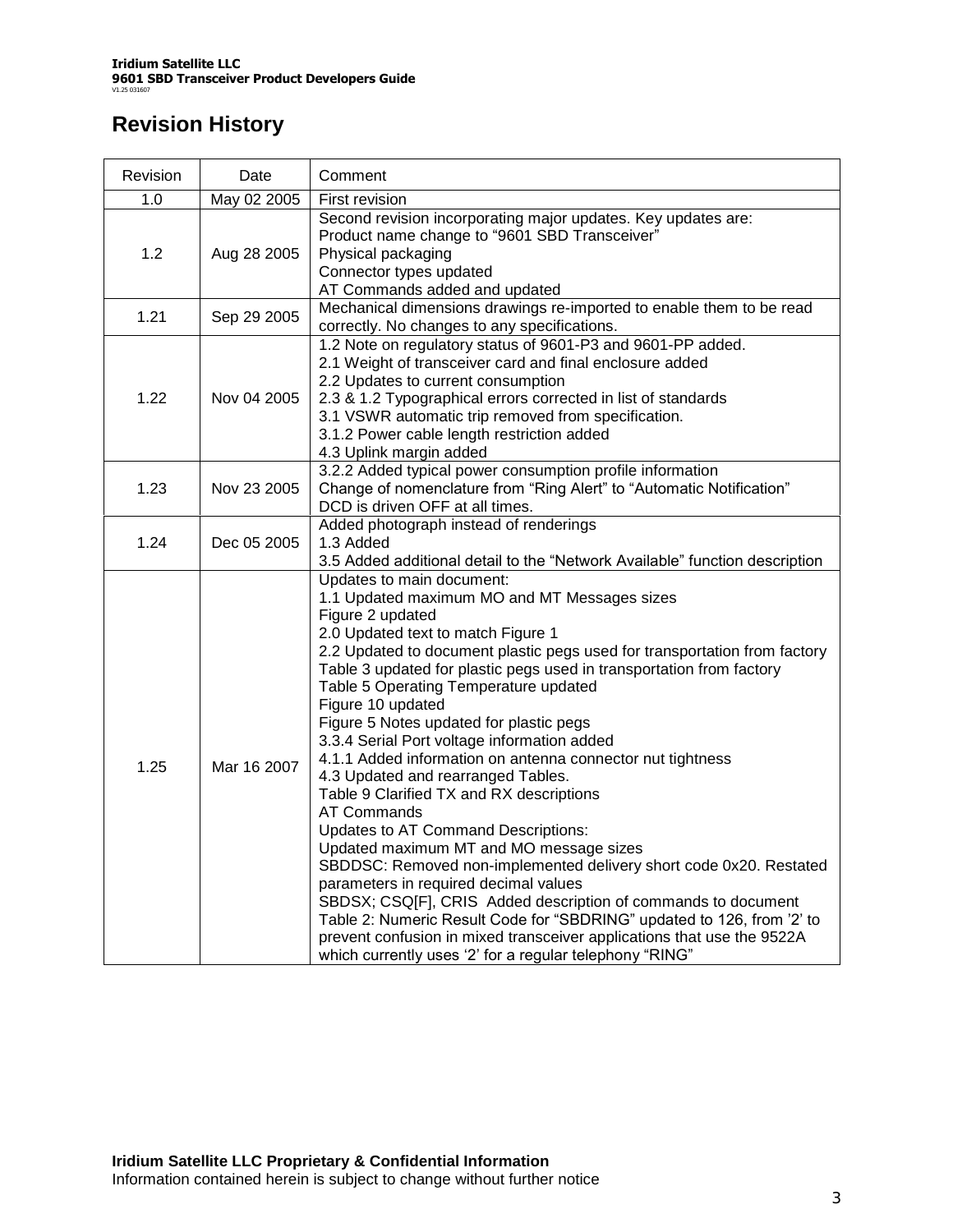# Revision History

| Revision | Date | Comment |
|---|---|---|
| 1.0 | May 02 2005 | First revision |
| 1.2 | Aug 28 2005 | Second revision incorporating major updates. Key updates are:<br>Product name change to "9601 SBD Transceiver"<br>Physical packaging<br>Connector types updated<br>AT Commands added and updated |
| 1.21 | Sep 29 2005 | Mechanical dimensions drawings re-imported to enable them to be read correctly. No changes to any specifications. |
| 1.22 | Nov 04 2005 | 1.2 Note on regulatory status of 9601-P3 and 9601-PP added.<br>2.1 Weight of transceiver card and final enclosure added<br>2.2 Updates to current consumption<br>2.3 & 1.2 Typographical errors corrected in list of standards<br>3.1 VSWR automatic trip removed from specification.<br>3.1.2 Power cable length restriction added<br>4.3 Uplink margin added |
| 1.23 | Nov 23 2005 | 3.2.2 Added typical power consumption profile information<br>Change of nomenclature from "Ring Alert" to "Automatic Notification"<br>DCD is driven OFF at all times. |
| 1.24 | Dec 05 2005 | Added photograph instead of renderings<br>1.3 Added<br>3.5 Added additional detail to the "Network Available" function description |
| 1.25 | Mar 16 2007 | Updates to main document:<br>1.1 Updated maximum MO and MT Messages sizes<br>Figure 2 updated<br>2.0 Updated text to match Figure 1<br>2.2 Updated to document plastic pegs used for transportation from factory<br>Table 3 updated for plastic pegs used in transportation from factory<br>Table 5 Operating Temperature updated<br>Figure 10 updated<br>Figure 5 Notes updated for plastic pegs<br>3.3.4 Serial Port voltage information added<br>4.1.1 Added information on antenna connector nut tightness<br>4.3 Updated and rearranged Tables.<br>Table 9 Clarified TX and RX descriptions<br>AT Commands<br>Updates to AT Command Descriptions:<br>Updated maximum MT and MO message sizes<br>SBDDSC: Removed non-implemented delivery short code 0x20. Restated parameters in required decimal values<br>SBDSX; CSQ[F], CRIS Added description of commands to document<br>Table 2: Numeric Result Code for "SBDRING" updated to 126, from '2' to prevent confusion in mixed transceiver applications that use the 9522A which currently uses '2' for a regular telephony "RING" |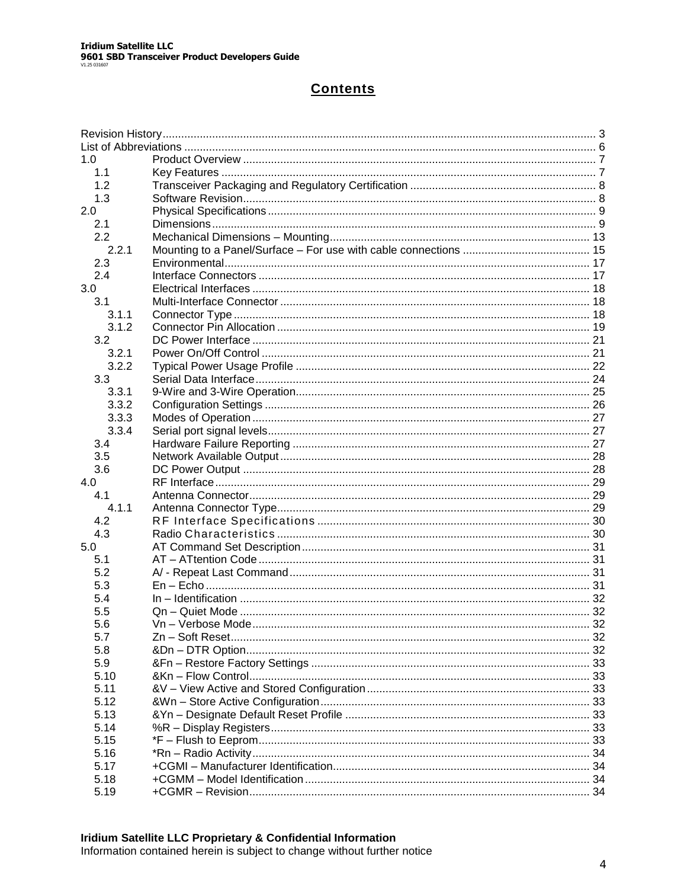## Contents

Revision History .......... 3
List of Abbreviations .......... 6
1.0 Product Overview .......... 7
- 1.1 Key Features .......... 7
- 1.2 Transceiver Packaging and Regulatory Certification .......... 8
- 1.3 Software Revision .......... 8

2.0 Physical Specifications .......... 9
- 2.1 Dimensions .......... 9
- 2.2 Mechanical Dimensions – Mounting .......... 13
  - 2.2.1 Mounting to a Panel/Surface – For use with cable connections .......... 15
- 2.3 Environmental .......... 17
- 2.4 Interface Connectors .......... 17

3.0 Electrical Interfaces .......... 18
- 3.1 Multi-Interface Connector .......... 18
  - 3.1.1 Connector Type .......... 18
  - 3.1.2 Connector Pin Allocation .......... 19
- 3.2 DC Power Interface .......... 21
  - 3.2.1 Power On/Off Control .......... 21
  - 3.2.2 Typical Power Usage Profile .......... 22
- 3.3 Serial Data Interface .......... 24
  - 3.3.1 9-Wire and 3-Wire Operation .......... 25
  - 3.3.2 Configuration Settings .......... 26
  - 3.3.3 Modes of Operation .......... 27
  - 3.3.4 Serial port signal levels .......... 27
- 3.4 Hardware Failure Reporting .......... 27
- 3.5 Network Available Output .......... 28
- 3.6 DC Power Output .......... 28

4.0 RF Interface .......... 29
- 4.1 Antenna Connector .......... 29
  - 4.1.1 Antenna Connector Type .......... 29
- 4.2 RF Interface Specifications .......... 30
- 4.3 Radio Characteristics .......... 30

5.0 AT Command Set Description .......... 31
- 5.1 AT – ATtention Code .......... 31
- 5.2 A/ - Repeat Last Command .......... 31
- 5.3 En – Echo .......... 31
- 5.4 In – Identification .......... 32
- 5.5 Qn – Quiet Mode .......... 32
- 5.6 Vn – Verbose Mode .......... 32
- 5.7 Zn – Soft Reset .......... 32
- 5.8 &Dn – DTR Option .......... 32
- 5.9 &Fn – Restore Factory Settings .......... 33
- 5.10 &Kn – Flow Control .......... 33
- 5.11 &V – View Active and Stored Configuration .......... 33
- 5.12 &Wn – Store Active Configuration .......... 33
- 5.13 &Yn – Designate Default Reset Profile .......... 33
- 5.14 %R – Display Registers .......... 33
- 5.15 *F – Flush to Eeprom .......... 33
- 5.16 *Rn – Radio Activity .......... 34
- 5.17 +CGMI – Manufacturer Identification .......... 34
- 5.18 +CGMM – Model Identification .......... 34
- 5.19 +CGMR – Revision .......... 34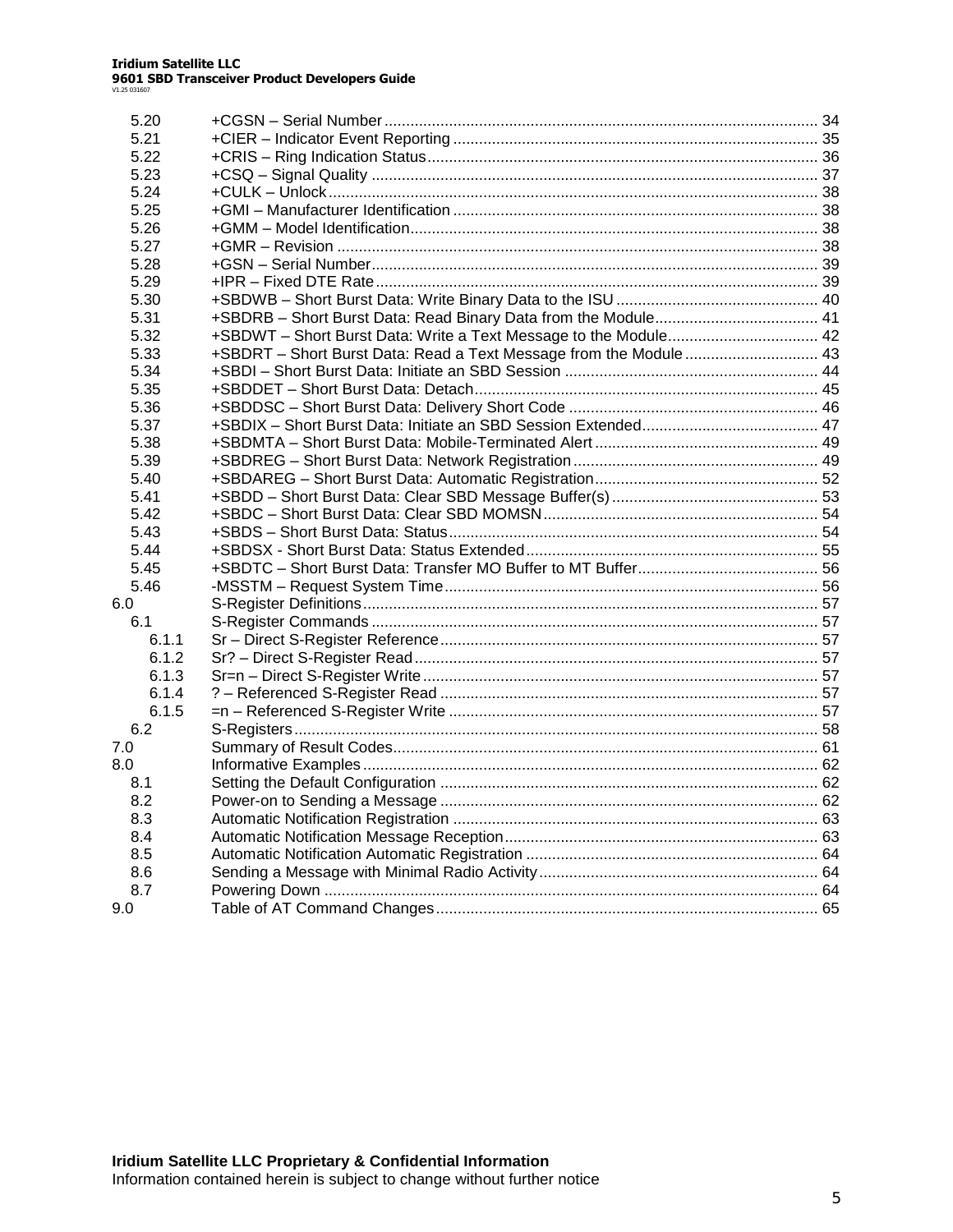5.20 +CGSN – Serial Number ..... 34
5.21 +CIER – Indicator Event Reporting ..... 35
5.22 +CRIS – Ring Indication Status ..... 36
5.23 +CSQ – Signal Quality ..... 37
5.24 +CULK – Unlock ..... 38
5.25 +GMI – Manufacturer Identification ..... 38
5.26 +GMM – Model Identification ..... 38
5.27 +GMR – Revision ..... 38
5.28 +GSN – Serial Number ..... 39
5.29 +IPR – Fixed DTE Rate ..... 39
5.30 +SBDWB – Short Burst Data: Write Binary Data to the ISU ..... 40
5.31 +SBDRB – Short Burst Data: Read Binary Data from the Module ..... 41
5.32 +SBDWT – Short Burst Data: Write a Text Message to the Module ..... 42
5.33 +SBDRT – Short Burst Data: Read a Text Message from the Module ..... 43
5.34 +SBDI – Short Burst Data: Initiate an SBD Session ..... 44
5.35 +SBDDET – Short Burst Data: Detach ..... 45
5.36 +SBDDSC – Short Burst Data: Delivery Short Code ..... 46
5.37 +SBDIX – Short Burst Data: Initiate an SBD Session Extended ..... 47
5.38 +SBDMTA – Short Burst Data: Mobile-Terminated Alert ..... 49
5.39 +SBDREG – Short Burst Data: Network Registration ..... 49
5.40 +SBDAREG – Short Burst Data: Automatic Registration ..... 52
5.41 +SBDD – Short Burst Data: Clear SBD Message Buffer(s) ..... 53
5.42 +SBDC – Short Burst Data: Clear SBD MOMSN ..... 54
5.43 +SBDS – Short Burst Data: Status ..... 54
5.44 +SBDSX - Short Burst Data: Status Extended ..... 55
5.45 +SBDTC – Short Burst Data: Transfer MO Buffer to MT Buffer ..... 56
5.46 -MSSTM – Request System Time ..... 56
6.0 S-Register Definitions ..... 57
6.1 S-Register Commands ..... 57
6.1.1 Sr – Direct S-Register Reference ..... 57
6.1.2 Sr? – Direct S-Register Read ..... 57
6.1.3 Sr=n – Direct S-Register Write ..... 57
6.1.4 ? – Referenced S-Register Read ..... 57
6.1.5 =n – Referenced S-Register Write ..... 57
6.2 S-Registers ..... 58
7.0 Summary of Result Codes ..... 61
8.0 Informative Examples ..... 62
8.1 Setting the Default Configuration ..... 62
8.2 Power-on to Sending a Message ..... 62
8.3 Automatic Notification Registration ..... 63
8.4 Automatic Notification Message Reception ..... 63
8.5 Automatic Notification Automatic Registration ..... 64
8.6 Sending a Message with Minimal Radio Activity ..... 64
8.7 Powering Down ..... 64
9.0 Table of AT Command Changes ..... 65

**Iridium Satellite LLC Proprietary & Confidential Information**
Information contained herein is subject to change without further notice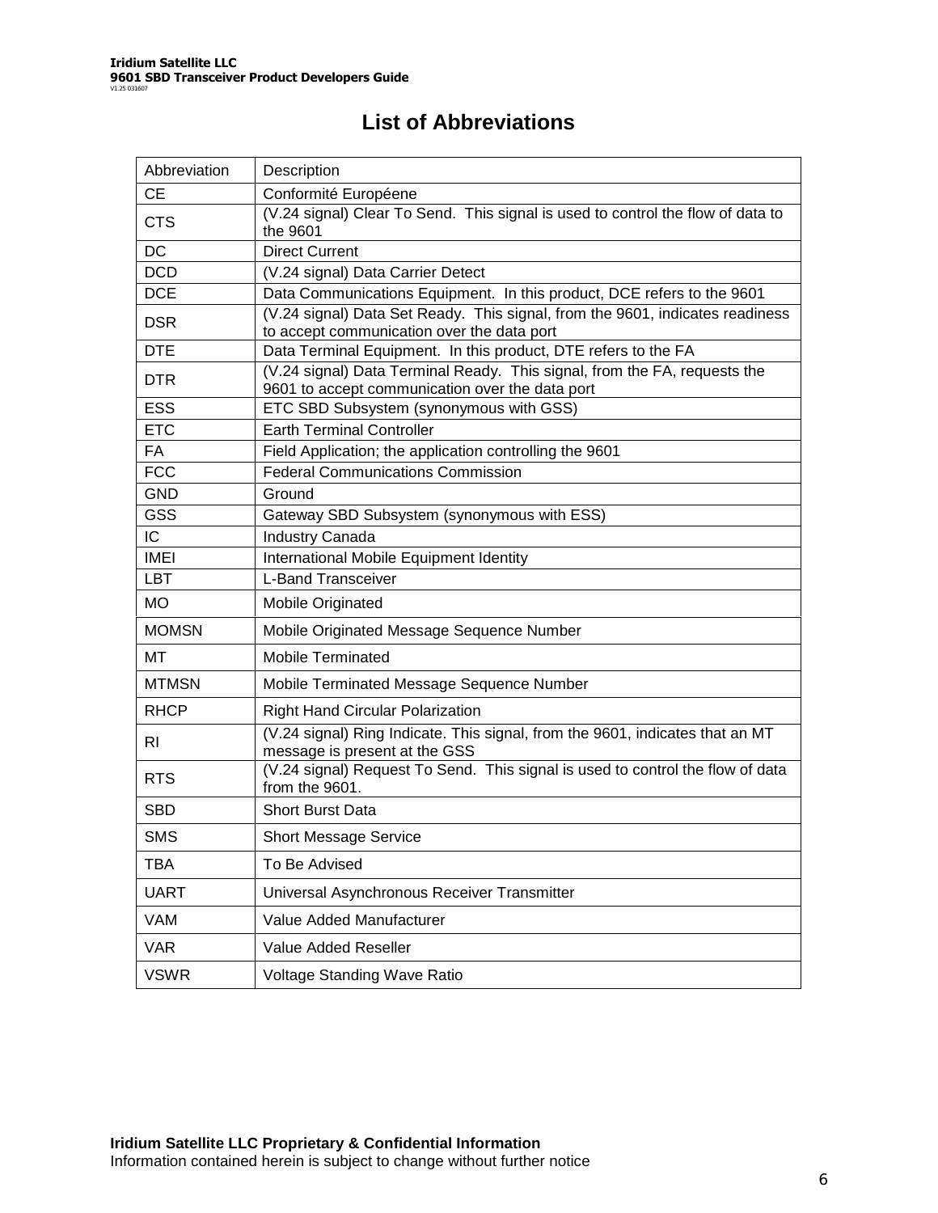# List of Abbreviations

| Abbreviation | Description |
|---|---|
| CE | Conformité Européene |
| CTS | (V.24 signal) Clear To Send.  This signal is used to control the flow of data to the 9601 |
| DC | Direct Current |
| DCD | (V.24 signal) Data Carrier Detect |
| DCE | Data Communications Equipment.  In this product, DCE refers to the 9601 |
| DSR | (V.24 signal) Data Set Ready.  This signal, from the 9601, indicates readiness to accept communication over the data port |
| DTE | Data Terminal Equipment.  In this product, DTE refers to the FA |
| DTR | (V.24 signal) Data Terminal Ready.  This signal, from the FA, requests the 9601 to accept communication over the data port |
| ESS | ETC SBD Subsystem (synonymous with GSS) |
| ETC | Earth Terminal Controller |
| FA | Field Application; the application controlling the 9601 |
| FCC | Federal Communications Commission |
| GND | Ground |
| GSS | Gateway SBD Subsystem (synonymous with ESS) |
| IC | Industry Canada |
| IMEI | International Mobile Equipment Identity |
| LBT | L-Band Transceiver |
| MO | Mobile Originated |
| MOMSN | Mobile Originated Message Sequence Number |
| MT | Mobile Terminated |
| MTMSN | Mobile Terminated Message Sequence Number |
| RHCP | Right Hand Circular Polarization |
| RI | (V.24 signal) Ring Indicate. This signal, from the 9601, indicates that an MT message is present at the GSS |
| RTS | (V.24 signal) Request To Send.  This signal is used to control the flow of data from the 9601. |
| SBD | Short Burst Data |
| SMS | Short Message Service |
| TBA | To Be Advised |
| UART | Universal Asynchronous Receiver Transmitter |
| VAM | Value Added Manufacturer |
| VAR | Value Added Reseller |
| VSWR | Voltage Standing Wave Ratio |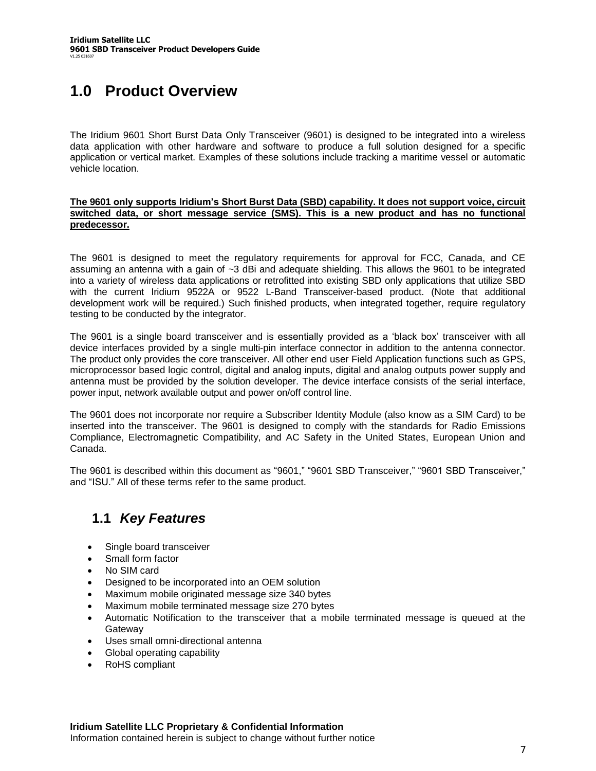# 1.0 Product Overview

The Iridium 9601 Short Burst Data Only Transceiver (9601) is designed to be integrated into a wireless data application with other hardware and software to produce a full solution designed for a specific application or vertical market. Examples of these solutions include tracking a maritime vessel or automatic vehicle location.

**The 9601 only supports Iridium's Short Burst Data (SBD) capability. It does not support voice, circuit switched data, or short message service (SMS). This is a new product and has no functional predecessor.**

The 9601 is designed to meet the regulatory requirements for approval for FCC, Canada, and CE assuming an antenna with a gain of ~3 dBi and adequate shielding. This allows the 9601 to be integrated into a variety of wireless data applications or retrofitted into existing SBD only applications that utilize SBD with the current Iridium 9522A or 9522 L-Band Transceiver-based product. (Note that additional development work will be required.) Such finished products, when integrated together, require regulatory testing to be conducted by the integrator.

The 9601 is a single board transceiver and is essentially provided as a 'black box' transceiver with all device interfaces provided by a single multi-pin interface connector in addition to the antenna connector. The product only provides the core transceiver. All other end user Field Application functions such as GPS, microprocessor based logic control, digital and analog inputs, digital and analog outputs power supply and antenna must be provided by the solution developer. The device interface consists of the serial interface, power input, network available output and power on/off control line.

The 9601 does not incorporate nor require a Subscriber Identity Module (also know as a SIM Card) to be inserted into the transceiver. The 9601 is designed to comply with the standards for Radio Emissions Compliance, Electromagnetic Compatibility, and AC Safety in the United States, European Union and Canada.

The 9601 is described within this document as "9601," "9601 SBD Transceiver," "9601 SBD Transceiver," and "ISU." All of these terms refer to the same product.

## 1.1 *Key Features*

- Single board transceiver
- Small form factor
- No SIM card
- Designed to be incorporated into an OEM solution
- Maximum mobile originated message size 340 bytes
- Maximum mobile terminated message size 270 bytes
- Automatic Notification to the transceiver that a mobile terminated message is queued at the Gateway
- Uses small omni-directional antenna
- Global operating capability
- RoHS compliant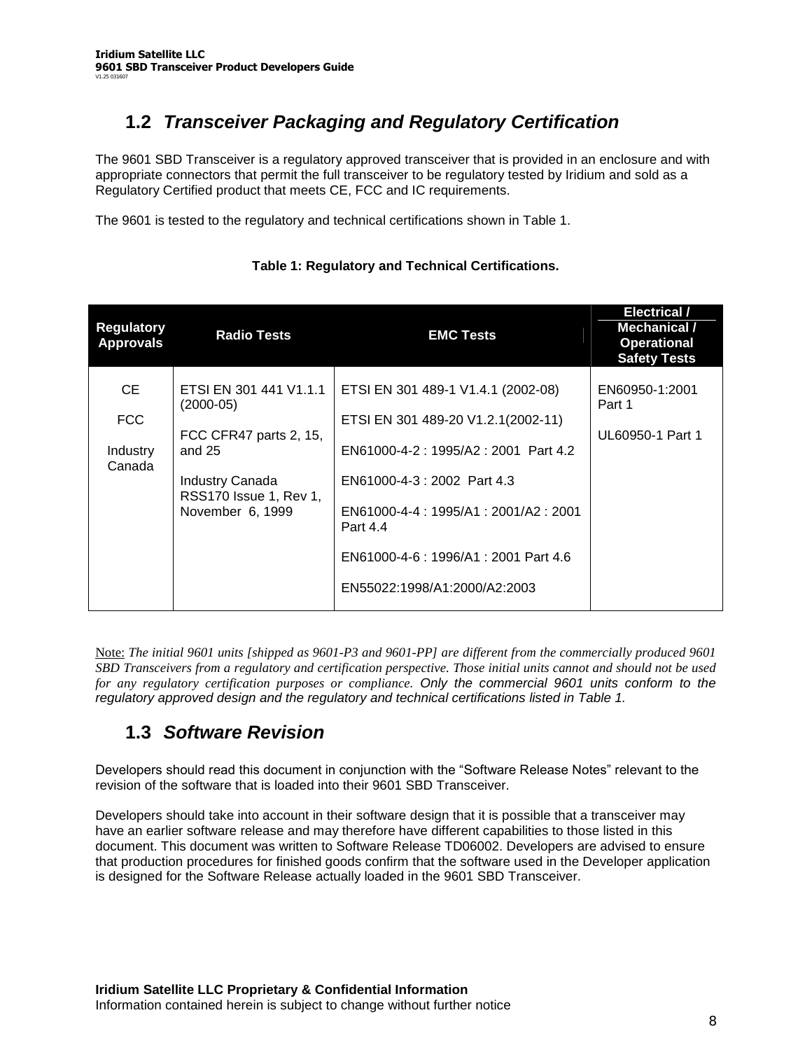## 1.2 *Transceiver Packaging and Regulatory Certification*

The 9601 SBD Transceiver is a regulatory approved transceiver that is provided in an enclosure and with appropriate connectors that permit the full transceiver to be regulatory tested by Iridium and sold as a Regulatory Certified product that meets CE, FCC and IC requirements.

The 9601 is tested to the regulatory and technical certifications shown in Table 1.

**Table 1: Regulatory and Technical Certifications.**

| Regulatory Approvals | Radio Tests | EMC Tests | Electrical / Mechanical / Operational Safety Tests |
|---|---|---|---|
| CE<br><br>FCC<br><br>Industry Canada | ETSI EN 301 441 V1.1.1 (2000-05)<br><br>FCC CFR47 parts 2, 15, and 25<br><br>Industry Canada RSS170 Issue 1, Rev 1, November 6, 1999 | ETSI EN 301 489-1 V1.4.1 (2002-08)<br><br>ETSI EN 301 489-20 V1.2.1(2002-11)<br><br>EN61000-4-2 : 1995/A2 : 2001 Part 4.2<br><br>EN61000-4-3 : 2002 Part 4.3<br><br>EN61000-4-4 : 1995/A1 : 2001/A2 : 2001 Part 4.4<br><br>EN61000-4-6 : 1996/A1 : 2001 Part 4.6<br><br>EN55022:1998/A1:2000/A2:2003 | EN60950-1:2001 Part 1<br><br>UL60950-1 Part 1 |

Note: *The initial 9601 units [shipped as 9601-P3 and 9601-PP] are different from the commercially produced 9601 SBD Transceivers from a regulatory and certification perspective. Those initial units cannot and should not be used for any regulatory certification purposes or compliance. Only the commercial 9601 units conform to the regulatory approved design and the regulatory and technical certifications listed in Table 1.*

## 1.3 *Software Revision*

Developers should read this document in conjunction with the "Software Release Notes" relevant to the revision of the software that is loaded into their 9601 SBD Transceiver.

Developers should take into account in their software design that it is possible that a transceiver may have an earlier software release and may therefore have different capabilities to those listed in this document. This document was written to Software Release TD06002. Developers are advised to ensure that production procedures for finished goods confirm that the software used in the Developer application is designed for the Software Release actually loaded in the 9601 SBD Transceiver.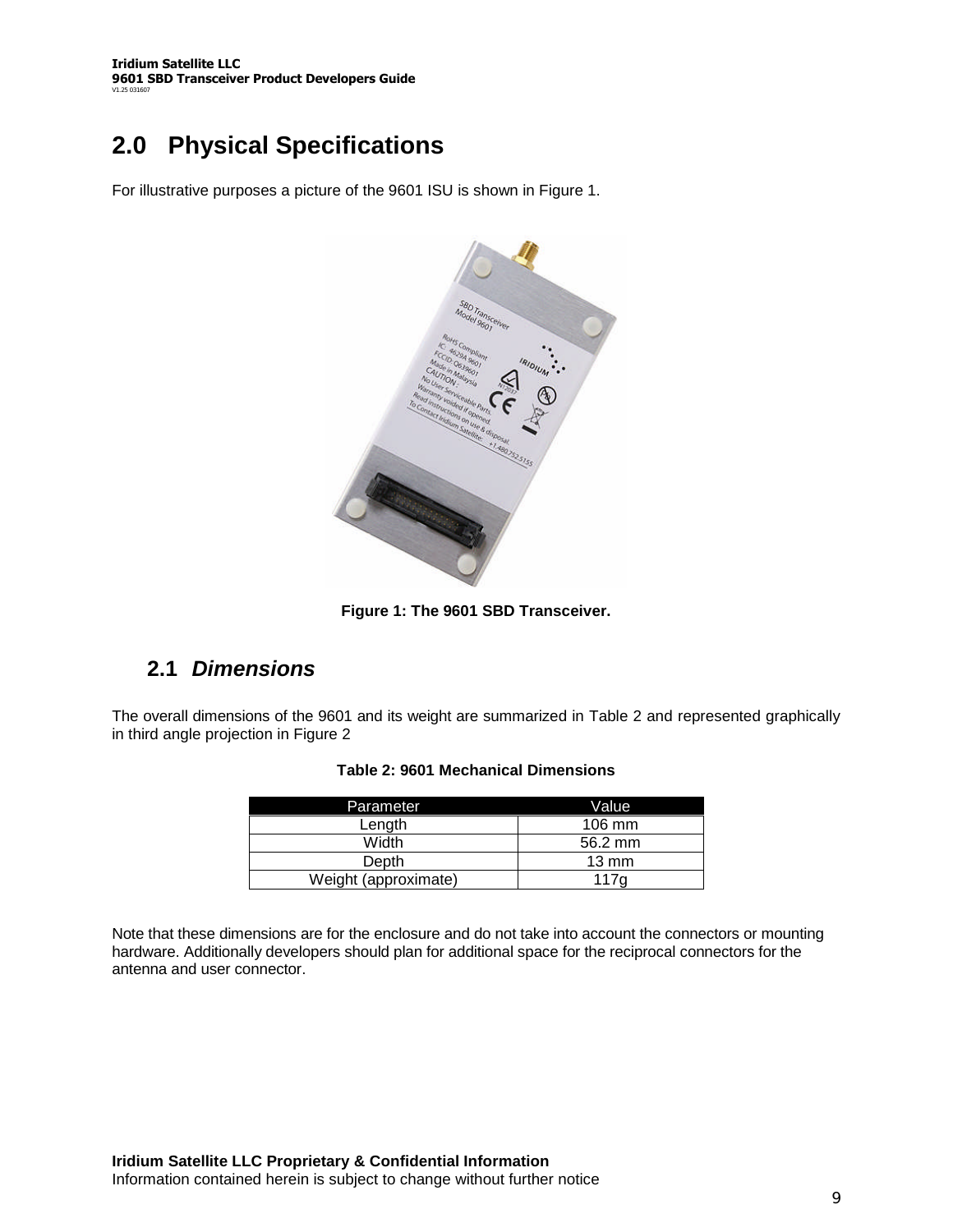# 2.0 Physical Specifications

For illustrative purposes a picture of the 9601 ISU is shown in Figure 1.

**Figure 1: The 9601 SBD Transceiver.**

## 2.1 *Dimensions*

The overall dimensions of the 9601 and its weight are summarized in Table 2 and represented graphically in third angle projection in Figure 2

**Table 2: 9601 Mechanical Dimensions**

| Parameter | Value |
|---|---|
| Length | 106 mm |
| Width | 56.2 mm |
| Depth | 13 mm |
| Weight (approximate) | 117g |

Note that these dimensions are for the enclosure and do not take into account the connectors or mounting hardware. Additionally developers should plan for additional space for the reciprocal connectors for the antenna and user connector.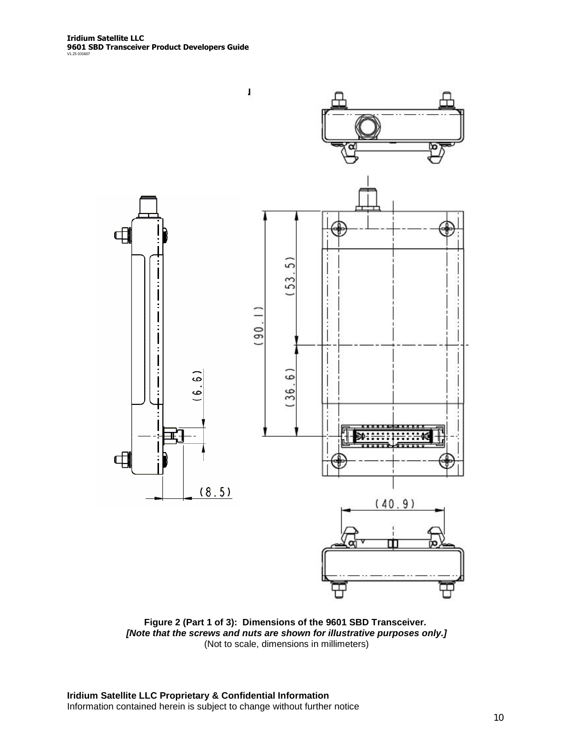**Figure 2 (Part 1 of 3): Dimensions of the 9601 SBD Transceiver.**
***[Note that the screws and nuts are shown for illustrative purposes only.]***
(Not to scale, dimensions in millimeters)

**Iridium Satellite LLC Proprietary & Confidential Information**
Information contained herein is subject to change without further notice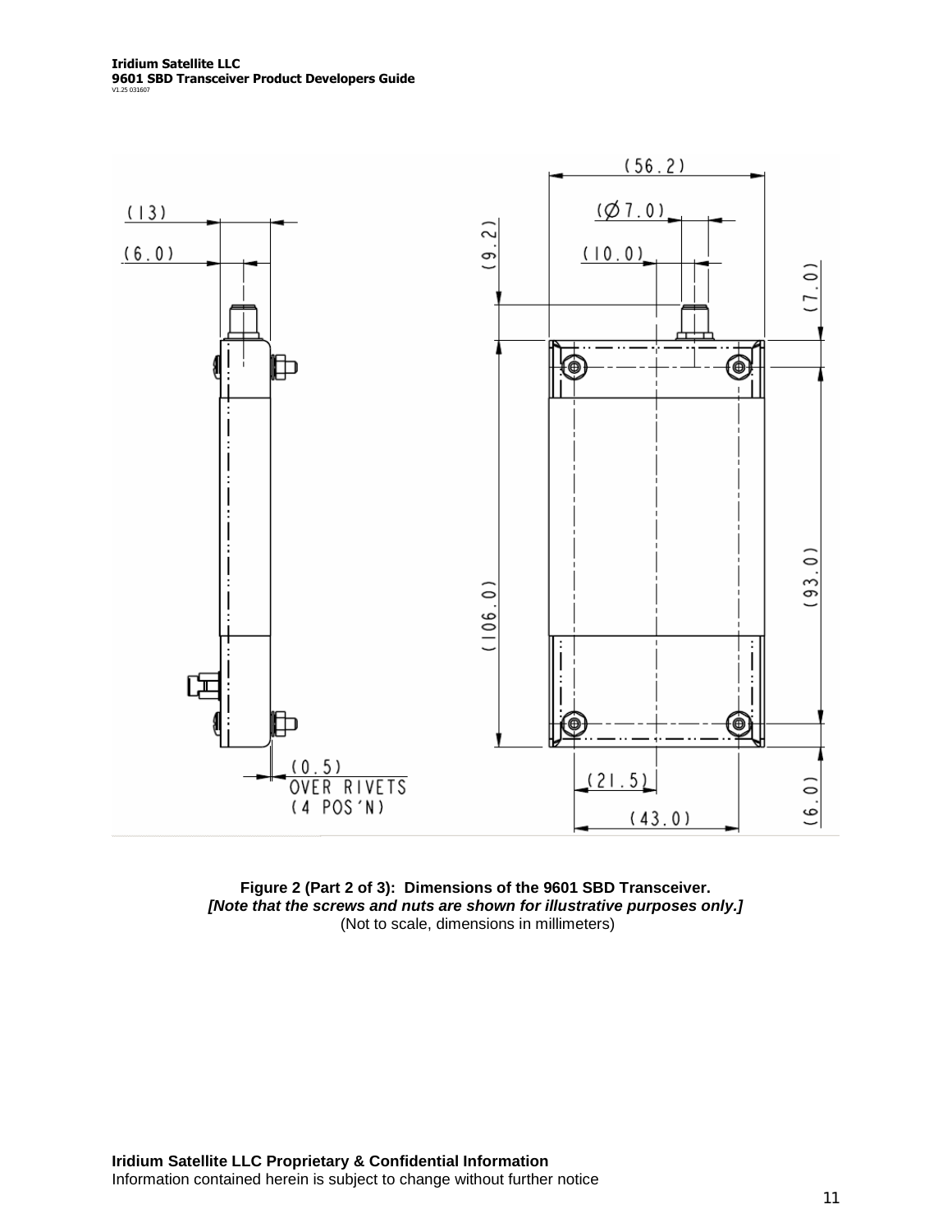(13)

(6.0)

(9.2)

(56.2)

(Ø7.0)

(10.0)

(7.0)

(106.0)

(93.0)

(0.5)
OVER RIVETS
(4 POS'N)

(21.5)

(43.0)

(6.0)

**Figure 2 (Part 2 of 3): Dimensions of the 9601 SBD Transceiver.**
***[Note that the screws and nuts are shown for illustrative purposes only.]***
(Not to scale, dimensions in millimeters)

**Iridium Satellite LLC Proprietary & Confidential Information**
Information contained herein is subject to change without further notice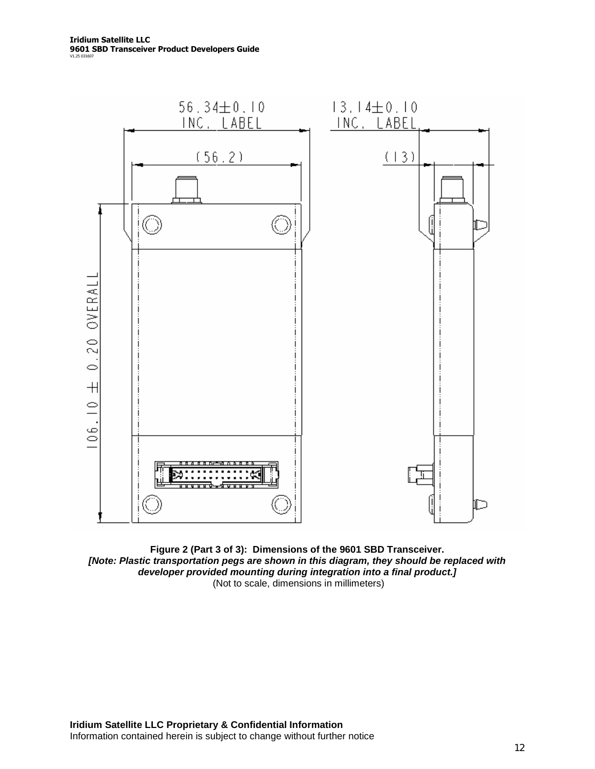56.34±0.10
INC. LABEL

(56.2)

13.14±0.10
INC. LABEL

(13)

106.10 ± 0.20 OVERALL

**Figure 2 (Part 3 of 3): Dimensions of the 9601 SBD Transceiver.**
***[Note: Plastic transportation pegs are shown in this diagram, they should be replaced with developer provided mounting during integration into a final product.]***
(Not to scale, dimensions in millimeters)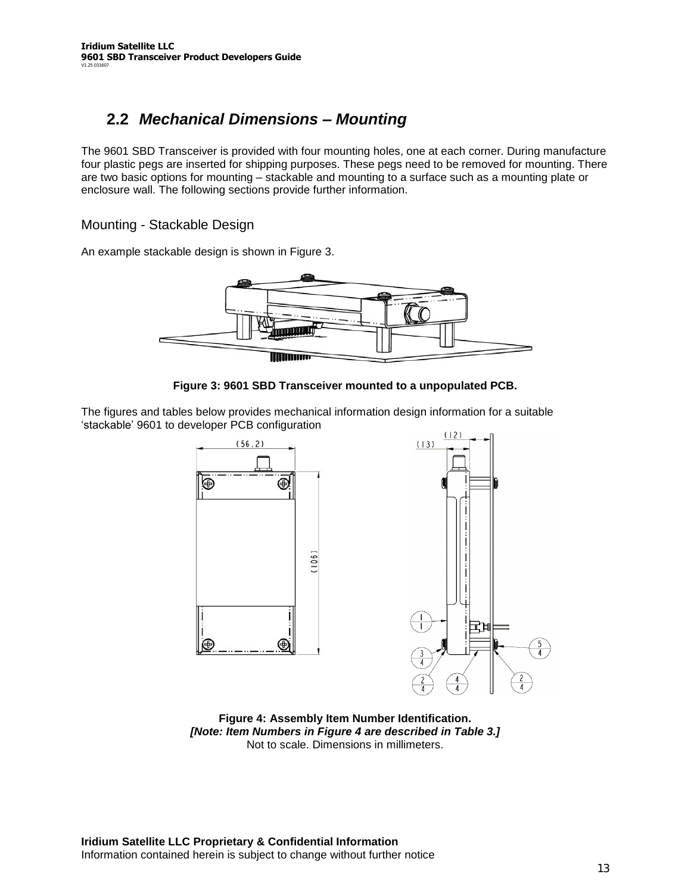## 2.2 *Mechanical Dimensions – Mounting*

The 9601 SBD Transceiver is provided with four mounting holes, one at each corner. During manufacture four plastic pegs are inserted for shipping purposes. These pegs need to be removed for mounting. There are two basic options for mounting – stackable and mounting to a surface such as a mounting plate or enclosure wall. The following sections provide further information.

### Mounting - Stackable Design

An example stackable design is shown in Figure 3.

**Figure 3: 9601 SBD Transceiver mounted to a unpopulated PCB.**

The figures and tables below provides mechanical information design information for a suitable 'stackable' 9601 to developer PCB configuration

**Figure 4: Assembly Item Number Identification.**
***[Note: Item Numbers in Figure 4 are described in Table 3.]***
Not to scale. Dimensions in millimeters.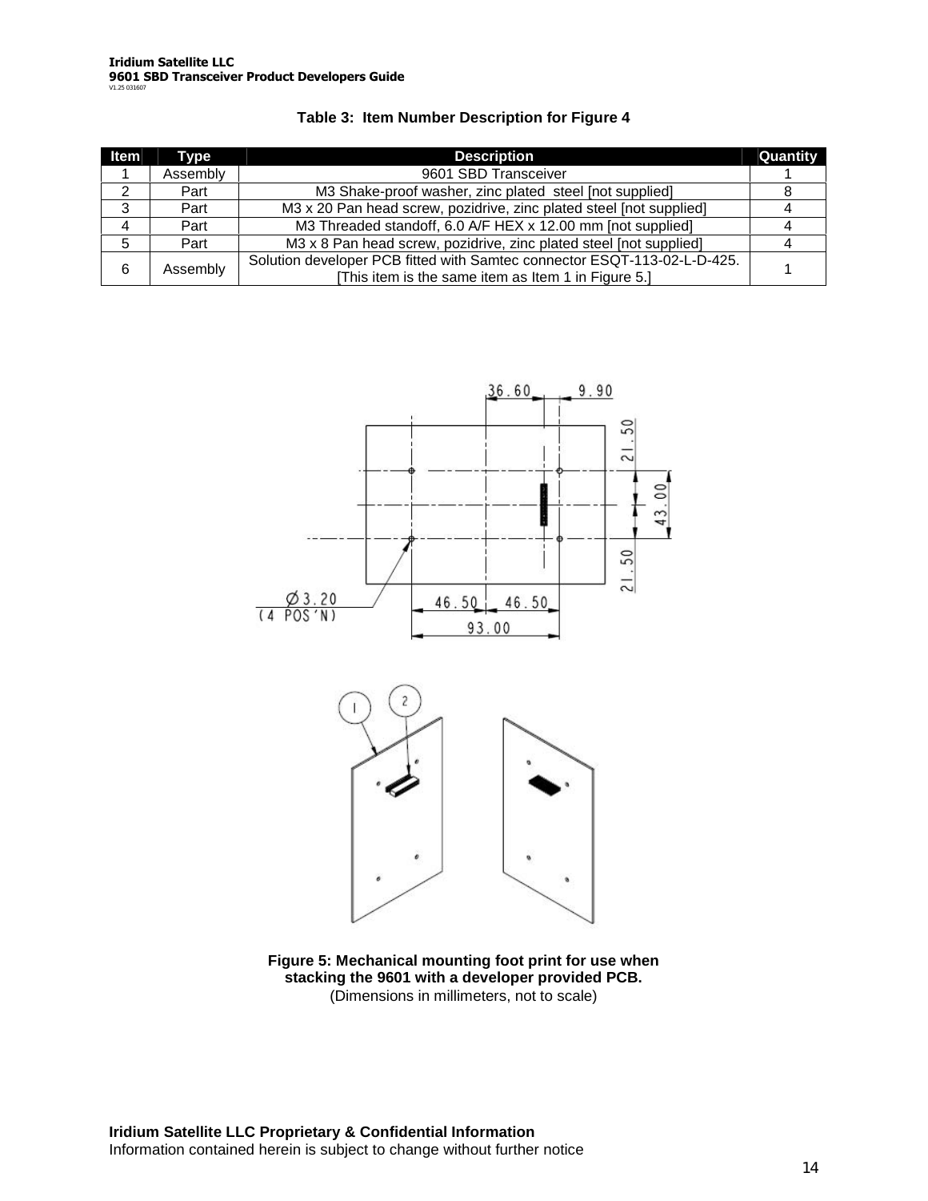**Table 3: Item Number Description for Figure 4**

| Item | Type | Description | Quantity |
|---|---|---|---|
| 1 | Assembly | 9601 SBD Transceiver | 1 |
| 2 | Part | M3 Shake-proof washer, zinc plated steel [not supplied] | 8 |
| 3 | Part | M3 x 20 Pan head screw, pozidrive, zinc plated steel [not supplied] | 4 |
| 4 | Part | M3 Threaded standoff, 6.0 A/F HEX x 12.00 mm [not supplied] | 4 |
| 5 | Part | M3 x 8 Pan head screw, pozidrive, zinc plated steel [not supplied] | 4 |
| 6 | Assembly | Solution developer PCB fitted with Samtec connector ESQT-113-02-L-D-425. [This item is the same item as Item 1 in Figure 5.] | 1 |

**Figure 5: Mechanical mounting foot print for use when stacking the 9601 with a developer provided PCB.**
(Dimensions in millimeters, not to scale)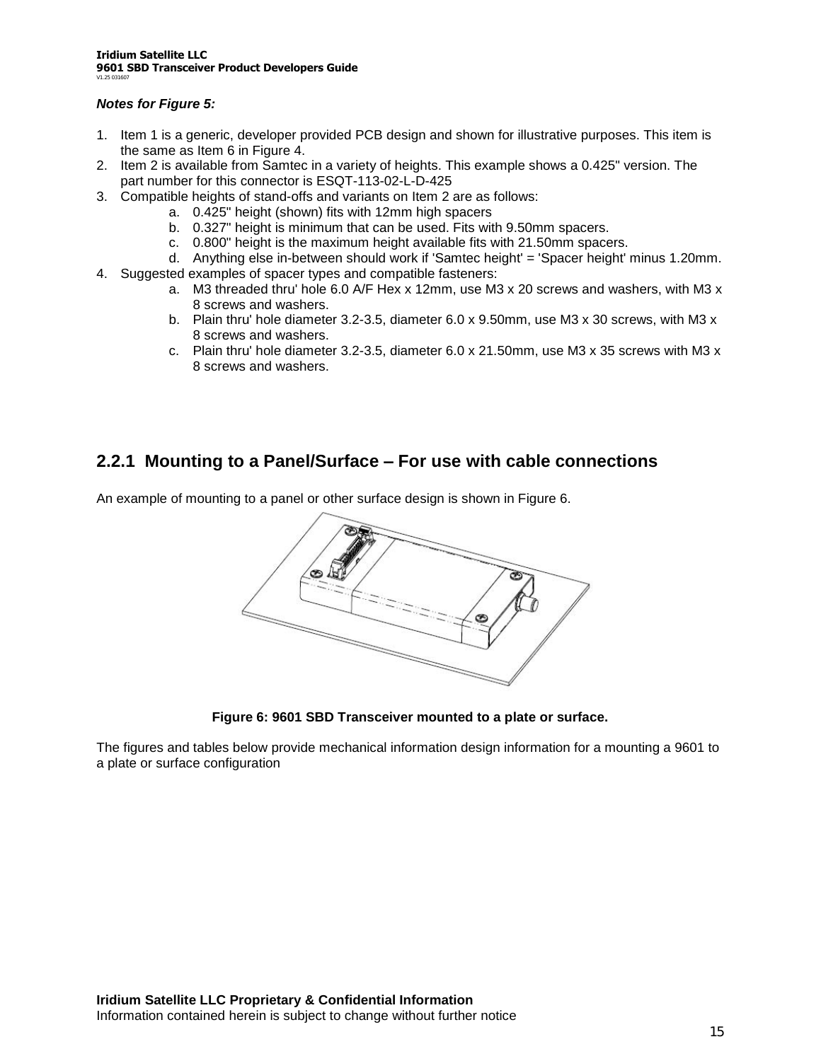***Notes for Figure 5:***

1. Item 1 is a generic, developer provided PCB design and shown for illustrative purposes. This item is the same as Item 6 in Figure 4.
2. Item 2 is available from Samtec in a variety of heights. This example shows a 0.425" version. The part number for this connector is ESQT-113-02-L-D-425
3. Compatible heights of stand-offs and variants on Item 2 are as follows:
   a. 0.425" height (shown) fits with 12mm high spacers
   b. 0.327" height is minimum that can be used. Fits with 9.50mm spacers.
   c. 0.800" height is the maximum height available fits with 21.50mm spacers.
   d. Anything else in-between should work if 'Samtec height' = 'Spacer height' minus 1.20mm.
4. Suggested examples of spacer types and compatible fasteners:
   a. M3 threaded thru' hole 6.0 A/F Hex x 12mm, use M3 x 20 screws and washers, with M3 x 8 screws and washers.
   b. Plain thru' hole diameter 3.2-3.5, diameter 6.0 x 9.50mm, use M3 x 30 screws, with M3 x 8 screws and washers.
   c. Plain thru' hole diameter 3.2-3.5, diameter 6.0 x 21.50mm, use M3 x 35 screws with M3 x 8 screws and washers.

### 2.2.1 Mounting to a Panel/Surface – For use with cable connections

An example of mounting to a panel or other surface design is shown in Figure 6.

**Figure 6: 9601 SBD Transceiver mounted to a plate or surface.**

The figures and tables below provide mechanical information design information for a mounting a 9601 to a plate or surface configuration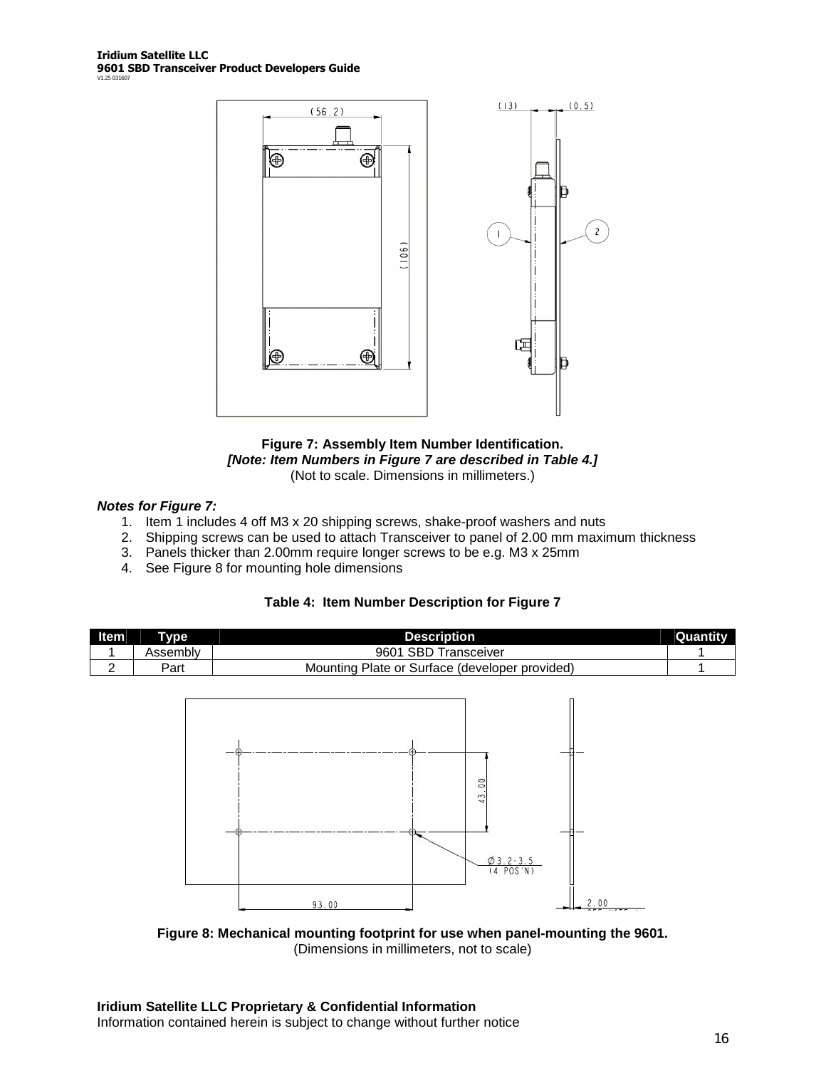**Figure 7: Assembly Item Number Identification.**
***[Note: Item Numbers in Figure 7 are described in Table 4.]***
(Not to scale. Dimensions in millimeters.)

***Notes for Figure 7:***

1. Item 1 includes 4 off M3 x 20 shipping screws, shake-proof washers and nuts
2. Shipping screws can be used to attach Transceiver to panel of 2.00 mm maximum thickness
3. Panels thicker than 2.00mm require longer screws to be e.g. M3 x 25mm
4. See Figure 8 for mounting hole dimensions

**Table 4: Item Number Description for Figure 7**

| Item | Type | Description | Quantity |
|---|---|---|---|
| 1 | Assembly | 9601 SBD Transceiver | 1 |
| 2 | Part | Mounting Plate or Surface (developer provided) | 1 |

**Figure 8: Mechanical mounting footprint for use when panel-mounting the 9601.**
(Dimensions in millimeters, not to scale)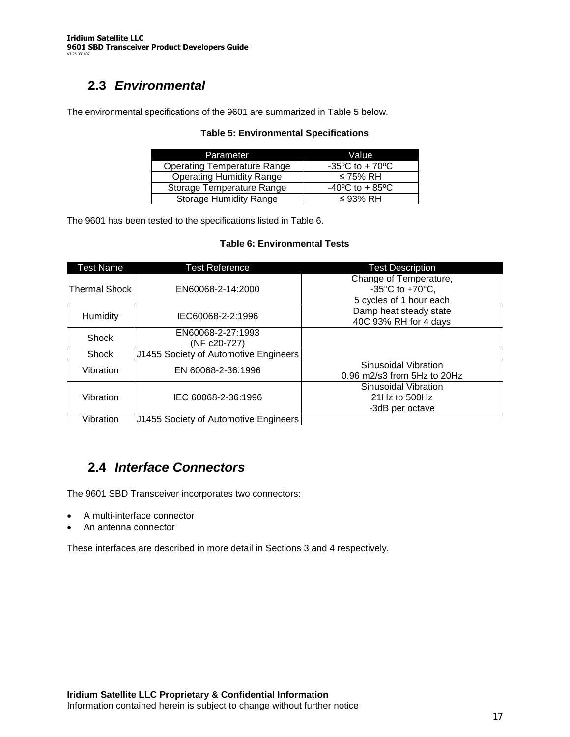## 2.3 *Environmental*

The environmental specifications of the 9601 are summarized in Table 5 below.

**Table 5: Environmental Specifications**

| Parameter | Value |
|---|---|
| Operating Temperature Range | -35ºC to + 70ºC |
| Operating Humidity Range | ≤ 75% RH |
| Storage Temperature Range | -40ºC to + 85ºC |
| Storage Humidity Range | ≤ 93% RH |

The 9601 has been tested to the specifications listed in Table 6.

**Table 6: Environmental Tests**

| Test Name | Test Reference | Test Description |
|---|---|---|
| Thermal Shock | EN60068-2-14:2000 | Change of Temperature, -35°C to +70°C, 5 cycles of 1 hour each |
| Humidity | IEC60068-2-2:1996 | Damp heat steady state 40C 93% RH for 4 days |
| Shock | EN60068-2-27:1993 (NF c20-727) | |
| Shock | J1455 Society of Automotive Engineers | |
| Vibration | EN 60068-2-36:1996 | Sinusoidal Vibration 0.96 m2/s3 from 5Hz to 20Hz |
| Vibration | IEC 60068-2-36:1996 | Sinusoidal Vibration 21Hz to 500Hz -3dB per octave |
| Vibration | J1455 Society of Automotive Engineers | |

## 2.4 *Interface Connectors*

The 9601 SBD Transceiver incorporates two connectors:

- A multi-interface connector
- An antenna connector

These interfaces are described in more detail in Sections 3 and 4 respectively.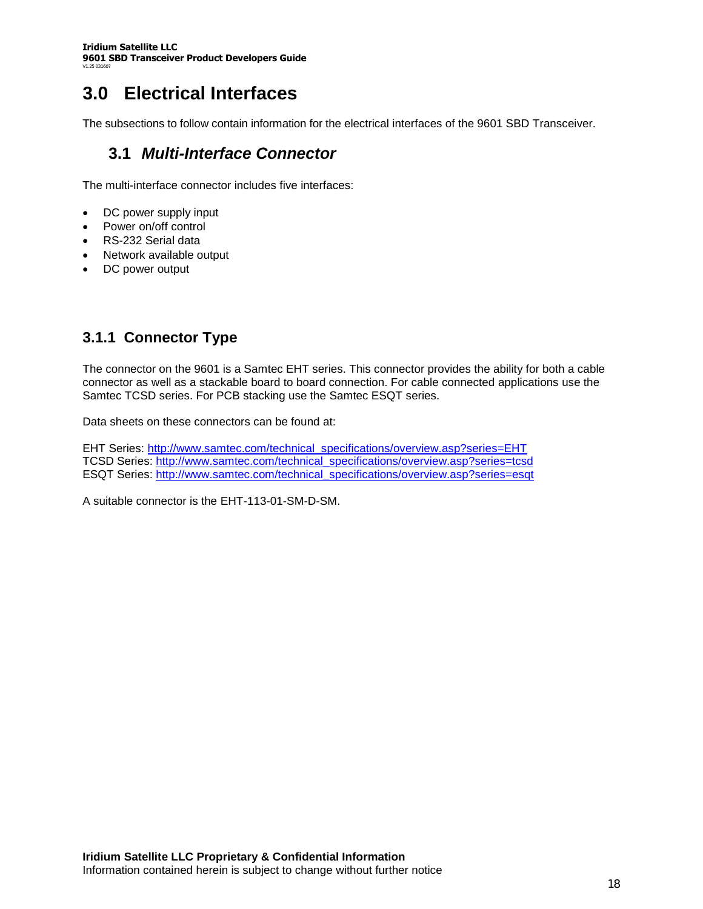# 3.0 Electrical Interfaces

The subsections to follow contain information for the electrical interfaces of the 9601 SBD Transceiver.

## 3.1 *Multi-Interface Connector*

The multi-interface connector includes five interfaces:

- DC power supply input
- Power on/off control
- RS-232 Serial data
- Network available output
- DC power output

### 3.1.1 Connector Type

The connector on the 9601 is a Samtec EHT series. This connector provides the ability for both a cable connector as well as a stackable board to board connection. For cable connected applications use the Samtec TCSD series. For PCB stacking use the Samtec ESQT series.

Data sheets on these connectors can be found at:

EHT Series: http://www.samtec.com/technical_specifications/overview.asp?series=EHT
TCSD Series: http://www.samtec.com/technical_specifications/overview.asp?series=tcsd
ESQT Series: http://www.samtec.com/technical_specifications/overview.asp?series=esqt

A suitable connector is the EHT-113-01-SM-D-SM.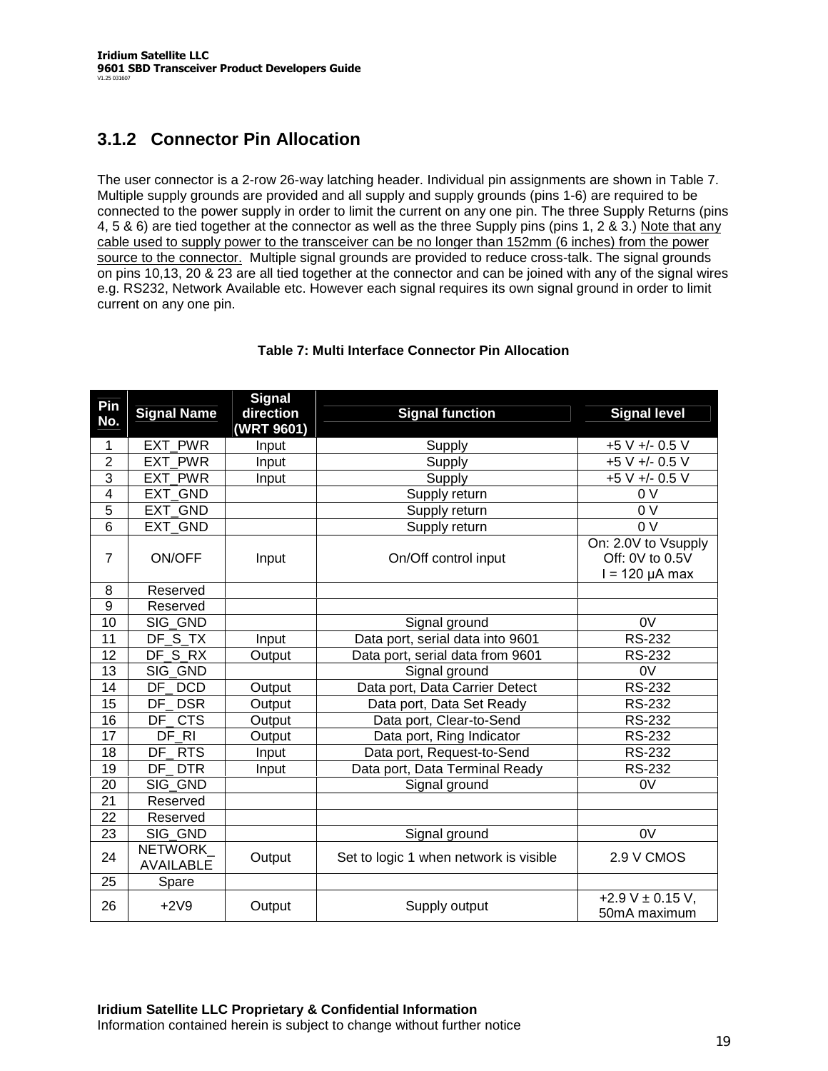### 3.1.2 Connector Pin Allocation

The user connector is a 2-row 26-way latching header. Individual pin assignments are shown in Table 7. Multiple supply grounds are provided and all supply and supply grounds (pins 1-6) are required to be connected to the power supply in order to limit the current on any one pin. The three Supply Returns (pins 4, 5 & 6) are tied together at the connector as well as the three Supply pins (pins 1, 2 & 3.) Note that any cable used to supply power to the transceiver can be no longer than 152mm (6 inches) from the power source to the connector. Multiple signal grounds are provided to reduce cross-talk. The signal grounds on pins 10,13, 20 & 23 are all tied together at the connector and can be joined with any of the signal wires e.g. RS232, Network Available etc. However each signal requires its own signal ground in order to limit current on any one pin.

**Table 7: Multi Interface Connector Pin Allocation**

| Pin No. | Signal Name | Signal direction (WRT 9601) | Signal function | Signal level |
|---|---|---|---|---|
| 1 | EXT_PWR | Input | Supply | +5 V +/- 0.5 V |
| 2 | EXT_PWR | Input | Supply | +5 V +/- 0.5 V |
| 3 | EXT_PWR | Input | Supply | +5 V +/- 0.5 V |
| 4 | EXT_GND | | Supply return | 0 V |
| 5 | EXT_GND | | Supply return | 0 V |
| 6 | EXT_GND | | Supply return | 0 V |
| 7 | ON/OFF | Input | On/Off control input | On: 2.0V to Vsupply<br>Off: 0V to 0.5V<br>I = 120 μA max |
| 8 | Reserved | | | |
| 9 | Reserved | | | |
| 10 | SIG_GND | | Signal ground | 0V |
| 11 | DF_S_TX | Input | Data port, serial data into 9601 | RS-232 |
| 12 | DF_S_RX | Output | Data port, serial data from 9601 | RS-232 |
| 13 | SIG_GND | | Signal ground | 0V |
| 14 | DF_ DCD | Output | Data port, Data Carrier Detect | RS-232 |
| 15 | DF_ DSR | Output | Data port, Data Set Ready | RS-232 |
| 16 | DF_ CTS | Output | Data port, Clear-to-Send | RS-232 |
| 17 | DF_RI | Output | Data port, Ring Indicator | RS-232 |
| 18 | DF_ RTS | Input | Data port, Request-to-Send | RS-232 |
| 19 | DF_ DTR | Input | Data port, Data Terminal Ready | RS-232 |
| 20 | SIG_GND | | Signal ground | 0V |
| 21 | Reserved | | | |
| 22 | Reserved | | | |
| 23 | SIG_GND | | Signal ground | 0V |
| 24 | NETWORK_AVAILABLE | Output | Set to logic 1 when network is visible | 2.9 V CMOS |
| 25 | Spare | | | |
| 26 | +2V9 | Output | Supply output | +2.9 V ± 0.15 V, 50mA maximum |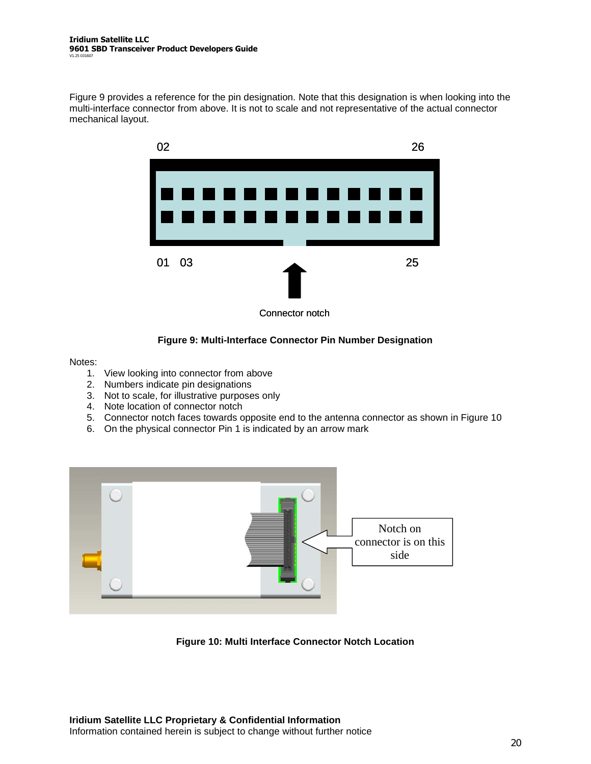Figure 9 provides a reference for the pin designation. Note that this designation is when looking into the multi-interface connector from above. It is not to scale and not representative of the actual connector mechanical layout.

02 26

01 03 25

Connector notch

**Figure 9: Multi-Interface Connector Pin Number Designation**

Notes:

1. View looking into connector from above
2. Numbers indicate pin designations
3. Not to scale, for illustrative purposes only
4. Note location of connector notch
5. Connector notch faces towards opposite end to the antenna connector as shown in Figure 10
6. On the physical connector Pin 1 is indicated by an arrow mark

Notch on connector is on this side

**Figure 10: Multi Interface Connector Notch Location**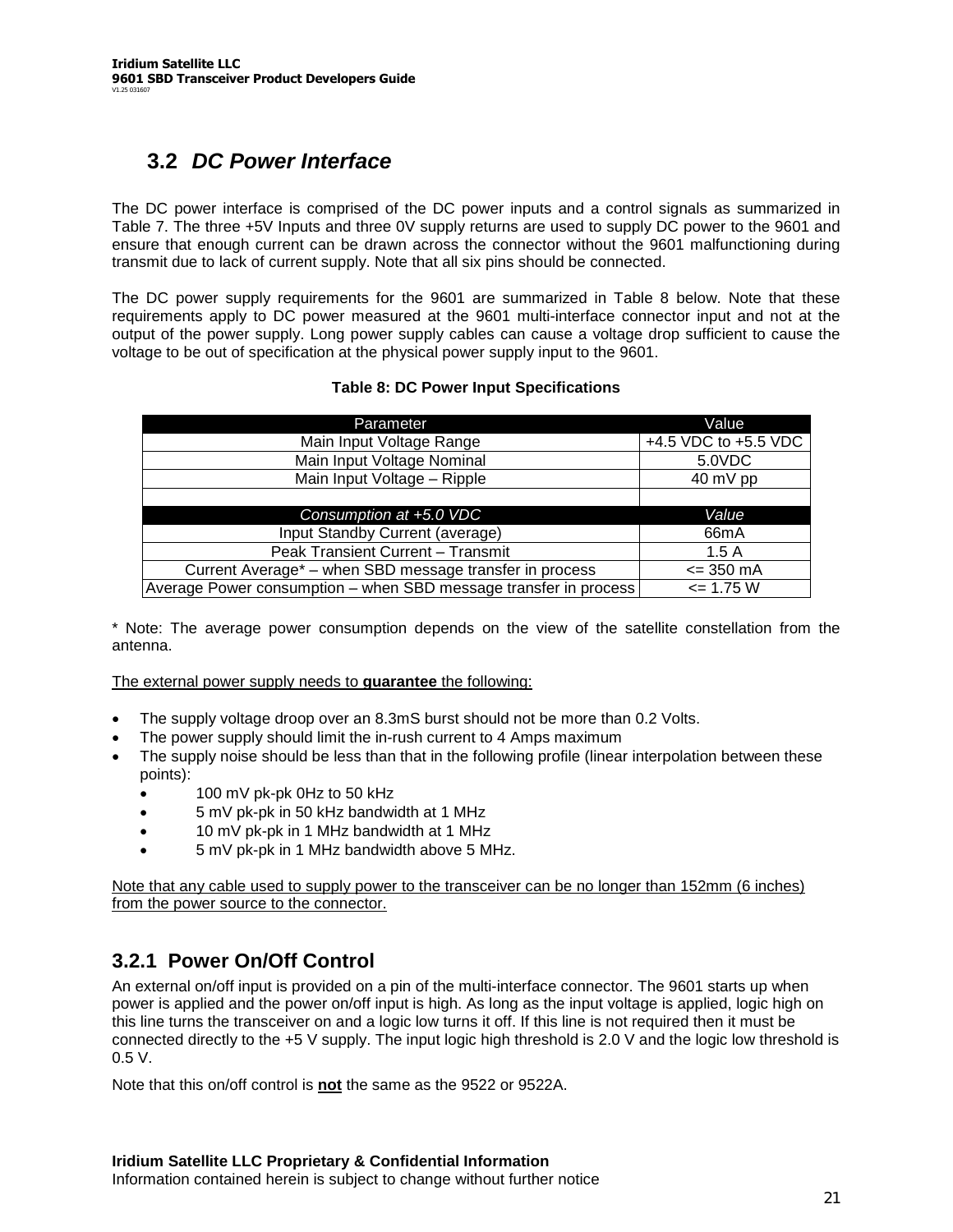## 3.2 *DC Power Interface*

The DC power interface is comprised of the DC power inputs and a control signals as summarized in Table 7. The three +5V Inputs and three 0V supply returns are used to supply DC power to the 9601 and ensure that enough current can be drawn across the connector without the 9601 malfunctioning during transmit due to lack of current supply. Note that all six pins should be connected.

The DC power supply requirements for the 9601 are summarized in Table 8 below. Note that these requirements apply to DC power measured at the 9601 multi-interface connector input and not at the output of the power supply. Long power supply cables can cause a voltage drop sufficient to cause the voltage to be out of specification at the physical power supply input to the 9601.

**Table 8: DC Power Input Specifications**

| Parameter | Value |
|---|---|
| Main Input Voltage Range | +4.5 VDC to +5.5 VDC |
| Main Input Voltage Nominal | 5.0VDC |
| Main Input Voltage – Ripple | 40 mV pp |
| | |
| *Consumption at +5.0 VDC* | *Value* |
| Input Standby Current (average) | 66mA |
| Peak Transient Current – Transmit | 1.5 A |
| Current Average* – when SBD message transfer in process | <= 350 mA |
| Average Power consumption – when SBD message transfer in process | <= 1.75 W |

* Note: The average power consumption depends on the view of the satellite constellation from the antenna.

The external power supply needs to **guarantee** the following:

- The supply voltage droop over an 8.3mS burst should not be more than 0.2 Volts.
- The power supply should limit the in-rush current to 4 Amps maximum
- The supply noise should be less than that in the following profile (linear interpolation between these points):
  - 100 mV pk-pk 0Hz to 50 kHz
  - 5 mV pk-pk in 50 kHz bandwidth at 1 MHz
  - 10 mV pk-pk in 1 MHz bandwidth at 1 MHz
  - 5 mV pk-pk in 1 MHz bandwidth above 5 MHz.

Note that any cable used to supply power to the transceiver can be no longer than 152mm (6 inches) from the power source to the connector.

### 3.2.1 Power On/Off Control

An external on/off input is provided on a pin of the multi-interface connector. The 9601 starts up when power is applied and the power on/off input is high. As long as the input voltage is applied, logic high on this line turns the transceiver on and a logic low turns it off. If this line is not required then it must be connected directly to the +5 V supply. The input logic high threshold is 2.0 V and the logic low threshold is 0.5 V.

Note that this on/off control is **not** the same as the 9522 or 9522A.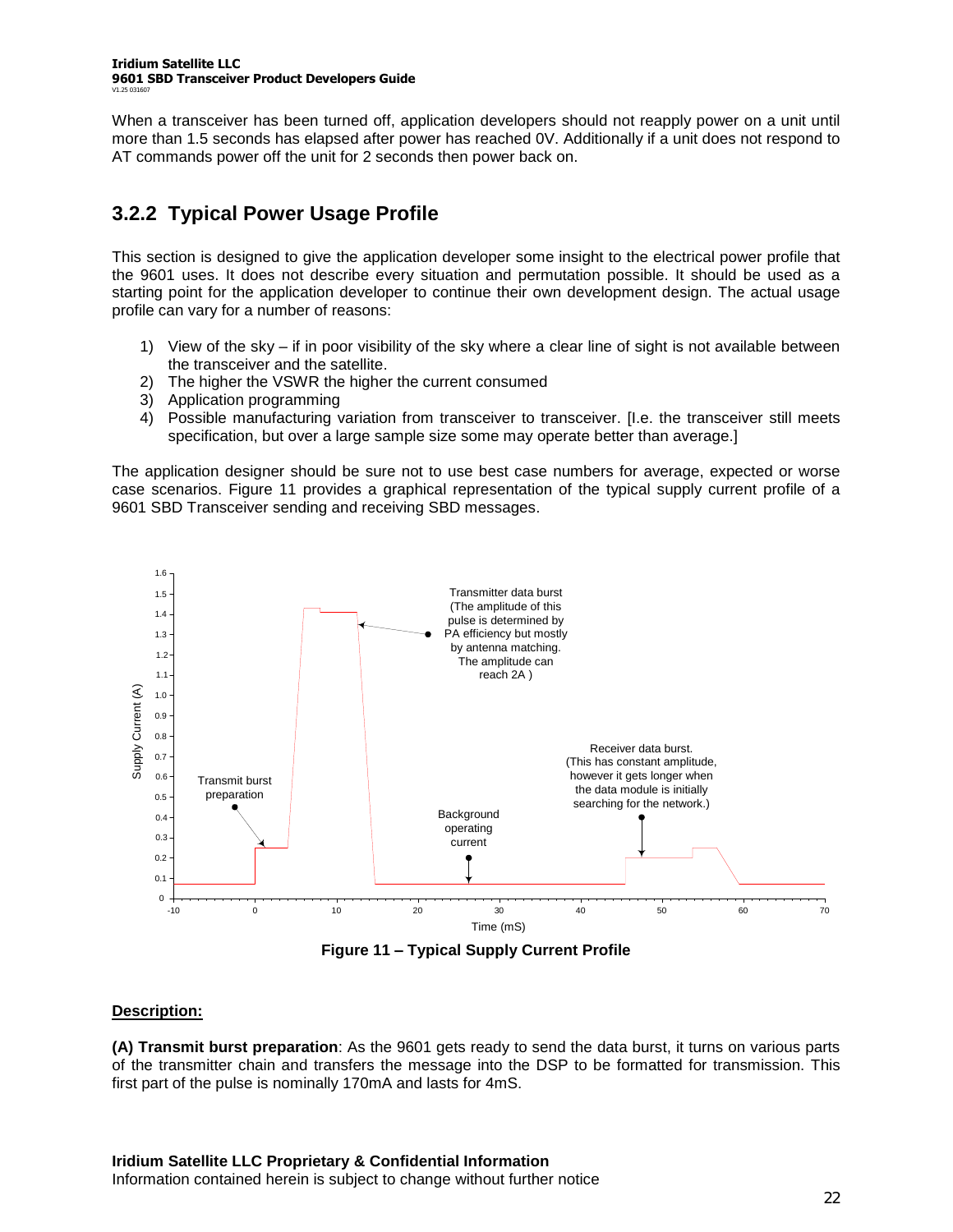When a transceiver has been turned off, application developers should not reapply power on a unit until more than 1.5 seconds has elapsed after power has reached 0V. Additionally if a unit does not respond to AT commands power off the unit for 2 seconds then power back on.

### 3.2.2 Typical Power Usage Profile

This section is designed to give the application developer some insight to the electrical power profile that the 9601 uses. It does not describe every situation and permutation possible. It should be used as a starting point for the application developer to continue their own development design. The actual usage profile can vary for a number of reasons:

1) View of the sky – if in poor visibility of the sky where a clear line of sight is not available between the transceiver and the satellite.
2) The higher the VSWR the higher the current consumed
3) Application programming
4) Possible manufacturing variation from transceiver to transceiver. [I.e. the transceiver still meets specification, but over a large sample size some may operate better than average.]

The application designer should be sure not to use best case numbers for average, expected or worse case scenarios. Figure 11 provides a graphical representation of the typical supply current profile of a 9601 SBD Transceiver sending and receiving SBD messages.

**Figure 11 – Typical Supply Current Profile**

**Description:**

**(A) Transmit burst preparation**: As the 9601 gets ready to send the data burst, it turns on various parts of the transmitter chain and transfers the message into the DSP to be formatted for transmission. This first part of the pulse is nominally 170mA and lasts for 4mS.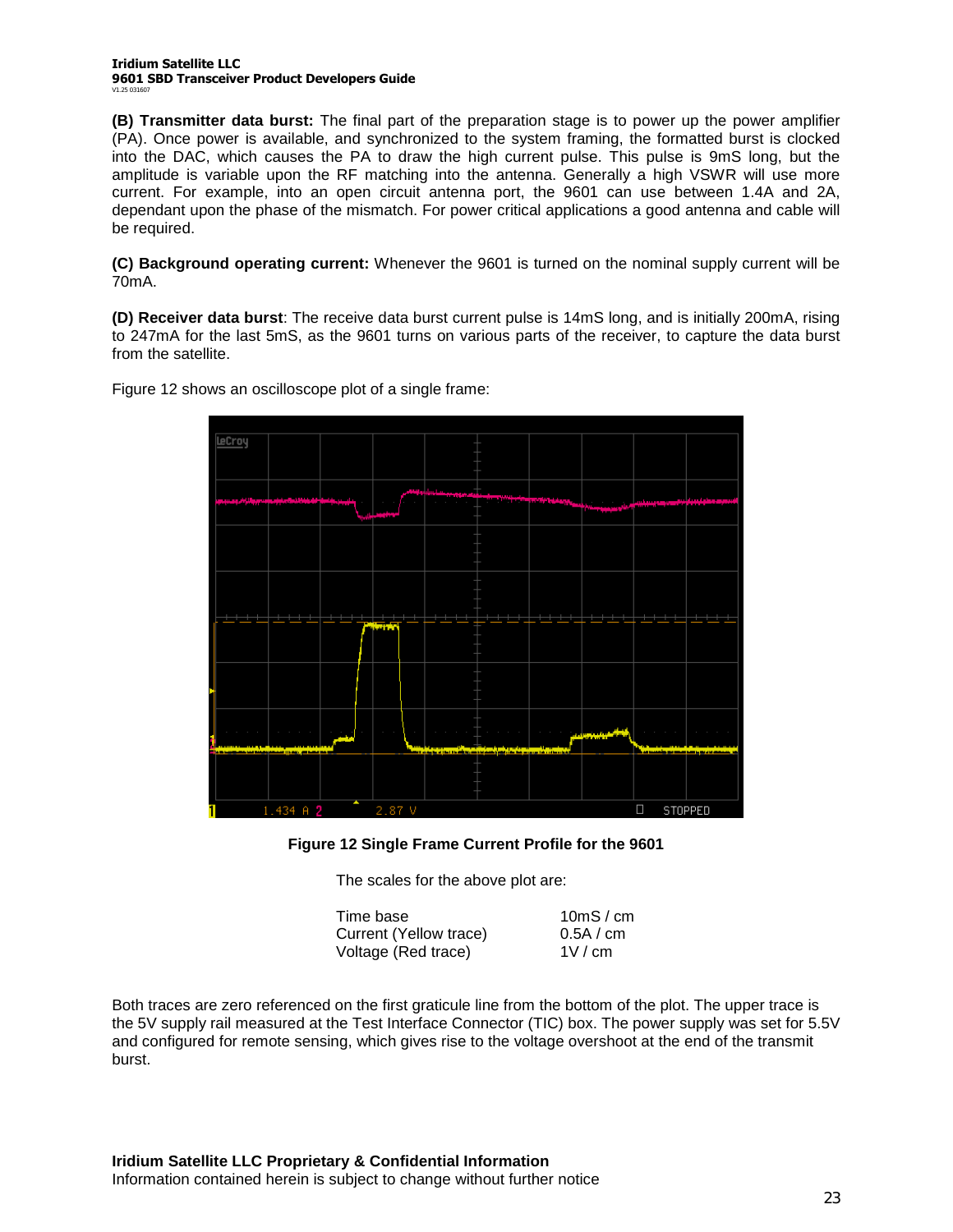**(B) Transmitter data burst:** The final part of the preparation stage is to power up the power amplifier (PA). Once power is available, and synchronized to the system framing, the formatted burst is clocked into the DAC, which causes the PA to draw the high current pulse. This pulse is 9mS long, but the amplitude is variable upon the RF matching into the antenna. Generally a high VSWR will use more current. For example, into an open circuit antenna port, the 9601 can use between 1.4A and 2A, dependant upon the phase of the mismatch. For power critical applications a good antenna and cable will be required.

**(C) Background operating current:** Whenever the 9601 is turned on the nominal supply current will be 70mA.

**(D) Receiver data burst**: The receive data burst current pulse is 14mS long, and is initially 200mA, rising to 247mA for the last 5mS, as the 9601 turns on various parts of the receiver, to capture the data burst from the satellite.

Figure 12 shows an oscilloscope plot of a single frame:

**Figure 12 Single Frame Current Profile for the 9601**

The scales for the above plot are:

| | |
|---|---|
| Time base | 10mS / cm |
| Current (Yellow trace) | 0.5A / cm |
| Voltage (Red trace) | 1V / cm |

Both traces are zero referenced on the first graticule line from the bottom of the plot. The upper trace is the 5V supply rail measured at the Test Interface Connector (TIC) box. The power supply was set for 5.5V and configured for remote sensing, which gives rise to the voltage overshoot at the end of the transmit burst.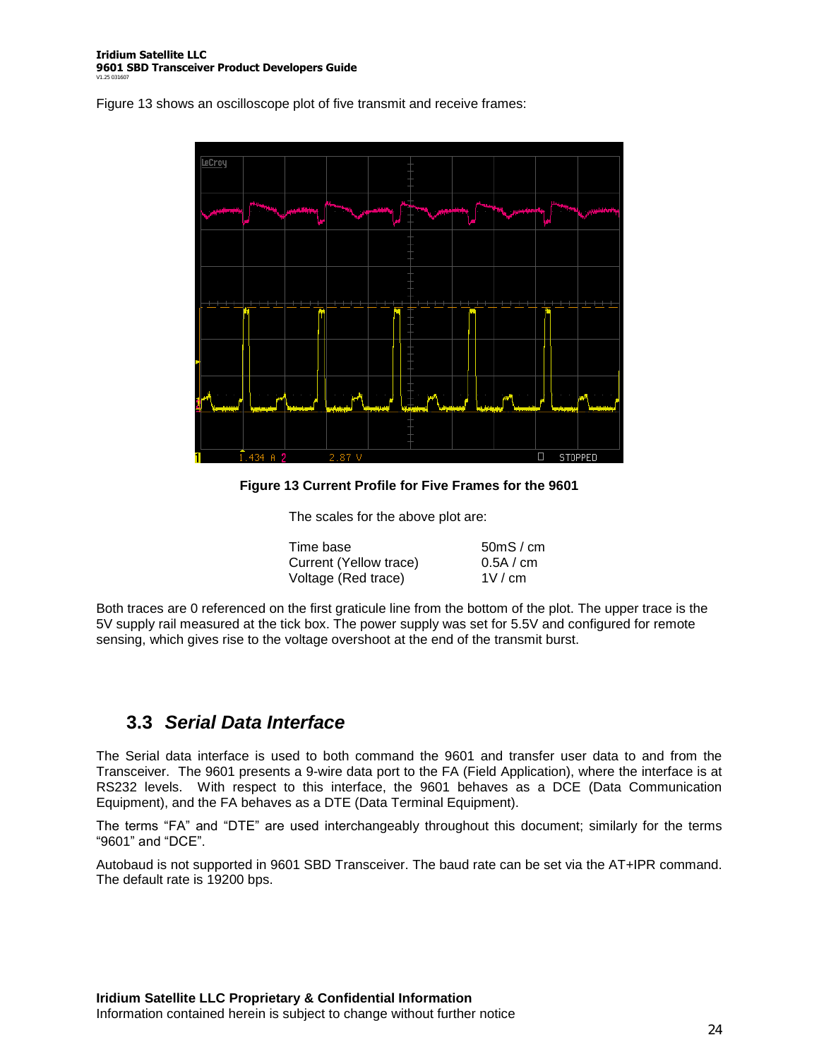Figure 13 shows an oscilloscope plot of five transmit and receive frames:

**Figure 13 Current Profile for Five Frames for the 9601**

The scales for the above plot are:

| | |
|---|---|
| Time base | 50mS / cm |
| Current (Yellow trace) | 0.5A / cm |
| Voltage (Red trace) | 1V / cm |

Both traces are 0 referenced on the first graticule line from the bottom of the plot. The upper trace is the 5V supply rail measured at the tick box. The power supply was set for 5.5V and configured for remote sensing, which gives rise to the voltage overshoot at the end of the transmit burst.

## 3.3 *Serial Data Interface*

The Serial data interface is used to both command the 9601 and transfer user data to and from the Transceiver. The 9601 presents a 9-wire data port to the FA (Field Application), where the interface is at RS232 levels. With respect to this interface, the 9601 behaves as a DCE (Data Communication Equipment), and the FA behaves as a DTE (Data Terminal Equipment).

The terms "FA" and "DTE" are used interchangeably throughout this document; similarly for the terms "9601" and "DCE".

Autobaud is not supported in 9601 SBD Transceiver. The baud rate can be set via the AT+IPR command. The default rate is 19200 bps.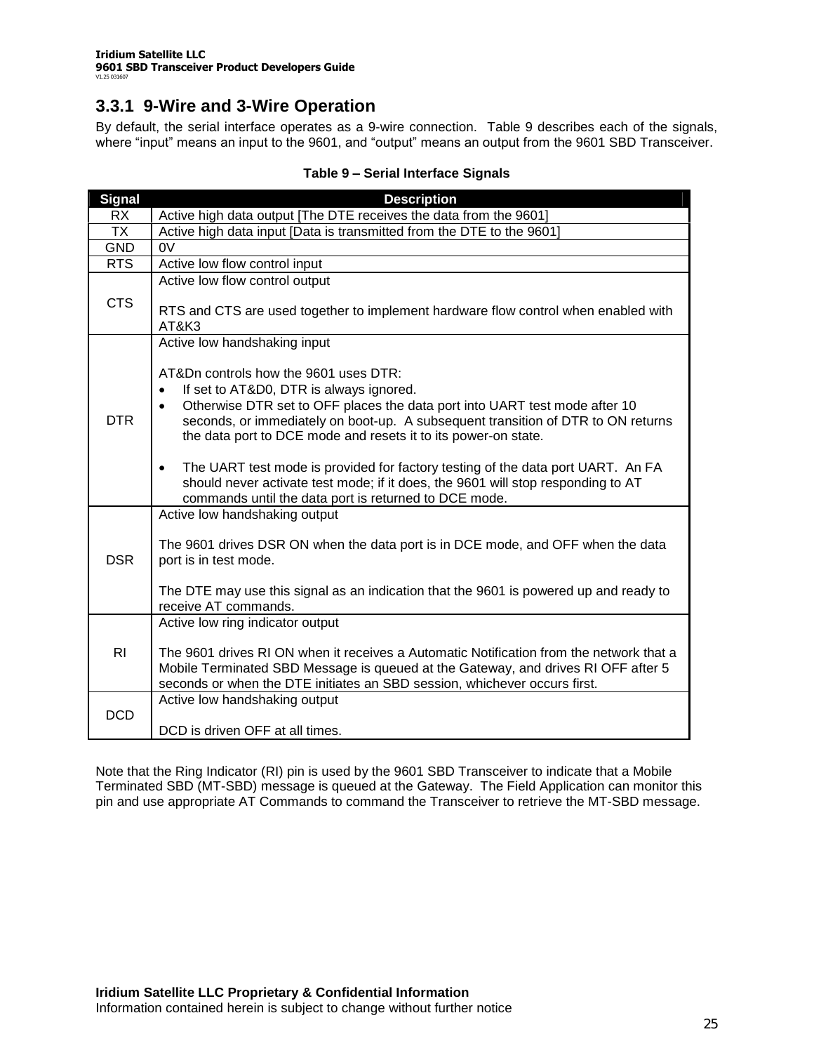### 3.3.1 9-Wire and 3-Wire Operation

By default, the serial interface operates as a 9-wire connection. Table 9 describes each of the signals, where "input" means an input to the 9601, and "output" means an output from the 9601 SBD Transceiver.

**Table 9 – Serial Interface Signals**

| Signal | Description |
|---|---|
| RX | Active high data output [The DTE receives the data from the 9601] |
| TX | Active high data input [Data is transmitted from the DTE to the 9601] |
| GND | 0V |
| RTS | Active low flow control input |
| CTS | Active low flow control output<br><br>RTS and CTS are used together to implement hardware flow control when enabled with AT&K3 |
| DTR | Active low handshaking input<br><br>AT&Dn controls how the 9601 uses DTR:<br>• If set to AT&D0, DTR is always ignored.<br>• Otherwise DTR set to OFF places the data port into UART test mode after 10 seconds, or immediately on boot-up. A subsequent transition of DTR to ON returns the data port to DCE mode and resets it to its power-on state.<br><br>• The UART test mode is provided for factory testing of the data port UART. An FA should never activate test mode; if it does, the 9601 will stop responding to AT commands until the data port is returned to DCE mode. |
| DSR | Active low handshaking output<br><br>The 9601 drives DSR ON when the data port is in DCE mode, and OFF when the data port is in test mode.<br><br>The DTE may use this signal as an indication that the 9601 is powered up and ready to receive AT commands. |
| RI | Active low ring indicator output<br><br>The 9601 drives RI ON when it receives a Automatic Notification from the network that a Mobile Terminated SBD Message is queued at the Gateway, and drives RI OFF after 5 seconds or when the DTE initiates an SBD session, whichever occurs first. |
| DCD | Active low handshaking output<br><br>DCD is driven OFF at all times. |

Note that the Ring Indicator (RI) pin is used by the 9601 SBD Transceiver to indicate that a Mobile Terminated SBD (MT-SBD) message is queued at the Gateway. The Field Application can monitor this pin and use appropriate AT Commands to command the Transceiver to retrieve the MT-SBD message.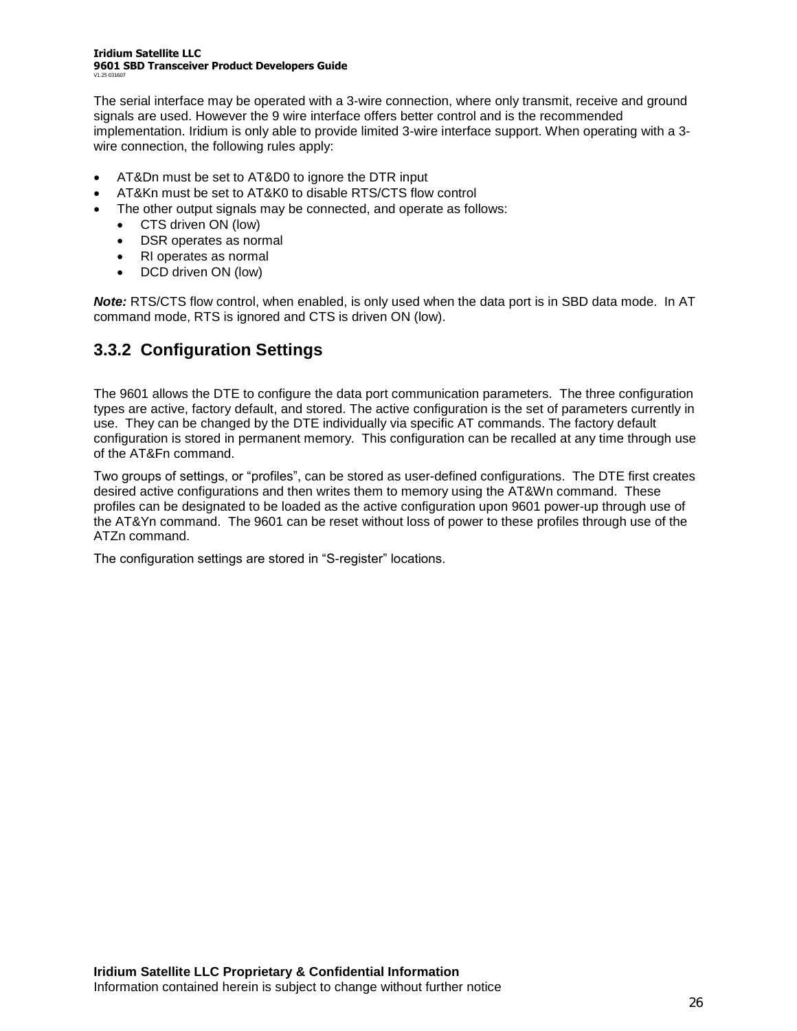The serial interface may be operated with a 3-wire connection, where only transmit, receive and ground signals are used. However the 9 wire interface offers better control and is the recommended implementation. Iridium is only able to provide limited 3-wire interface support. When operating with a 3-wire connection, the following rules apply:

- AT&Dn must be set to AT&D0 to ignore the DTR input
- AT&Kn must be set to AT&K0 to disable RTS/CTS flow control
- The other output signals may be connected, and operate as follows:
  - CTS driven ON (low)
  - DSR operates as normal
  - RI operates as normal
  - DCD driven ON (low)

***Note:*** RTS/CTS flow control, when enabled, is only used when the data port is in SBD data mode. In AT command mode, RTS is ignored and CTS is driven ON (low).

### 3.3.2 Configuration Settings

The 9601 allows the DTE to configure the data port communication parameters. The three configuration types are active, factory default, and stored. The active configuration is the set of parameters currently in use. They can be changed by the DTE individually via specific AT commands. The factory default configuration is stored in permanent memory. This configuration can be recalled at any time through use of the AT&Fn command.

Two groups of settings, or “profiles”, can be stored as user-defined configurations. The DTE first creates desired active configurations and then writes them to memory using the AT&Wn command. These profiles can be designated to be loaded as the active configuration upon 9601 power-up through use of the AT&Yn command. The 9601 can be reset without loss of power to these profiles through use of the ATZn command.

The configuration settings are stored in “S-register” locations.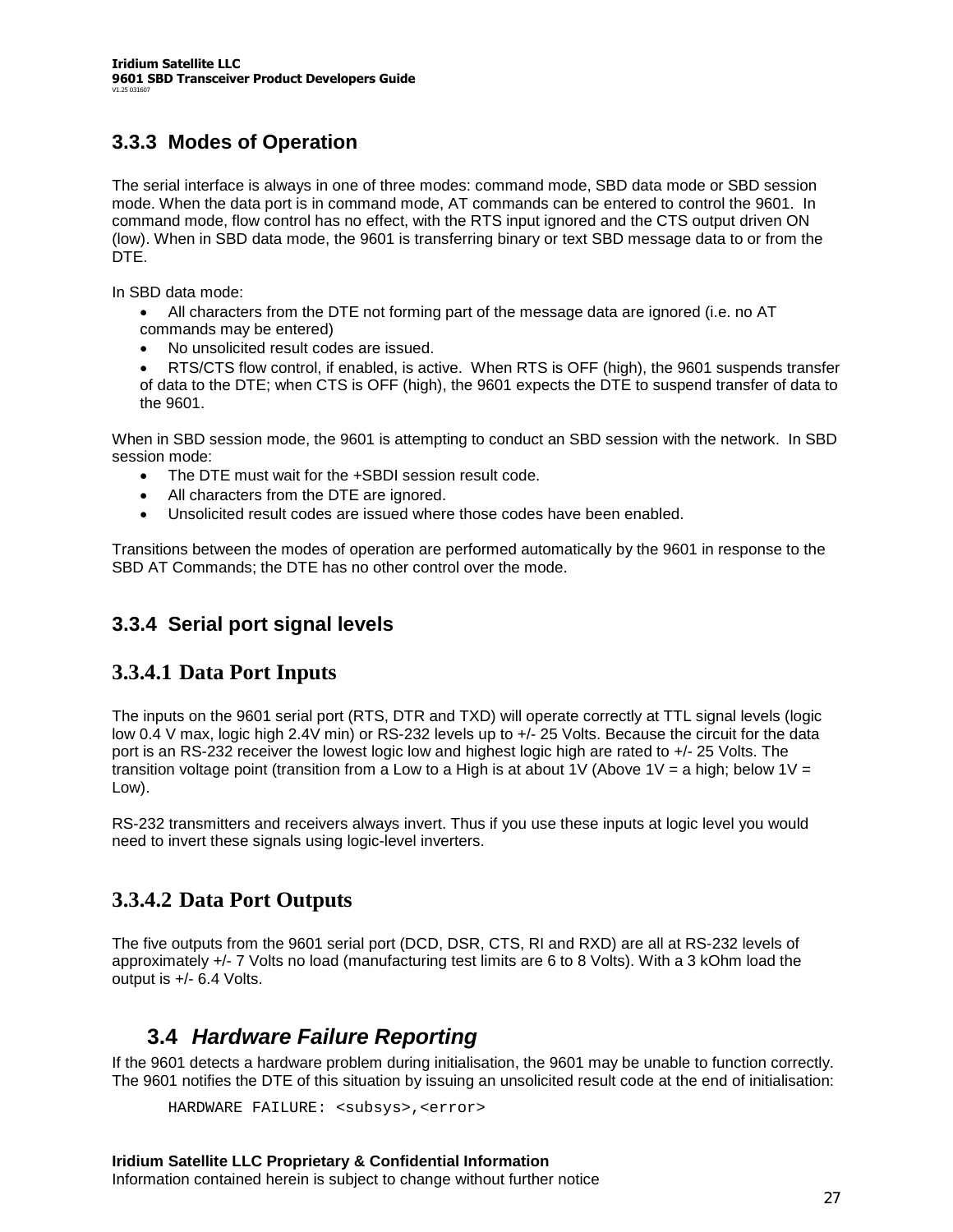### 3.3.3 Modes of Operation

The serial interface is always in one of three modes: command mode, SBD data mode or SBD session mode. When the data port is in command mode, AT commands can be entered to control the 9601. In command mode, flow control has no effect, with the RTS input ignored and the CTS output driven ON (low). When in SBD data mode, the 9601 is transferring binary or text SBD message data to or from the DTE.

In SBD data mode:

- All characters from the DTE not forming part of the message data are ignored (i.e. no AT commands may be entered)
- No unsolicited result codes are issued.
- RTS/CTS flow control, if enabled, is active. When RTS is OFF (high), the 9601 suspends transfer of data to the DTE; when CTS is OFF (high), the 9601 expects the DTE to suspend transfer of data to the 9601.

When in SBD session mode, the 9601 is attempting to conduct an SBD session with the network. In SBD session mode:

- The DTE must wait for the +SBDI session result code.
- All characters from the DTE are ignored.
- Unsolicited result codes are issued where those codes have been enabled.

Transitions between the modes of operation are performed automatically by the 9601 in response to the SBD AT Commands; the DTE has no other control over the mode.

### 3.3.4 Serial port signal levels

#### 3.3.4.1 Data Port Inputs

The inputs on the 9601 serial port (RTS, DTR and TXD) will operate correctly at TTL signal levels (logic low 0.4 V max, logic high 2.4V min) or RS-232 levels up to +/- 25 Volts. Because the circuit for the data port is an RS-232 receiver the lowest logic low and highest logic high are rated to +/- 25 Volts. The transition voltage point (transition from a Low to a High is at about 1V (Above 1V = a high; below 1V = Low).

RS-232 transmitters and receivers always invert. Thus if you use these inputs at logic level you would need to invert these signals using logic-level inverters.

#### 3.3.4.2 Data Port Outputs

The five outputs from the 9601 serial port (DCD, DSR, CTS, RI and RXD) are all at RS-232 levels of approximately +/- 7 Volts no load (manufacturing test limits are 6 to 8 Volts). With a 3 kOhm load the output is +/- 6.4 Volts.

## 3.4 *Hardware Failure Reporting*

If the 9601 detects a hardware problem during initialisation, the 9601 may be unable to function correctly. The 9601 notifies the DTE of this situation by issuing an unsolicited result code at the end of initialisation:

```
HARDWARE FAILURE: <subsys>,<error>
```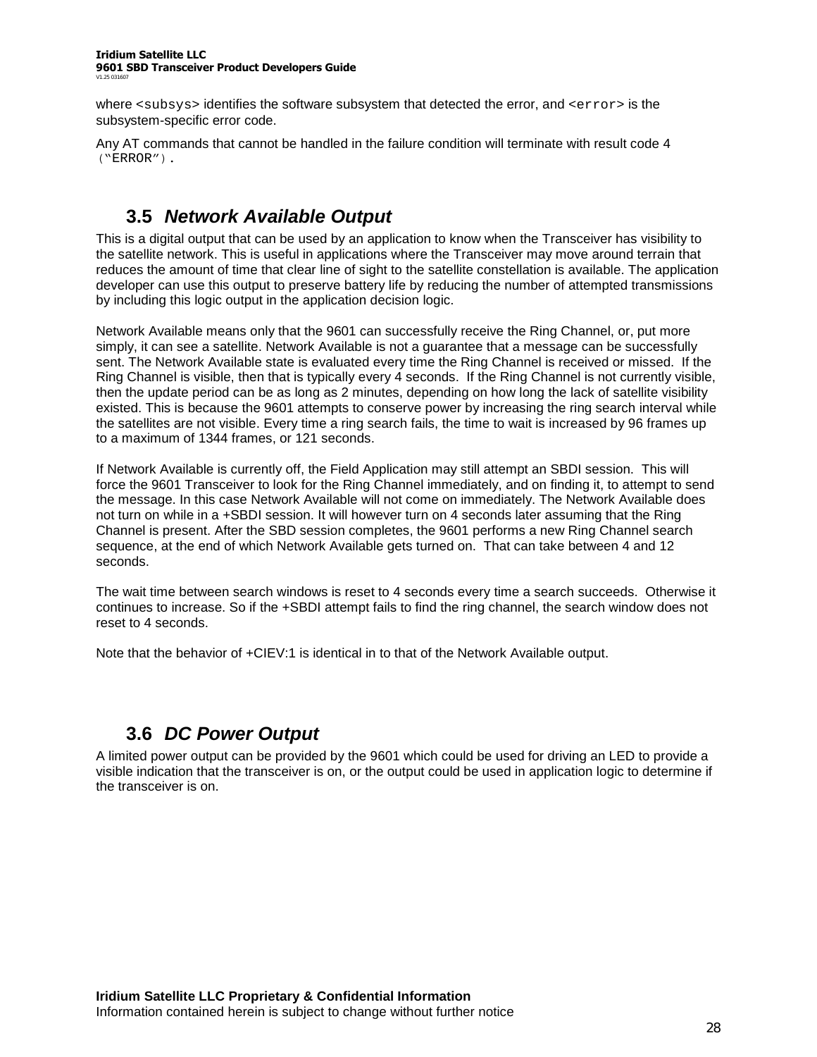where `<subsys>` identifies the software subsystem that detected the error, and `<error>` is the subsystem-specific error code.

Any AT commands that cannot be handled in the failure condition will terminate with result code 4 (“ERROR”).

## 3.5 *Network Available Output*

This is a digital output that can be used by an application to know when the Transceiver has visibility to the satellite network. This is useful in applications where the Transceiver may move around terrain that reduces the amount of time that clear line of sight to the satellite constellation is available. The application developer can use this output to preserve battery life by reducing the number of attempted transmissions by including this logic output in the application decision logic.

Network Available means only that the 9601 can successfully receive the Ring Channel, or, put more simply, it can see a satellite. Network Available is not a guarantee that a message can be successfully sent. The Network Available state is evaluated every time the Ring Channel is received or missed. If the Ring Channel is visible, then that is typically every 4 seconds. If the Ring Channel is not currently visible, then the update period can be as long as 2 minutes, depending on how long the lack of satellite visibility existed. This is because the 9601 attempts to conserve power by increasing the ring search interval while the satellites are not visible. Every time a ring search fails, the time to wait is increased by 96 frames up to a maximum of 1344 frames, or 121 seconds.

If Network Available is currently off, the Field Application may still attempt an SBDI session. This will force the 9601 Transceiver to look for the Ring Channel immediately, and on finding it, to attempt to send the message. In this case Network Available will not come on immediately. The Network Available does not turn on while in a +SBDI session. It will however turn on 4 seconds later assuming that the Ring Channel is present. After the SBD session completes, the 9601 performs a new Ring Channel search sequence, at the end of which Network Available gets turned on. That can take between 4 and 12 seconds.

The wait time between search windows is reset to 4 seconds every time a search succeeds. Otherwise it continues to increase. So if the +SBDI attempt fails to find the ring channel, the search window does not reset to 4 seconds.

Note that the behavior of +CIEV:1 is identical in to that of the Network Available output.

## 3.6 *DC Power Output*

A limited power output can be provided by the 9601 which could be used for driving an LED to provide a visible indication that the transceiver is on, or the output could be used in application logic to determine if the transceiver is on.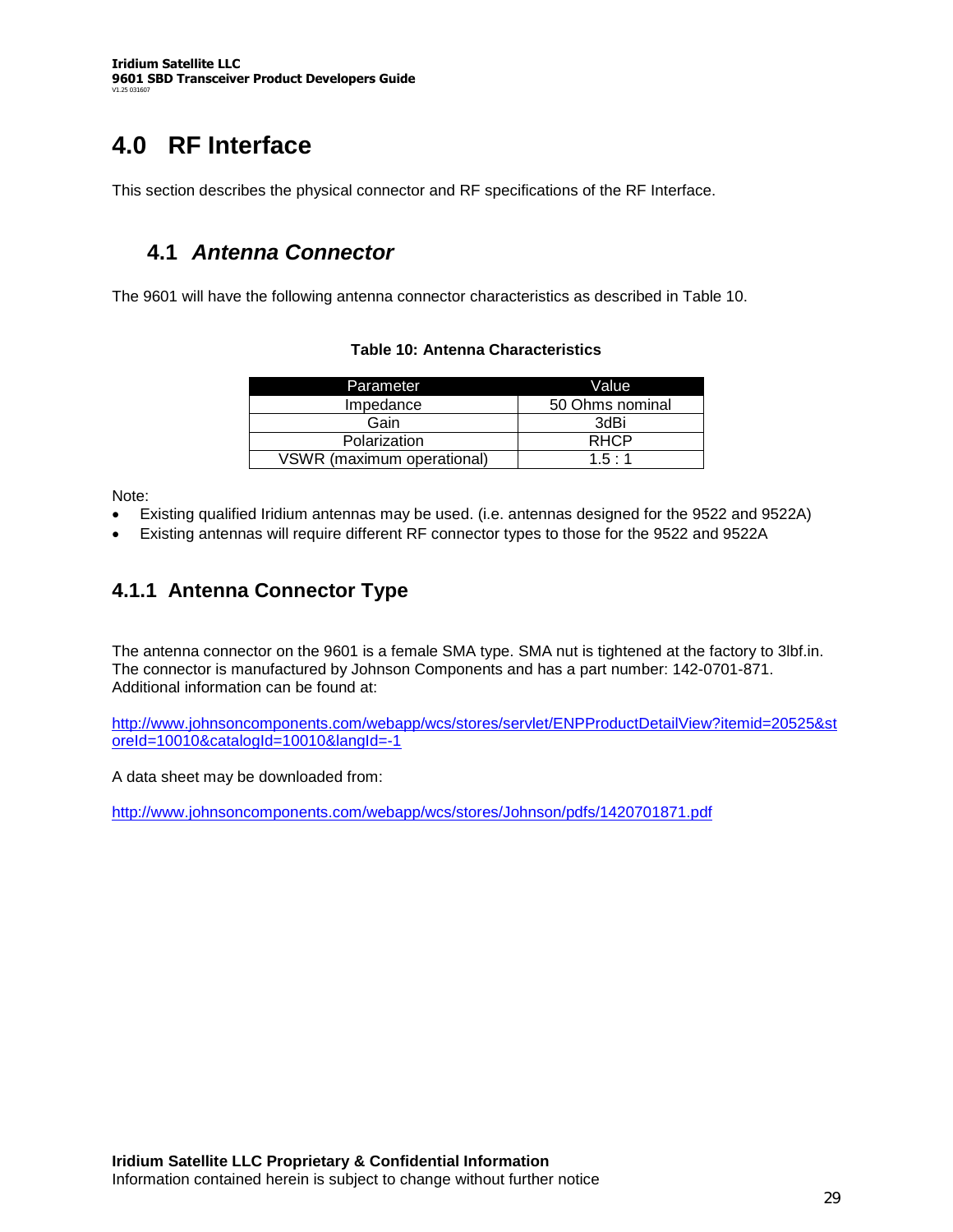# 4.0 RF Interface

This section describes the physical connector and RF specifications of the RF Interface.

## 4.1 *Antenna Connector*

The 9601 will have the following antenna connector characteristics as described in Table 10.

**Table 10: Antenna Characteristics**

| Parameter | Value |
|---|---|
| Impedance | 50 Ohms nominal |
| Gain | 3dBi |
| Polarization | RHCP |
| VSWR (maximum operational) | 1.5 : 1 |

Note:

- Existing qualified Iridium antennas may be used. (i.e. antennas designed for the 9522 and 9522A)
- Existing antennas will require different RF connector types to those for the 9522 and 9522A

### 4.1.1 Antenna Connector Type

The antenna connector on the 9601 is a female SMA type. SMA nut is tightened at the factory to 3lbf.in. The connector is manufactured by Johnson Components and has a part number: 142-0701-871. Additional information can be found at:

http://www.johnsoncomponents.com/webapp/wcs/stores/servlet/ENPProductDetailView?itemid=20525&storeId=10010&catalogId=10010&langId=-1

A data sheet may be downloaded from:

http://www.johnsoncomponents.com/webapp/wcs/stores/Johnson/pdfs/1420701871.pdf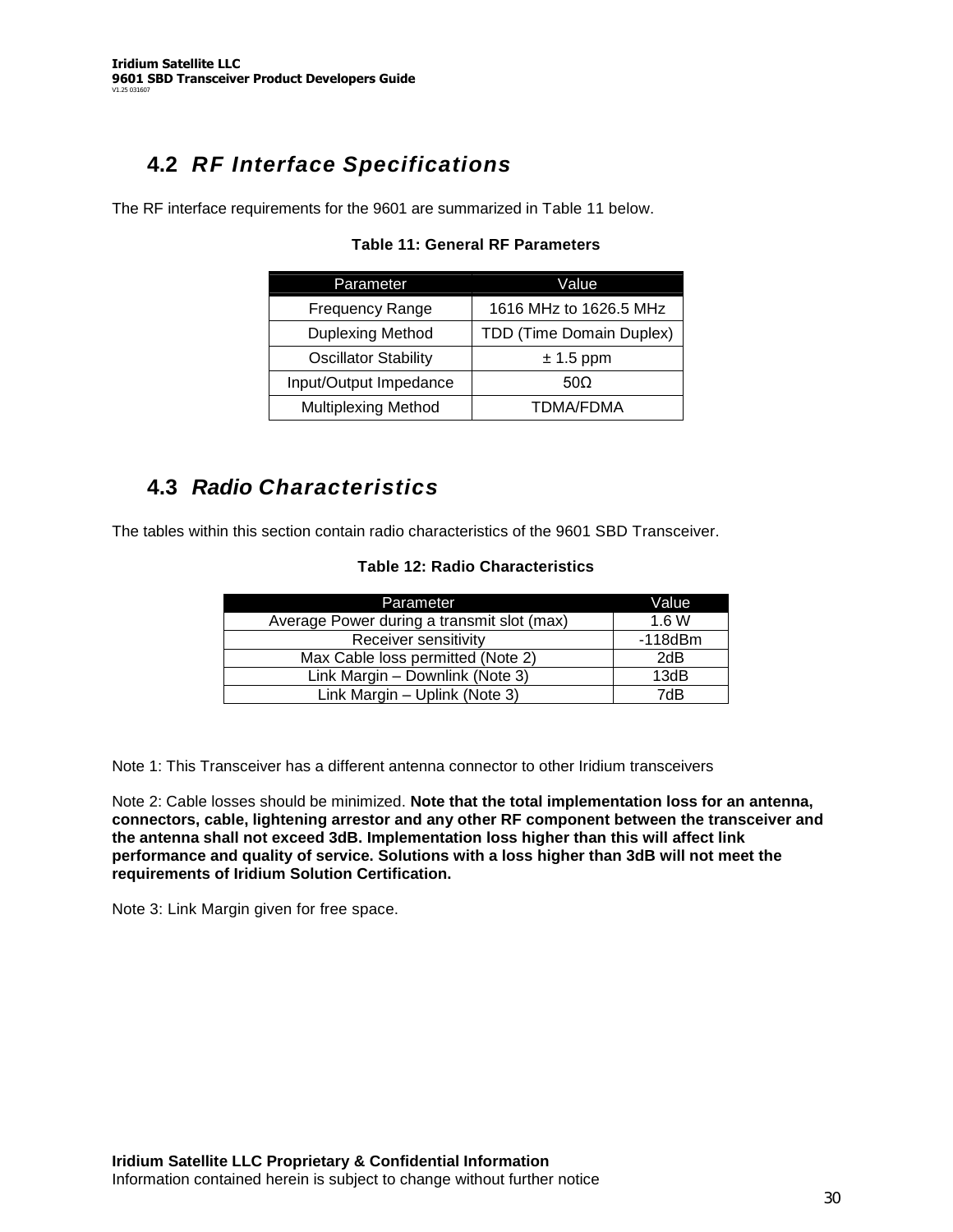## 4.2 *RF Interface Specifications*

The RF interface requirements for the 9601 are summarized in Table 11 below.

**Table 11: General RF Parameters**

| Parameter | Value |
|---|---|
| Frequency Range | 1616 MHz to 1626.5 MHz |
| Duplexing Method | TDD (Time Domain Duplex) |
| Oscillator Stability | ± 1.5 ppm |
| Input/Output Impedance | 50Ω |
| Multiplexing Method | TDMA/FDMA |

## 4.3 *Radio Characteristics*

The tables within this section contain radio characteristics of the 9601 SBD Transceiver.

**Table 12: Radio Characteristics**

| Parameter | Value |
|---|---|
| Average Power during a transmit slot (max) | 1.6 W |
| Receiver sensitivity | -118dBm |
| Max Cable loss permitted (Note 2) | 2dB |
| Link Margin – Downlink (Note 3) | 13dB |
| Link Margin – Uplink (Note 3) | 7dB |

Note 1: This Transceiver has a different antenna connector to other Iridium transceivers

Note 2: Cable losses should be minimized. **Note that the total implementation loss for an antenna, connectors, cable, lightening arrestor and any other RF component between the transceiver and the antenna shall not exceed 3dB. Implementation loss higher than this will affect link performance and quality of service. Solutions with a loss higher than 3dB will not meet the requirements of Iridium Solution Certification.**

Note 3: Link Margin given for free space.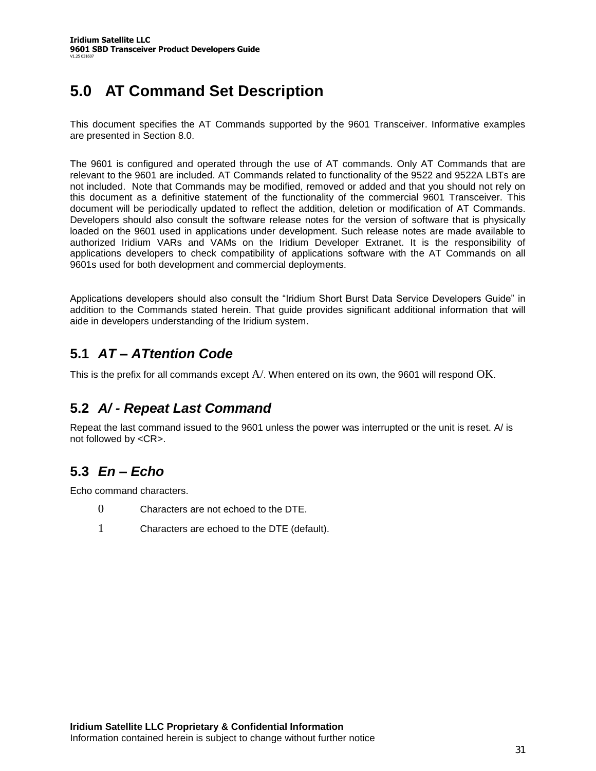# 5.0 AT Command Set Description

This document specifies the AT Commands supported by the 9601 Transceiver. Informative examples are presented in Section 8.0.

The 9601 is configured and operated through the use of AT commands. Only AT Commands that are relevant to the 9601 are included. AT Commands related to functionality of the 9522 and 9522A LBTs are not included. Note that Commands may be modified, removed or added and that you should not rely on this document as a definitive statement of the functionality of the commercial 9601 Transceiver. This document will be periodically updated to reflect the addition, deletion or modification of AT Commands. Developers should also consult the software release notes for the version of software that is physically loaded on the 9601 used in applications under development. Such release notes are made available to authorized Iridium VARs and VAMs on the Iridium Developer Extranet. It is the responsibility of applications developers to check compatibility of applications software with the AT Commands on all 9601s used for both development and commercial deployments.

Applications developers should also consult the "Iridium Short Burst Data Service Developers Guide" in addition to the Commands stated herein. That guide provides significant additional information that will aide in developers understanding of the Iridium system.

## 5.1 *AT – ATtention Code*

This is the prefix for all commands except A/. When entered on its own, the 9601 will respond OK.

## 5.2 *A/ - Repeat Last Command*

Repeat the last command issued to the 9601 unless the power was interrupted or the unit is reset. A/ is not followed by <CR>.

## 5.3 *En – Echo*

Echo command characters.

- 0 Characters are not echoed to the DTE.
- 1 Characters are echoed to the DTE (default).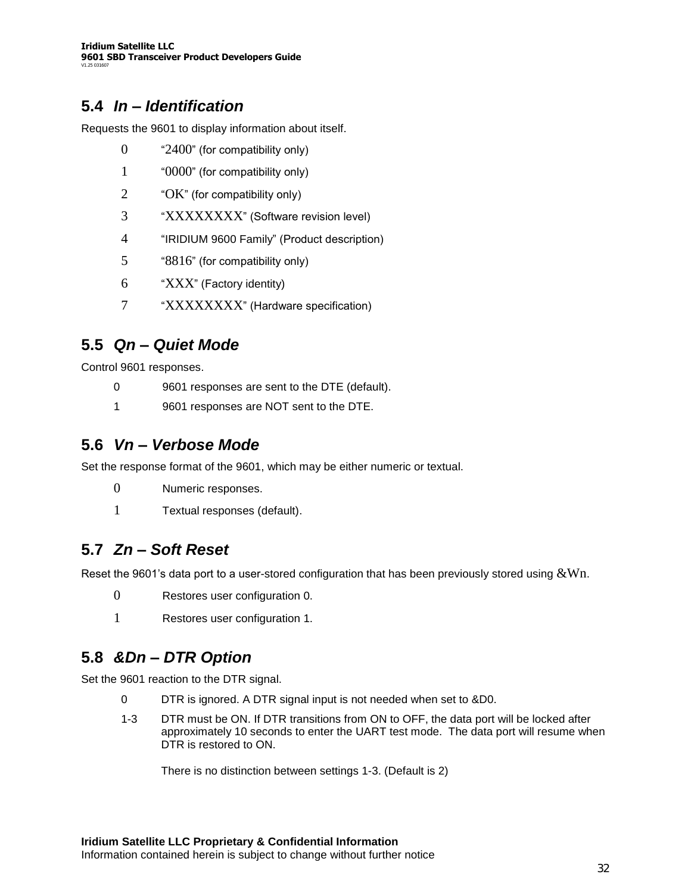## 5.4 *In – Identification*

Requests the 9601 to display information about itself.

| | |
|---|---|
| 0 | "2400" (for compatibility only) |
| 1 | "0000" (for compatibility only) |
| 2 | "OK" (for compatibility only) |
| 3 | "XXXXXXXX" (Software revision level) |
| 4 | "IRIDIUM 9600 Family" (Product description) |
| 5 | "8816" (for compatibility only) |
| 6 | "XXX" (Factory identity) |
| 7 | "XXXXXXXX" (Hardware specification) |

## 5.5 *Qn – Quiet Mode*

Control 9601 responses.

| | |
|---|---|
| 0 | 9601 responses are sent to the DTE (default). |
| 1 | 9601 responses are NOT sent to the DTE. |

## 5.6 *Vn – Verbose Mode*

Set the response format of the 9601, which may be either numeric or textual.

| | |
|---|---|
| 0 | Numeric responses. |
| 1 | Textual responses (default). |

## 5.7 *Zn – Soft Reset*

Reset the 9601's data port to a user-stored configuration that has been previously stored using &Wn.

| | |
|---|---|
| 0 | Restores user configuration 0. |
| 1 | Restores user configuration 1. |

## 5.8 *&Dn – DTR Option*

Set the 9601 reaction to the DTR signal.

| | |
|---|---|
| 0 | DTR is ignored. A DTR signal input is not needed when set to &D0. |
| 1-3 | DTR must be ON. If DTR transitions from ON to OFF, the data port will be locked after approximately 10 seconds to enter the UART test mode. The data port will resume when DTR is restored to ON.<br><br>There is no distinction between settings 1-3. (Default is 2) |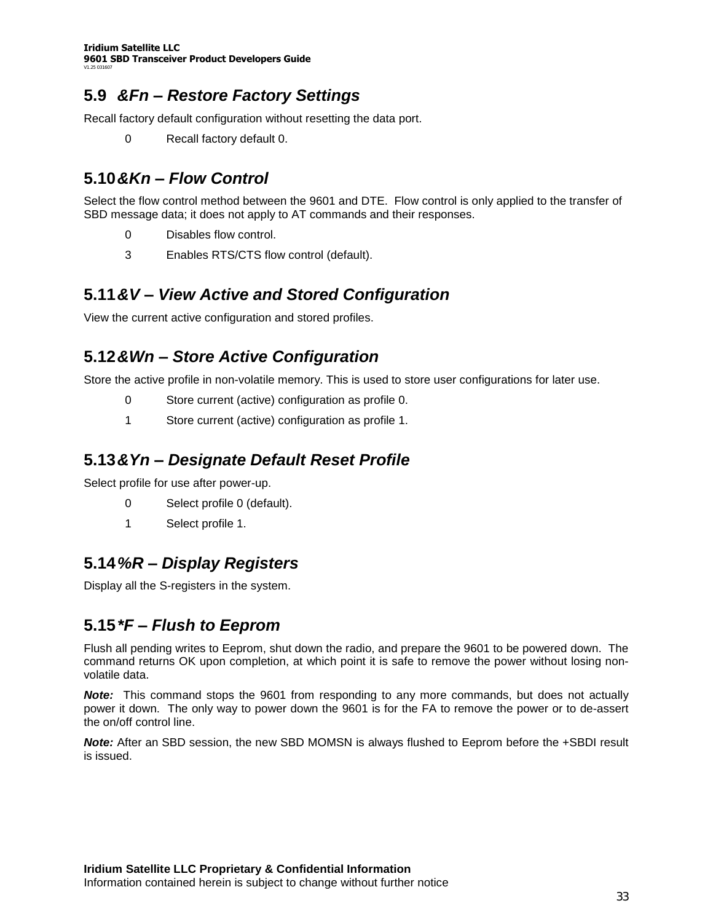## 5.9 *&Fn – Restore Factory Settings*

Recall factory default configuration without resetting the data port.

0 Recall factory default 0.

## 5.10 *&Kn – Flow Control*

Select the flow control method between the 9601 and DTE. Flow control is only applied to the transfer of SBD message data; it does not apply to AT commands and their responses.

0 Disables flow control.

3 Enables RTS/CTS flow control (default).

## 5.11 *&V – View Active and Stored Configuration*

View the current active configuration and stored profiles.

## 5.12 *&Wn – Store Active Configuration*

Store the active profile in non-volatile memory. This is used to store user configurations for later use.

0 Store current (active) configuration as profile 0.

1 Store current (active) configuration as profile 1.

## 5.13 *&Yn – Designate Default Reset Profile*

Select profile for use after power-up.

0 Select profile 0 (default).

1 Select profile 1.

## 5.14 *%R – Display Registers*

Display all the S-registers in the system.

## 5.15 **F – Flush to Eeprom*

Flush all pending writes to Eeprom, shut down the radio, and prepare the 9601 to be powered down. The command returns OK upon completion, at which point it is safe to remove the power without losing non-volatile data.

***Note:*** This command stops the 9601 from responding to any more commands, but does not actually power it down. The only way to power down the 9601 is for the FA to remove the power or to de-assert the on/off control line.

***Note:*** After an SBD session, the new SBD MOMSN is always flushed to Eeprom before the +SBDI result is issued.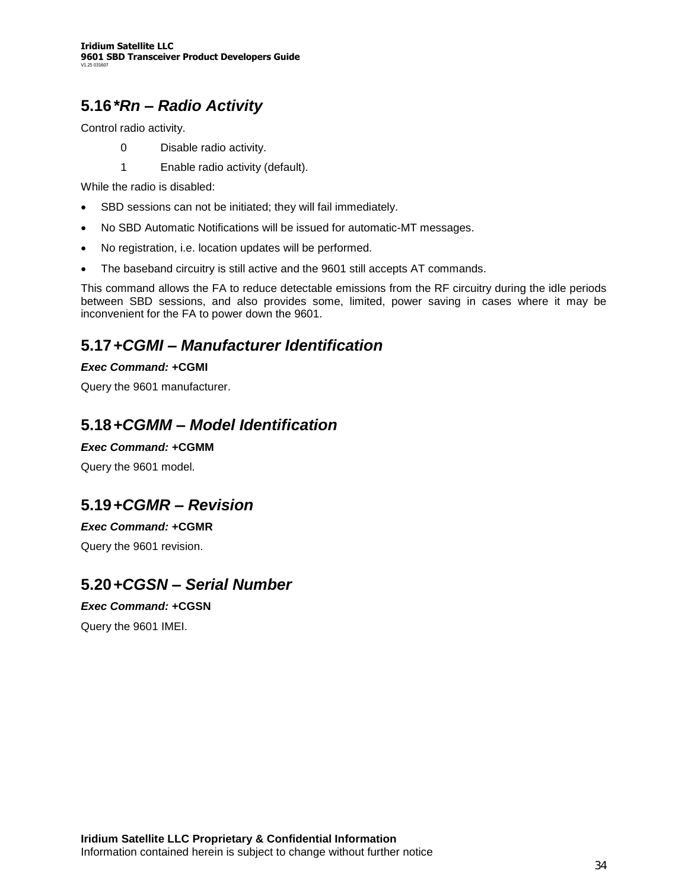## 5.16 *Rn – Radio Activity

Control radio activity.

0 Disable radio activity.

1 Enable radio activity (default).

While the radio is disabled:

- SBD sessions can not be initiated; they will fail immediately.
- No SBD Automatic Notifications will be issued for automatic-MT messages.
- No registration, i.e. location updates will be performed.
- The baseband circuitry is still active and the 9601 still accepts AT commands.

This command allows the FA to reduce detectable emissions from the RF circuitry during the idle periods between SBD sessions, and also provides some, limited, power saving in cases where it may be inconvenient for the FA to power down the 9601.

## 5.17 +CGMI – Manufacturer Identification

***Exec Command:*** **+CGMI**

Query the 9601 manufacturer.

## 5.18 +CGMM – Model Identification

***Exec Command:*** **+CGMM**

Query the 9601 model.

## 5.19 +CGMR – Revision

***Exec Command:*** **+CGMR**

Query the 9601 revision.

## 5.20 +CGSN – Serial Number

***Exec Command:*** **+CGSN**

Query the 9601 IMEI.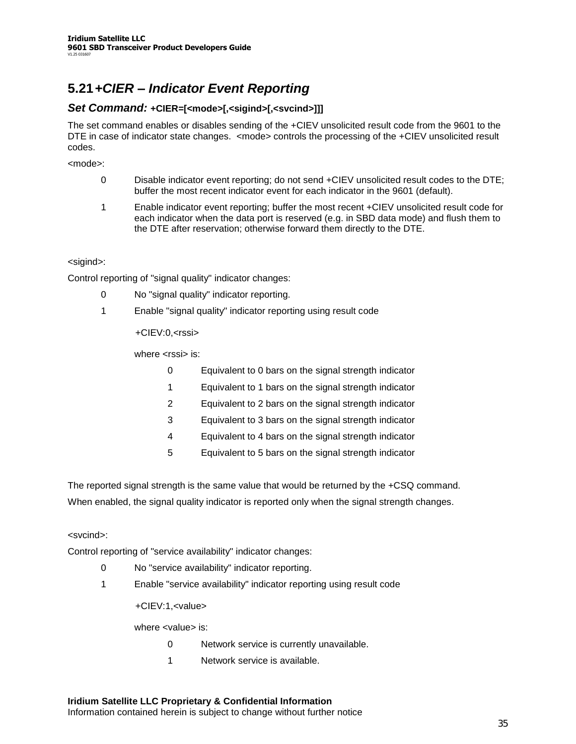## 5.21 +CIER – Indicator Event Reporting

### *Set Command:* **+CIER=[<mode>[,<sigind>[,<svcind>]]]**

The set command enables or disables sending of the +CIEV unsolicited result code from the 9601 to the DTE in case of indicator state changes. <mode> controls the processing of the +CIEV unsolicited result codes.

<mode>:

- 0 Disable indicator event reporting; do not send +CIEV unsolicited result codes to the DTE; buffer the most recent indicator event for each indicator in the 9601 (default).
- 1 Enable indicator event reporting; buffer the most recent +CIEV unsolicited result code for each indicator when the data port is reserved (e.g. in SBD data mode) and flush them to the DTE after reservation; otherwise forward them directly to the DTE.

<sigind>:

Control reporting of "signal quality" indicator changes:

- 0 No "signal quality" indicator reporting.
- 1 Enable "signal quality" indicator reporting using result code

  +CIEV:0,<rssi>

  where <rssi> is:

  - 0 Equivalent to 0 bars on the signal strength indicator
  - 1 Equivalent to 1 bars on the signal strength indicator
  - 2 Equivalent to 2 bars on the signal strength indicator
  - 3 Equivalent to 3 bars on the signal strength indicator
  - 4 Equivalent to 4 bars on the signal strength indicator
  - 5 Equivalent to 5 bars on the signal strength indicator

The reported signal strength is the same value that would be returned by the +CSQ command.

When enabled, the signal quality indicator is reported only when the signal strength changes.

<svcind>:

Control reporting of "service availability" indicator changes:

- 0 No "service availability" indicator reporting.
- 1 Enable "service availability" indicator reporting using result code

  +CIEV:1,<value>

  where <value> is:

  - 0 Network service is currently unavailable.
  - 1 Network service is available.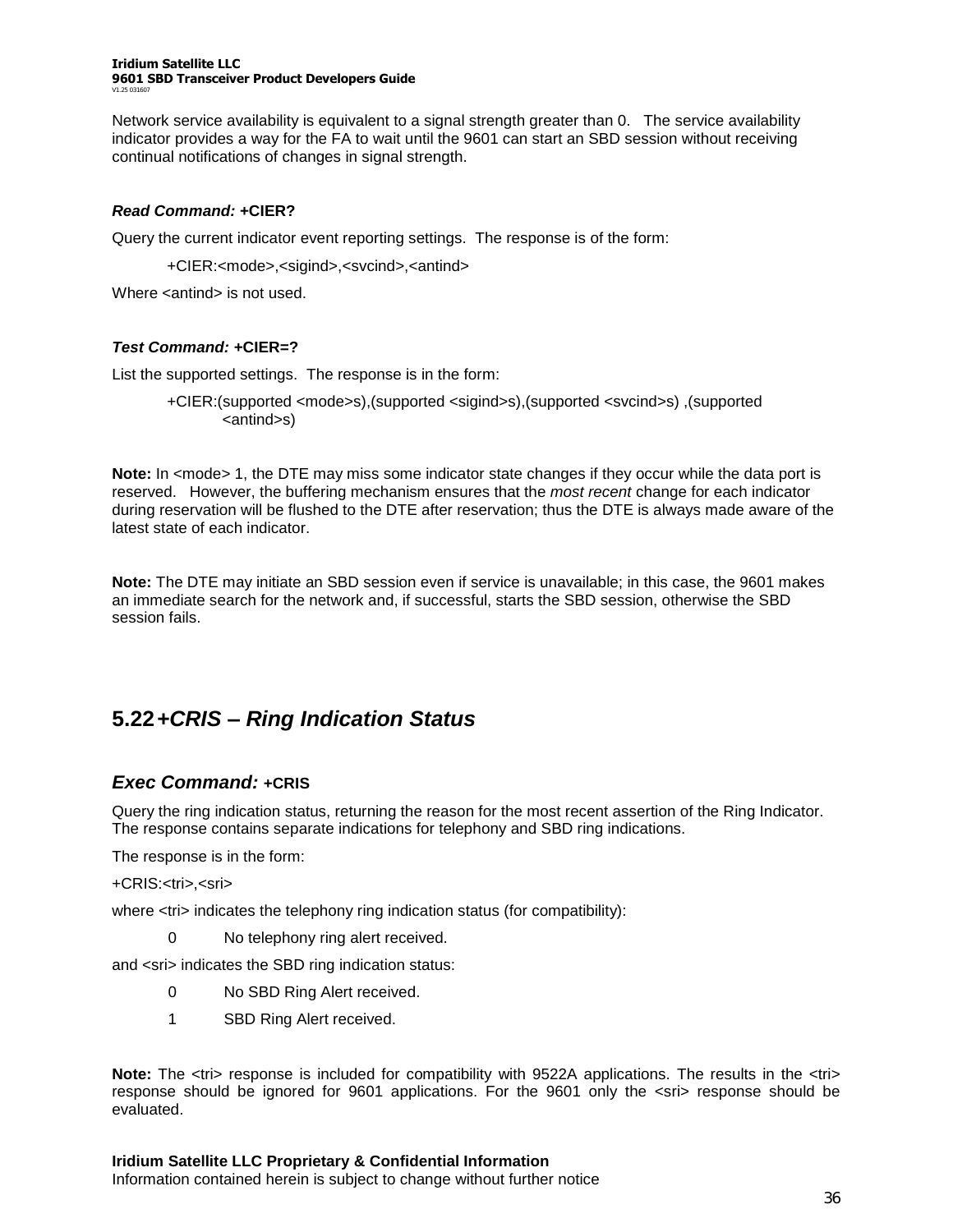Network service availability is equivalent to a signal strength greater than 0. The service availability indicator provides a way for the FA to wait until the 9601 can start an SBD session without receiving continual notifications of changes in signal strength.

***Read Command:*** **+CIER?**

Query the current indicator event reporting settings. The response is of the form:

> +CIER:<mode>,<sigind>,<svcind>,<antind>

Where <antind> is not used.

***Test Command:*** **+CIER=?**

List the supported settings. The response is in the form:

> +CIER:(supported <mode>s),(supported <sigind>s),(supported <svcind>s) ,(supported <antind>s)

**Note:** In <mode> 1, the DTE may miss some indicator state changes if they occur while the data port is reserved. However, the buffering mechanism ensures that the *most recent* change for each indicator during reservation will be flushed to the DTE after reservation; thus the DTE is always made aware of the latest state of each indicator.

**Note:** The DTE may initiate an SBD session even if service is unavailable; in this case, the 9601 makes an immediate search for the network and, if successful, starts the SBD session, otherwise the SBD session fails.

## 5.22 *+CRIS – Ring Indication Status*

### *Exec Command:* +CRIS

Query the ring indication status, returning the reason for the most recent assertion of the Ring Indicator. The response contains separate indications for telephony and SBD ring indications.

The response is in the form:

+CRIS:<tri>,<sri>

where <tri> indicates the telephony ring indication status (for compatibility):

- 0 No telephony ring alert received.

and <sri> indicates the SBD ring indication status:

- 0 No SBD Ring Alert received.
- 1 SBD Ring Alert received.

**Note:** The <tri> response is included for compatibility with 9522A applications. The results in the <tri> response should be ignored for 9601 applications. For the 9601 only the <sri> response should be evaluated.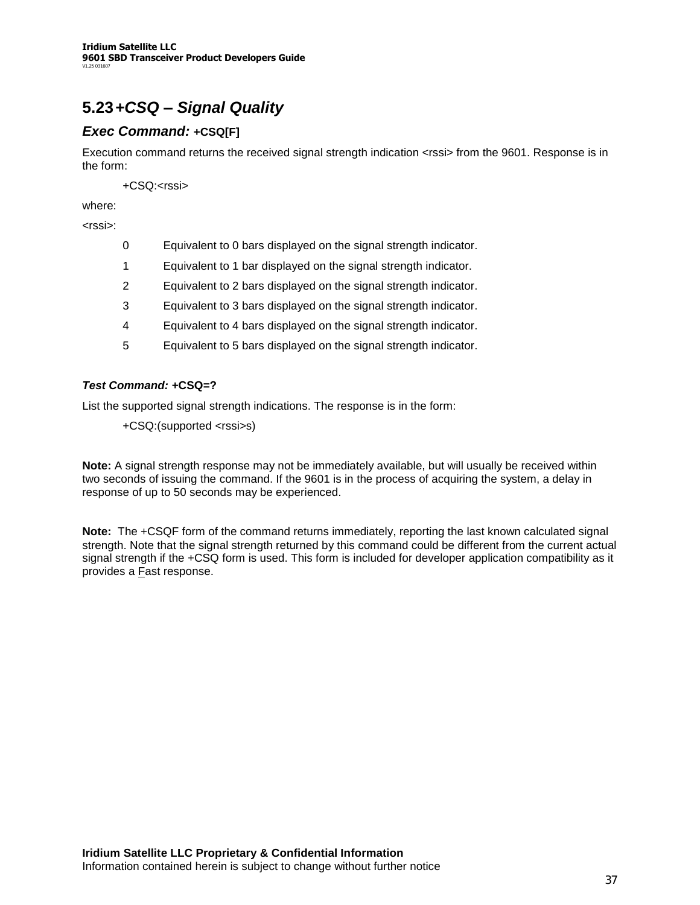## 5.23 *+CSQ – Signal Quality*

### *Exec Command:* **+CSQ[F]**

Execution command returns the received signal strength indication <rssi> from the 9601. Response is in the form:

+CSQ:<rssi>

where:

<rssi>:

- 0 Equivalent to 0 bars displayed on the signal strength indicator.
- 1 Equivalent to 1 bar displayed on the signal strength indicator.
- 2 Equivalent to 2 bars displayed on the signal strength indicator.
- 3 Equivalent to 3 bars displayed on the signal strength indicator.
- 4 Equivalent to 4 bars displayed on the signal strength indicator.
- 5 Equivalent to 5 bars displayed on the signal strength indicator.

#### *Test Command:* **+CSQ=?**

List the supported signal strength indications. The response is in the form:

+CSQ:(supported <rssi>s)

**Note:** A signal strength response may not be immediately available, but will usually be received within two seconds of issuing the command. If the 9601 is in the process of acquiring the system, a delay in response of up to 50 seconds may be experienced.

**Note:** The +CSQF form of the command returns immediately, reporting the last known calculated signal strength. Note that the signal strength returned by this command could be different from the current actual signal strength if the +CSQ form is used. This form is included for developer application compatibility as it provides a Fast response.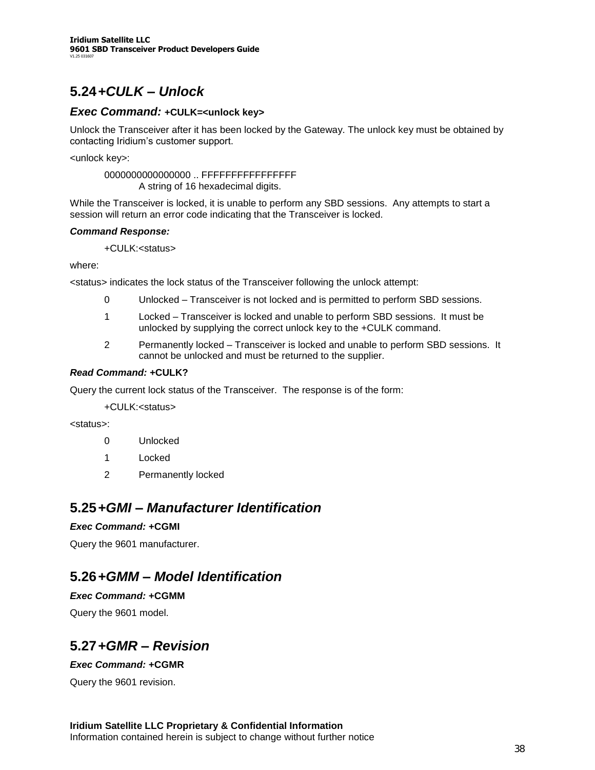## 5.24 +CULK – Unlock

### Exec Command: +CULK=<unlock key>

Unlock the Transceiver after it has been locked by the Gateway. The unlock key must be obtained by contacting Iridium's customer support.

<unlock key>:

> 0000000000000000 .. FFFFFFFFFFFFFFFF
> 
> A string of 16 hexadecimal digits.

While the Transceiver is locked, it is unable to perform any SBD sessions. Any attempts to start a session will return an error code indicating that the Transceiver is locked.

***Command Response:***

> +CULK:<status>

where:

<status> indicates the lock status of the Transceiver following the unlock attempt:

- 0 Unlocked – Transceiver is not locked and is permitted to perform SBD sessions.
- 1 Locked – Transceiver is locked and unable to perform SBD sessions. It must be unlocked by supplying the correct unlock key to the +CULK command.
- 2 Permanently locked – Transceiver is locked and unable to perform SBD sessions. It cannot be unlocked and must be returned to the supplier.

***Read Command:* +CULK?**

Query the current lock status of the Transceiver. The response is of the form:

> +CULK:<status>

<status>:

- 0 Unlocked
- 1 Locked
- 2 Permanently locked

## 5.25 +GMI – Manufacturer Identification

***Exec Command:* +CGMI**

Query the 9601 manufacturer.

## 5.26 +GMM – Model Identification

***Exec Command:* +CGMM**

Query the 9601 model.

## 5.27 +GMR – Revision

***Exec Command:* +CGMR**

Query the 9601 revision.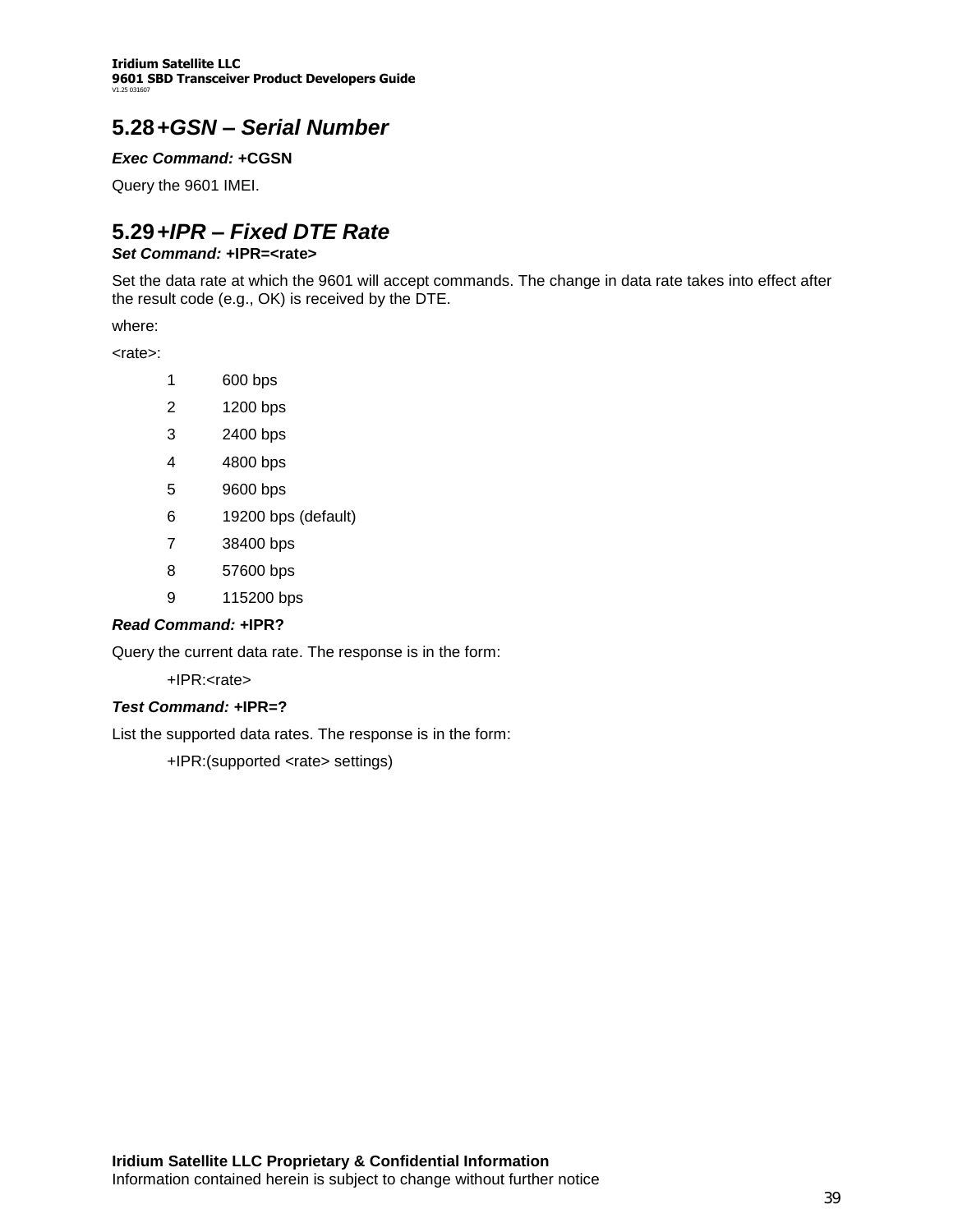## 5.28 *+GSN – Serial Number*

***Exec Command:*** **+CGSN**

Query the 9601 IMEI.

## 5.29 *+IPR – Fixed DTE Rate*

***Set Command:*** **+IPR=<rate>**

Set the data rate at which the 9601 will accept commands. The change in data rate takes into effect after the result code (e.g., OK) is received by the DTE.

where:

<rate>:

| | |
|---|---|
| 1 | 600 bps |
| 2 | 1200 bps |
| 3 | 2400 bps |
| 4 | 4800 bps |
| 5 | 9600 bps |
| 6 | 19200 bps (default) |
| 7 | 38400 bps |
| 8 | 57600 bps |
| 9 | 115200 bps |

***Read Command:*** **+IPR?**

Query the current data rate. The response is in the form:

+IPR:<rate>

***Test Command:*** **+IPR=?**

List the supported data rates. The response is in the form:

+IPR:(supported <rate> settings)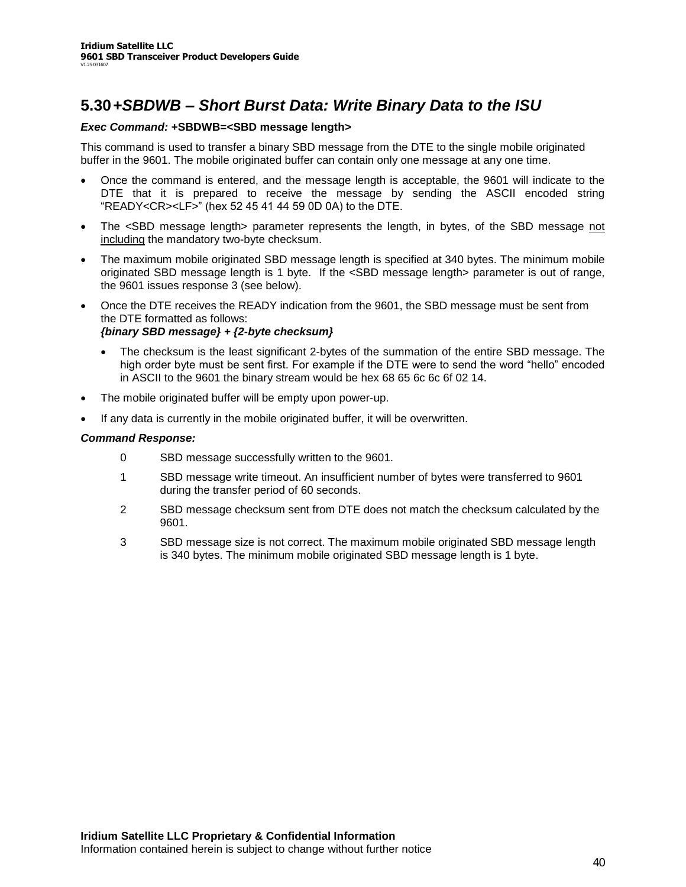## 5.30 +SBDWB – Short Burst Data: Write Binary Data to the ISU

***Exec Command:*** **+SBDWB=<SBD message length>**

This command is used to transfer a binary SBD message from the DTE to the single mobile originated buffer in the 9601. The mobile originated buffer can contain only one message at any one time.

- Once the command is entered, and the message length is acceptable, the 9601 will indicate to the DTE that it is prepared to receive the message by sending the ASCII encoded string "READY<CR><LF>" (hex 52 45 41 44 59 0D 0A) to the DTE.
- The <SBD message length> parameter represents the length, in bytes, of the SBD message not including the mandatory two-byte checksum.
- The maximum mobile originated SBD message length is specified at 340 bytes. The minimum mobile originated SBD message length is 1 byte. If the <SBD message length> parameter is out of range, the 9601 issues response 3 (see below).
- Once the DTE receives the READY indication from the 9601, the SBD message must be sent from the DTE formatted as follows:
  ***{binary SBD message} + {2-byte checksum}***
  - The checksum is the least significant 2-bytes of the summation of the entire SBD message. The high order byte must be sent first. For example if the DTE were to send the word "hello" encoded in ASCII to the 9601 the binary stream would be hex 68 65 6c 6c 6f 02 14.
- The mobile originated buffer will be empty upon power-up.
- If any data is currently in the mobile originated buffer, it will be overwritten.

***Command Response:***

0 SBD message successfully written to the 9601.

1 SBD message write timeout. An insufficient number of bytes were transferred to 9601 during the transfer period of 60 seconds.

2 SBD message checksum sent from DTE does not match the checksum calculated by the 9601.

3 SBD message size is not correct. The maximum mobile originated SBD message length is 340 bytes. The minimum mobile originated SBD message length is 1 byte.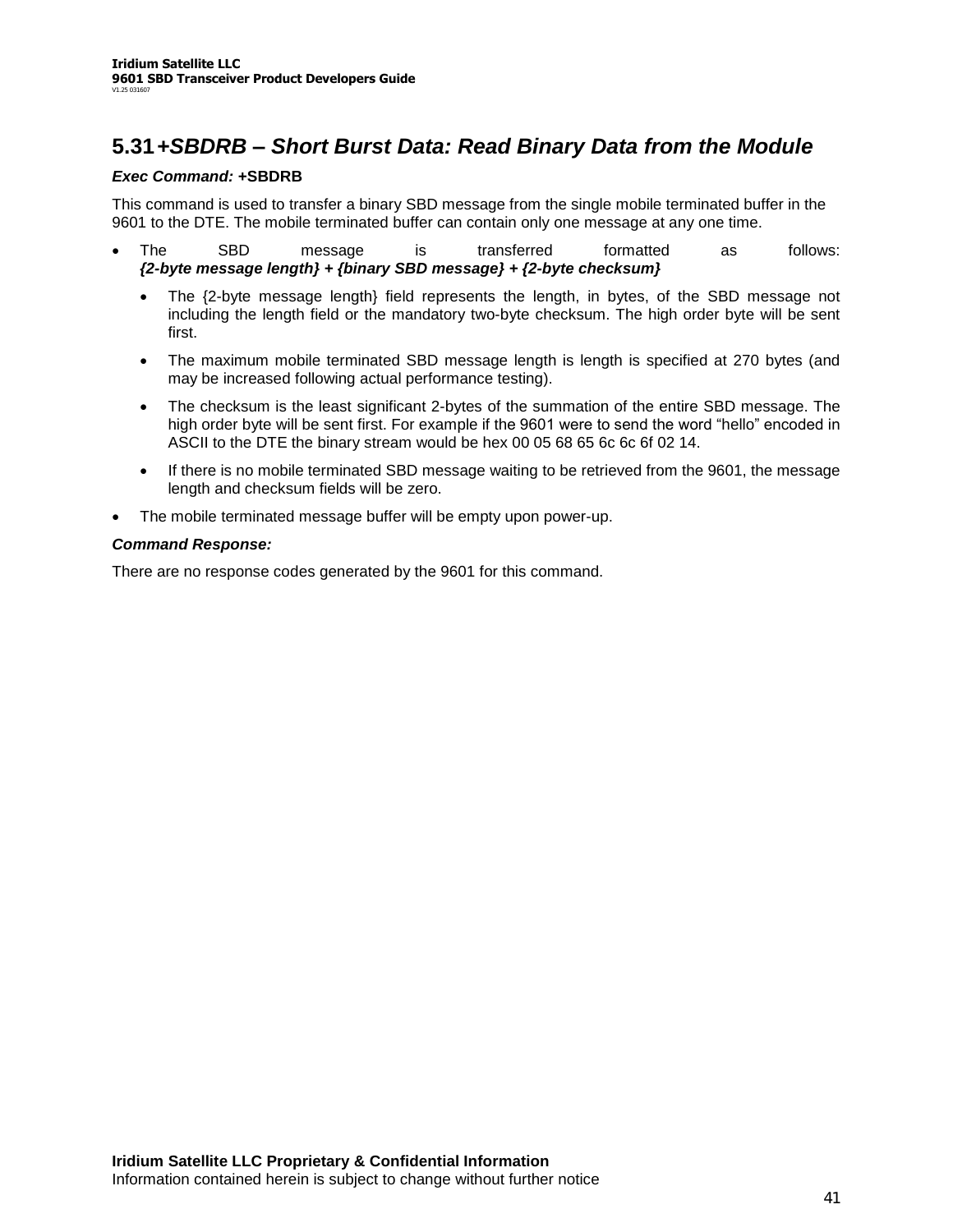## 5.31 +SBDRB – Short Burst Data: Read Binary Data from the Module

***Exec Command:*** **+SBDRB**

This command is used to transfer a binary SBD message from the single mobile terminated buffer in the 9601 to the DTE. The mobile terminated buffer can contain only one message at any one time.

- The SBD message is transferred formatted as follows: ***{2-byte message length} + {binary SBD message} + {2-byte checksum}***
  - The {2-byte message length} field represents the length, in bytes, of the SBD message not including the length field or the mandatory two-byte checksum. The high order byte will be sent first.
  - The maximum mobile terminated SBD message length is length is specified at 270 bytes (and may be increased following actual performance testing).
  - The checksum is the least significant 2-bytes of the summation of the entire SBD message. The high order byte will be sent first. For example if the 9601 were to send the word "hello" encoded in ASCII to the DTE the binary stream would be hex 00 05 68 65 6c 6c 6f 02 14.
  - If there is no mobile terminated SBD message waiting to be retrieved from the 9601, the message length and checksum fields will be zero.
- The mobile terminated message buffer will be empty upon power-up.

***Command Response:***

There are no response codes generated by the 9601 for this command.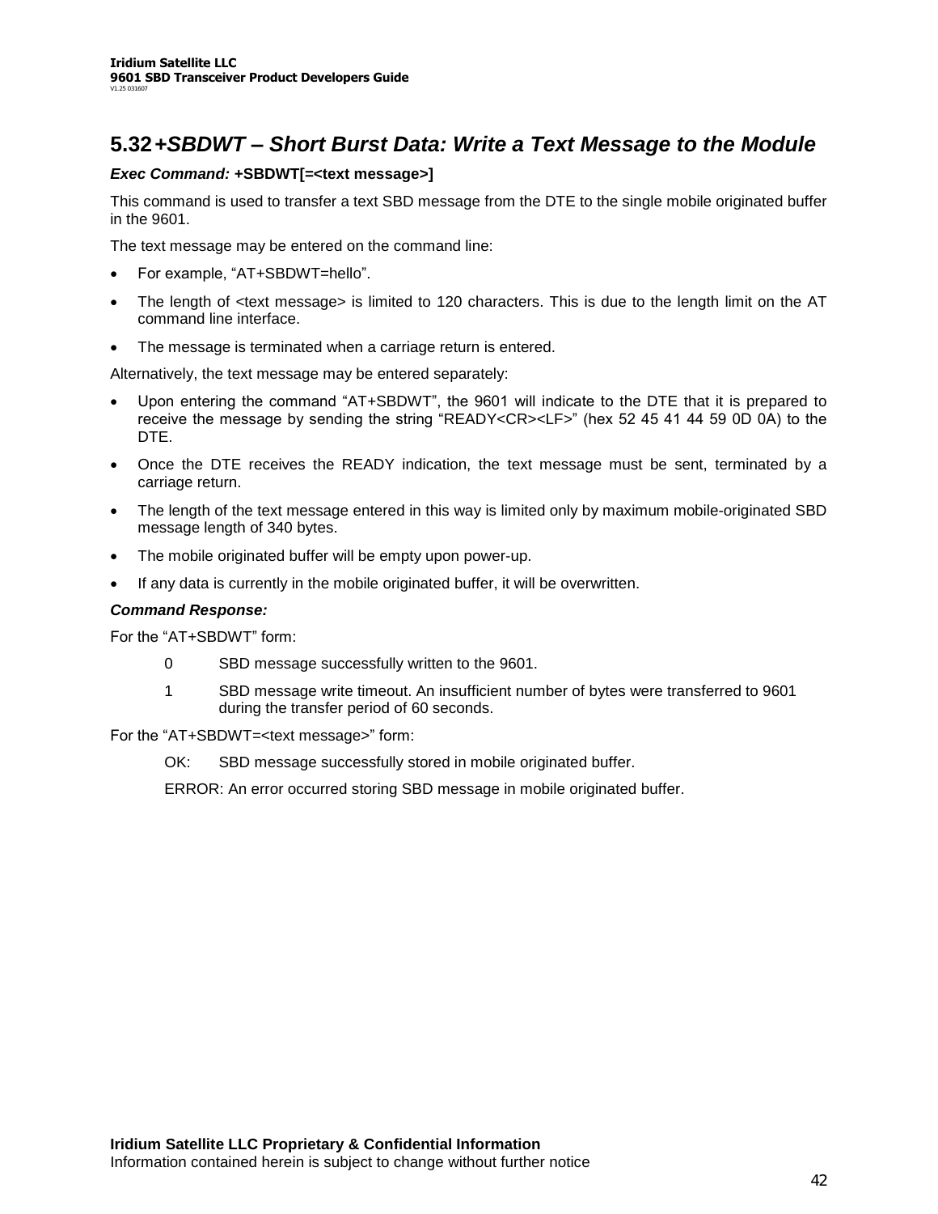## 5.32 *+SBDWT – Short Burst Data: Write a Text Message to the Module*

***Exec Command:*** **+SBDWT[=<text message>]**

This command is used to transfer a text SBD message from the DTE to the single mobile originated buffer in the 9601.

The text message may be entered on the command line:

- For example, "AT+SBDWT=hello".
- The length of <text message> is limited to 120 characters. This is due to the length limit on the AT command line interface.
- The message is terminated when a carriage return is entered.

Alternatively, the text message may be entered separately:

- Upon entering the command "AT+SBDWT", the 9601 will indicate to the DTE that it is prepared to receive the message by sending the string "READY<CR><LF>" (hex 52 45 41 44 59 0D 0A) to the DTE.
- Once the DTE receives the READY indication, the text message must be sent, terminated by a carriage return.
- The length of the text message entered in this way is limited only by maximum mobile-originated SBD message length of 340 bytes.
- The mobile originated buffer will be empty upon power-up.
- If any data is currently in the mobile originated buffer, it will be overwritten.

***Command Response:***

For the "AT+SBDWT" form:

0 SBD message successfully written to the 9601.

1 SBD message write timeout. An insufficient number of bytes were transferred to 9601 during the transfer period of 60 seconds.

For the "AT+SBDWT=<text message>" form:

OK: SBD message successfully stored in mobile originated buffer.

ERROR: An error occurred storing SBD message in mobile originated buffer.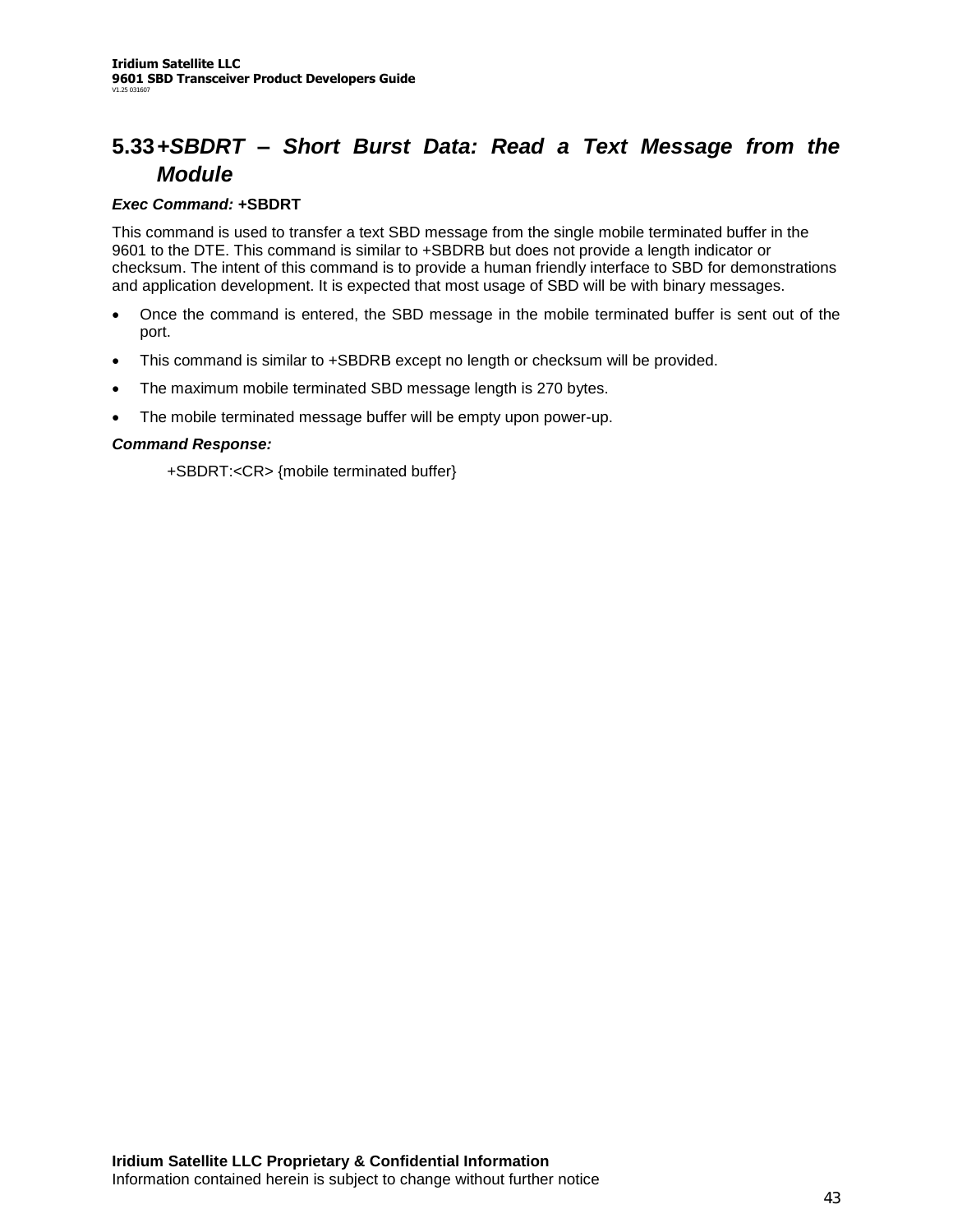## 5.33 +SBDRT – Short Burst Data: Read a Text Message from the Module

***Exec Command:*** **+SBDRT**

This command is used to transfer a text SBD message from the single mobile terminated buffer in the 9601 to the DTE. This command is similar to +SBDRB but does not provide a length indicator or checksum. The intent of this command is to provide a human friendly interface to SBD for demonstrations and application development. It is expected that most usage of SBD will be with binary messages.

- Once the command is entered, the SBD message in the mobile terminated buffer is sent out of the port.
- This command is similar to +SBDRB except no length or checksum will be provided.
- The maximum mobile terminated SBD message length is 270 bytes.
- The mobile terminated message buffer will be empty upon power-up.

***Command Response:***

+SBDRT:<CR> {mobile terminated buffer}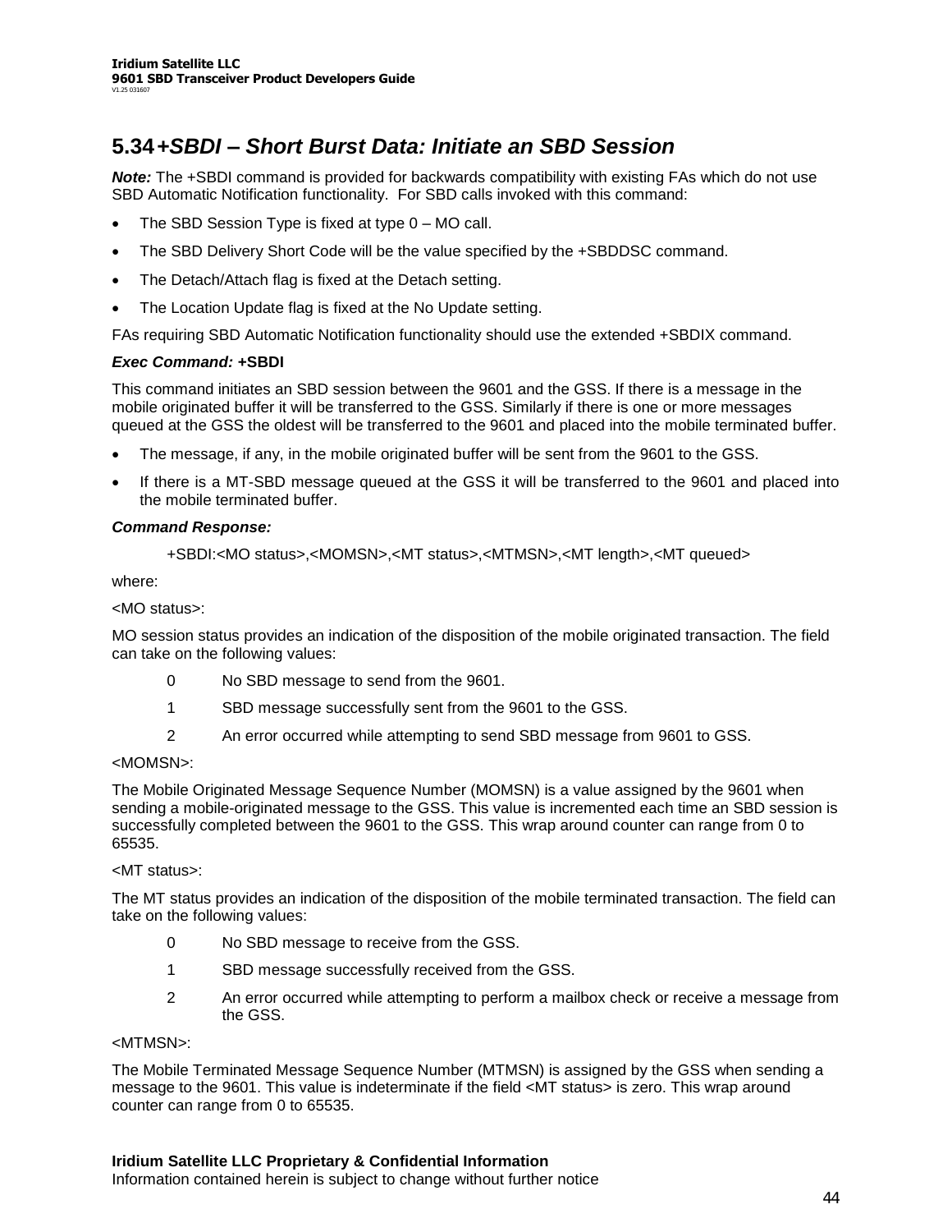## 5.34 *+SBDI – Short Burst Data: Initiate an SBD Session*

***Note:*** The +SBDI command is provided for backwards compatibility with existing FAs which do not use SBD Automatic Notification functionality. For SBD calls invoked with this command:

- The SBD Session Type is fixed at type 0 – MO call.
- The SBD Delivery Short Code will be the value specified by the +SBDDSC command.
- The Detach/Attach flag is fixed at the Detach setting.
- The Location Update flag is fixed at the No Update setting.

FAs requiring SBD Automatic Notification functionality should use the extended +SBDIX command.

***Exec Command:*** **+SBDI**

This command initiates an SBD session between the 9601 and the GSS. If there is a message in the mobile originated buffer it will be transferred to the GSS. Similarly if there is one or more messages queued at the GSS the oldest will be transferred to the 9601 and placed into the mobile terminated buffer.

- The message, if any, in the mobile originated buffer will be sent from the 9601 to the GSS.
- If there is a MT-SBD message queued at the GSS it will be transferred to the 9601 and placed into the mobile terminated buffer.

***Command Response:***

+SBDI:<MO status>,<MOMSN>,<MT status>,<MTMSN>,<MT length>,<MT queued>

where:

<MO status>:

MO session status provides an indication of the disposition of the mobile originated transaction. The field can take on the following values:

0 No SBD message to send from the 9601.

1 SBD message successfully sent from the 9601 to the GSS.

2 An error occurred while attempting to send SBD message from 9601 to GSS.

<MOMSN>:

The Mobile Originated Message Sequence Number (MOMSN) is a value assigned by the 9601 when sending a mobile-originated message to the GSS. This value is incremented each time an SBD session is successfully completed between the 9601 to the GSS. This wrap around counter can range from 0 to 65535.

<MT status>:

The MT status provides an indication of the disposition of the mobile terminated transaction. The field can take on the following values:

0 No SBD message to receive from the GSS.

1 SBD message successfully received from the GSS.

2 An error occurred while attempting to perform a mailbox check or receive a message from the GSS.

<MTMSN>:

The Mobile Terminated Message Sequence Number (MTMSN) is assigned by the GSS when sending a message to the 9601. This value is indeterminate if the field <MT status> is zero. This wrap around counter can range from 0 to 65535.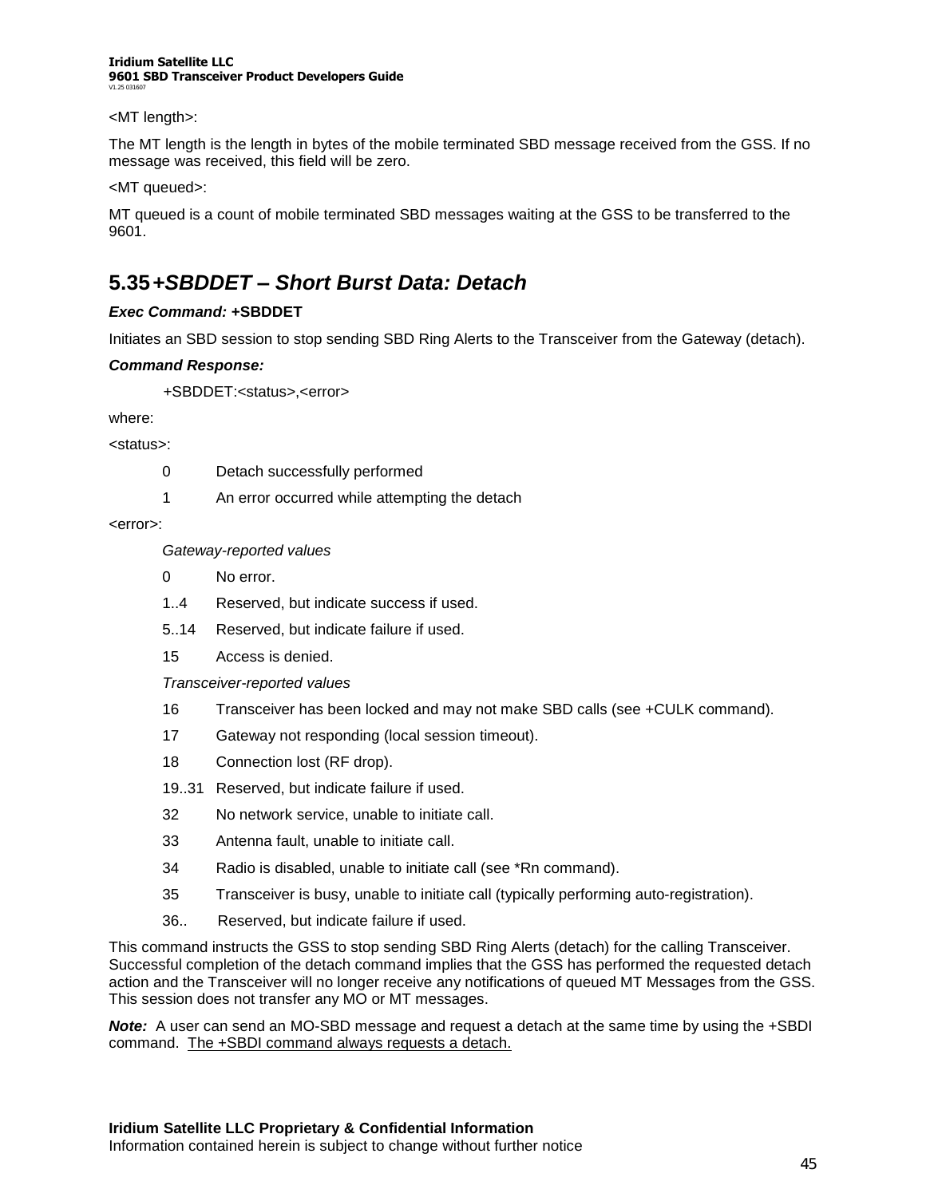<MT length>:

The MT length is the length in bytes of the mobile terminated SBD message received from the GSS. If no message was received, this field will be zero.

<MT queued>:

MT queued is a count of mobile terminated SBD messages waiting at the GSS to be transferred to the 9601.

## 5.35 *+SBDDET – Short Burst Data: Detach*

***Exec Command:*** **+SBDDET**

Initiates an SBD session to stop sending SBD Ring Alerts to the Transceiver from the Gateway (detach).

***Command Response:***

+SBDDET:<status>,<error>

where:

<status>:

- 0 Detach successfully performed
- 1 An error occurred while attempting the detach

<error>:

*Gateway-reported values*

- 0 No error.
- 1..4 Reserved, but indicate success if used.
- 5..14 Reserved, but indicate failure if used.
- 15 Access is denied.

*Transceiver-reported values*

- 16 Transceiver has been locked and may not make SBD calls (see +CULK command).
- 17 Gateway not responding (local session timeout).
- 18 Connection lost (RF drop).
- 19..31 Reserved, but indicate failure if used.
- 32 No network service, unable to initiate call.
- 33 Antenna fault, unable to initiate call.
- 34 Radio is disabled, unable to initiate call (see *Rn command).
- 35 Transceiver is busy, unable to initiate call (typically performing auto-registration).
- 36.. Reserved, but indicate failure if used.

This command instructs the GSS to stop sending SBD Ring Alerts (detach) for the calling Transceiver. Successful completion of the detach command implies that the GSS has performed the requested detach action and the Transceiver will no longer receive any notifications of queued MT Messages from the GSS. This session does not transfer any MO or MT messages.

***Note:*** A user can send an MO-SBD message and request a detach at the same time by using the +SBDI command. <u>The +SBDI command always requests a detach.</u>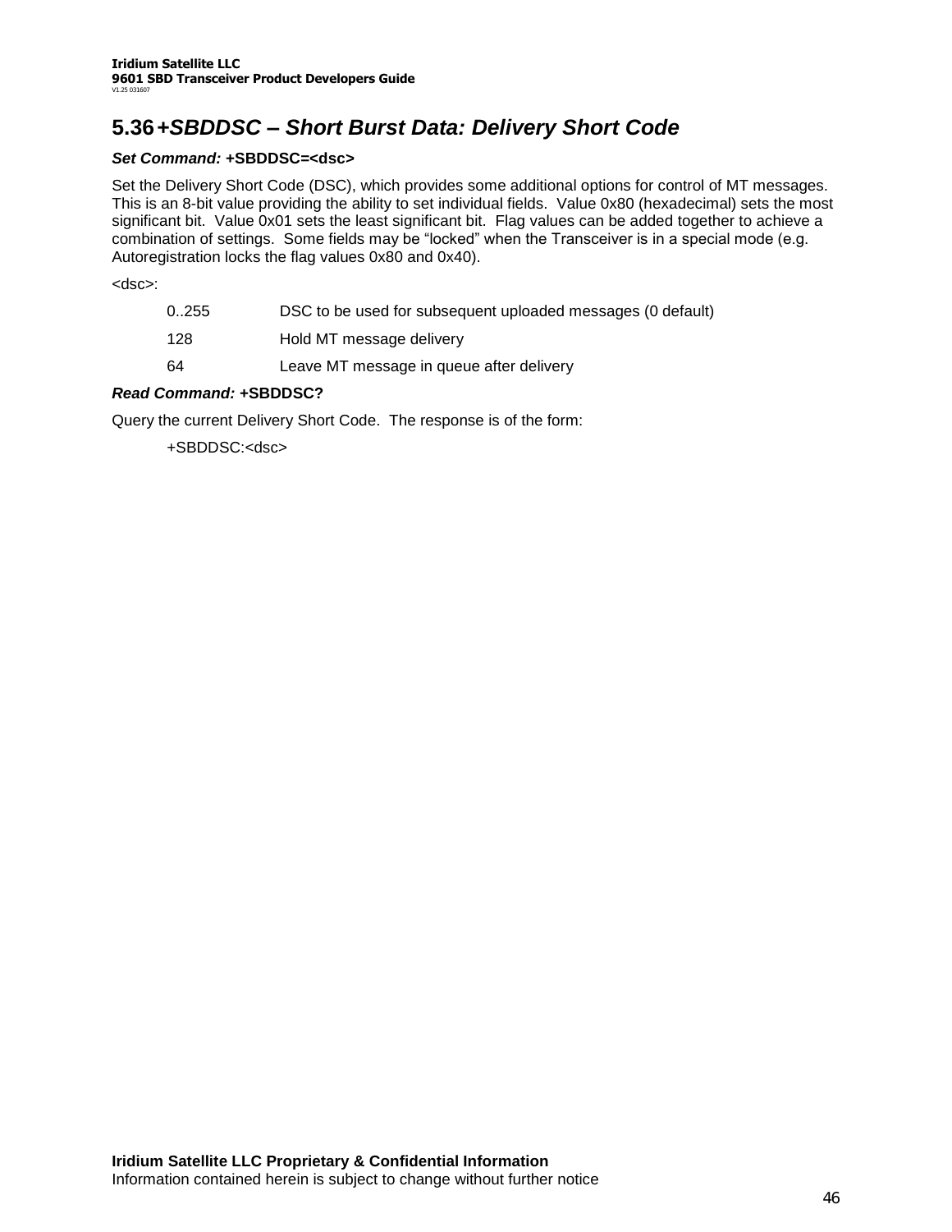## 5.36 *+SBDDSC – Short Burst Data: Delivery Short Code*

***Set Command:*** **+SBDDSC=<dsc>**

Set the Delivery Short Code (DSC), which provides some additional options for control of MT messages. This is an 8-bit value providing the ability to set individual fields. Value 0x80 (hexadecimal) sets the most significant bit. Value 0x01 sets the least significant bit. Flag values can be added together to achieve a combination of settings. Some fields may be "locked" when the Transceiver is in a special mode (e.g. Autoregistration locks the flag values 0x80 and 0x40).

<dsc>:

| | |
|---|---|
| 0..255 | DSC to be used for subsequent uploaded messages (0 default) |
| 128 | Hold MT message delivery |
| 64 | Leave MT message in queue after delivery |

***Read Command:*** **+SBDDSC?**

Query the current Delivery Short Code. The response is of the form:

+SBDDSC:<dsc>

**Iridium Satellite LLC Proprietary & Confidential Information**
Information contained herein is subject to change without further notice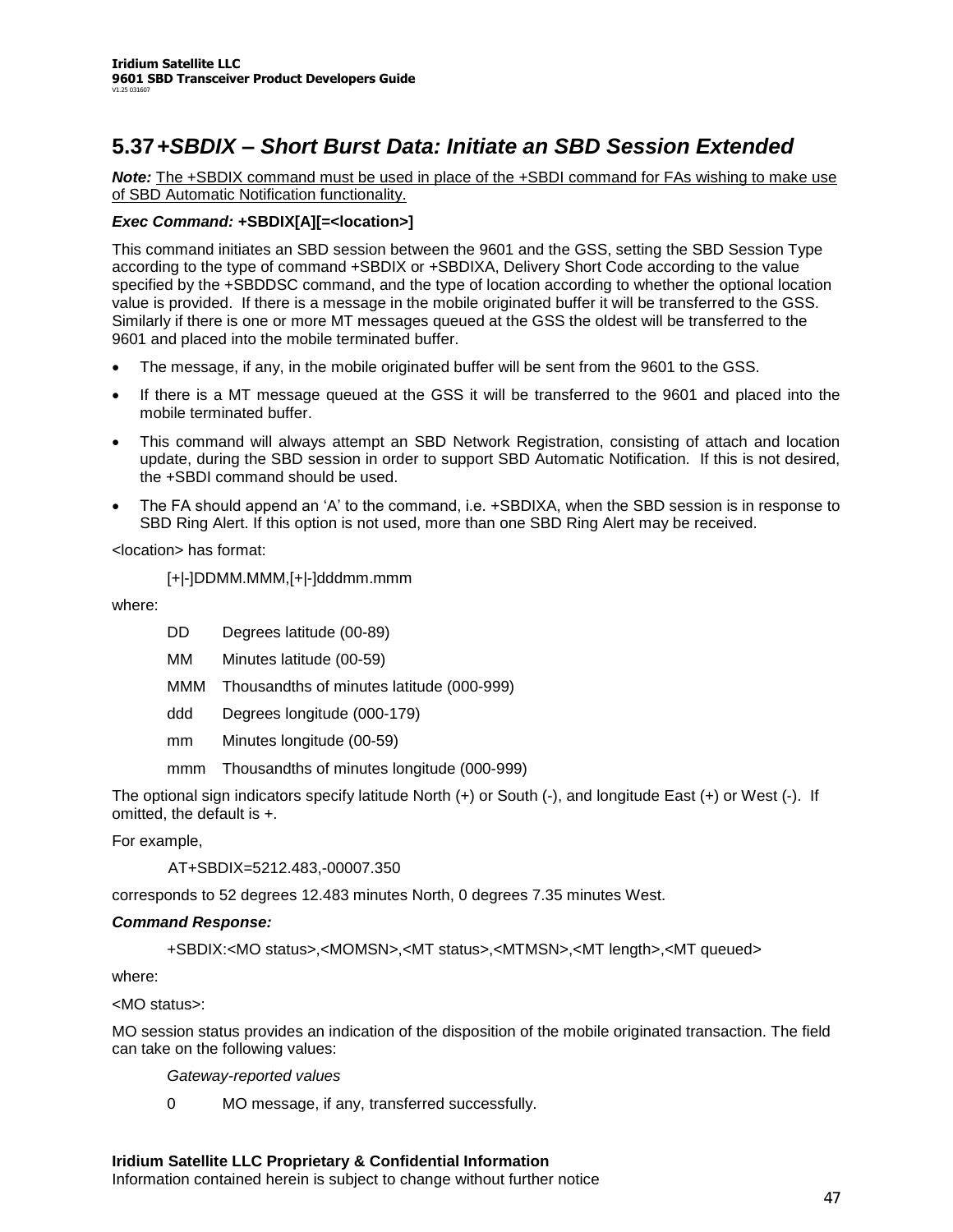## 5.37 *+SBDIX – Short Burst Data: Initiate an SBD Session Extended*

***Note:*** The +SBDIX command must be used in place of the +SBDI command for FAs wishing to make use of SBD Automatic Notification functionality.

***Exec Command:*** **+SBDIX[A][=<location>]**

This command initiates an SBD session between the 9601 and the GSS, setting the SBD Session Type according to the type of command +SBDIX or +SBDIXA, Delivery Short Code according to the value specified by the +SBDDSC command, and the type of location according to whether the optional location value is provided. If there is a message in the mobile originated buffer it will be transferred to the GSS. Similarly if there is one or more MT messages queued at the GSS the oldest will be transferred to the 9601 and placed into the mobile terminated buffer.

- The message, if any, in the mobile originated buffer will be sent from the 9601 to the GSS.
- If there is a MT message queued at the GSS it will be transferred to the 9601 and placed into the mobile terminated buffer.
- This command will always attempt an SBD Network Registration, consisting of attach and location update, during the SBD session in order to support SBD Automatic Notification. If this is not desired, the +SBDI command should be used.
- The FA should append an 'A' to the command, i.e. +SBDIXA, when the SBD session is in response to SBD Ring Alert. If this option is not used, more than one SBD Ring Alert may be received.

<location> has format:

```
[+|-]DDMM.MMM,[+|-]dddmm.mmm
```

where:

| | |
|---|---|
| DD | Degrees latitude (00-89) |
| MM | Minutes latitude (00-59) |
| MMM | Thousandths of minutes latitude (000-999) |
| ddd | Degrees longitude (000-179) |
| mm | Minutes longitude (00-59) |
| mmm | Thousandths of minutes longitude (000-999) |

The optional sign indicators specify latitude North (+) or South (-), and longitude East (+) or West (-). If omitted, the default is +.

For example,

```
AT+SBDIX=5212.483,-00007.350
```

corresponds to 52 degrees 12.483 minutes North, 0 degrees 7.35 minutes West.

***Command Response:***

```
+SBDIX:<MO status>,<MOMSN>,<MT status>,<MTMSN>,<MT length>,<MT queued>
```

where:

<MO status>:

MO session status provides an indication of the disposition of the mobile originated transaction. The field can take on the following values:

*Gateway-reported values*

| | |
|---|---|
| 0 | MO message, if any, transferred successfully. |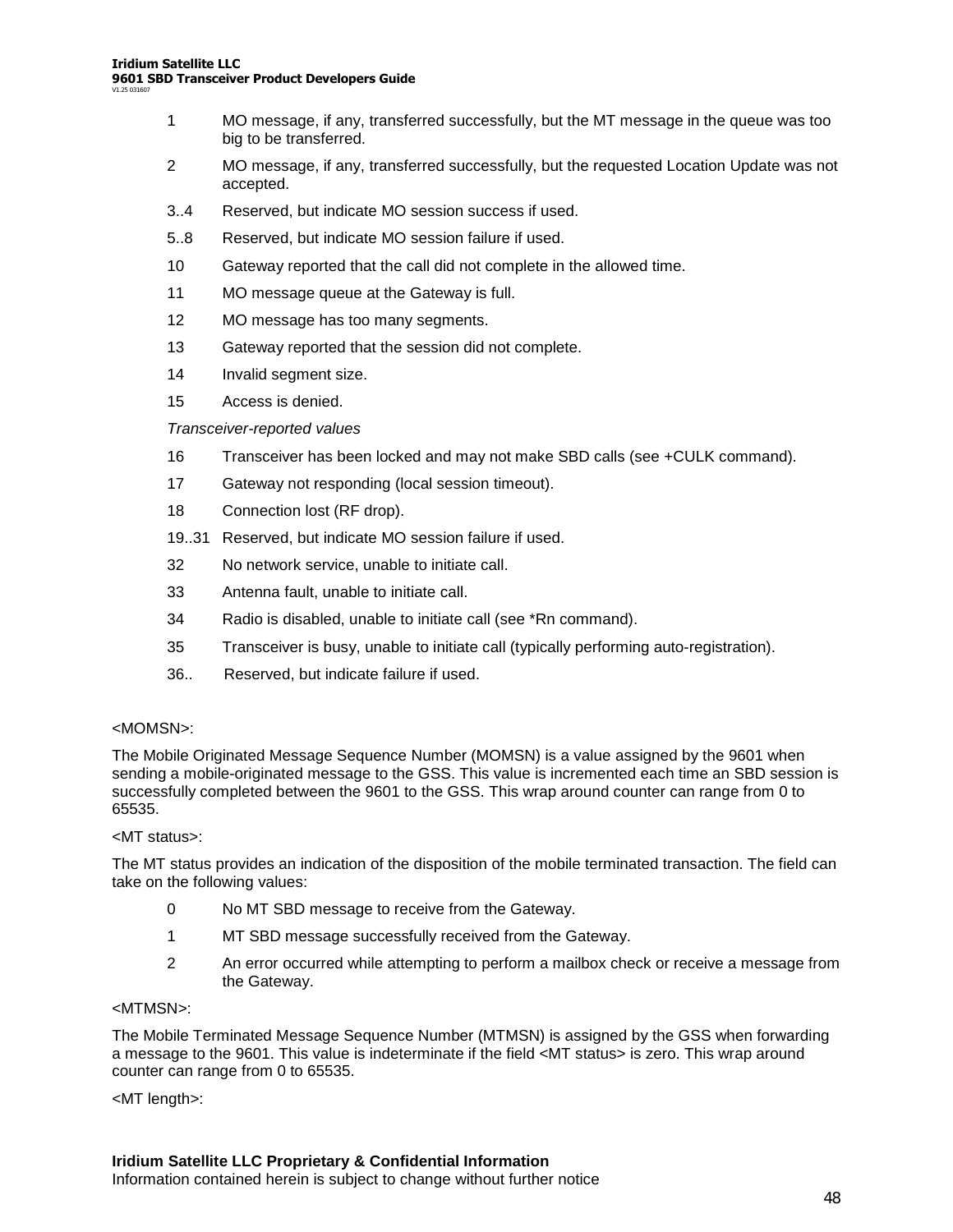| | |
|---|---|
| 1 | MO message, if any, transferred successfully, but the MT message in the queue was too big to be transferred. |
| 2 | MO message, if any, transferred successfully, but the requested Location Update was not accepted. |
| 3..4 | Reserved, but indicate MO session success if used. |
| 5..8 | Reserved, but indicate MO session failure if used. |
| 10 | Gateway reported that the call did not complete in the allowed time. |
| 11 | MO message queue at the Gateway is full. |
| 12 | MO message has too many segments. |
| 13 | Gateway reported that the session did not complete. |
| 14 | Invalid segment size. |
| 15 | Access is denied. |

*Transceiver-reported values*

| | |
|---|---|
| 16 | Transceiver has been locked and may not make SBD calls (see +CULK command). |
| 17 | Gateway not responding (local session timeout). |
| 18 | Connection lost (RF drop). |
| 19..31 | Reserved, but indicate MO session failure if used. |
| 32 | No network service, unable to initiate call. |
| 33 | Antenna fault, unable to initiate call. |
| 34 | Radio is disabled, unable to initiate call (see *Rn command). |
| 35 | Transceiver is busy, unable to initiate call (typically performing auto-registration). |
| 36.. | Reserved, but indicate failure if used. |

<MOMSN>:

The Mobile Originated Message Sequence Number (MOMSN) is a value assigned by the 9601 when sending a mobile-originated message to the GSS. This value is incremented each time an SBD session is successfully completed between the 9601 to the GSS. This wrap around counter can range from 0 to 65535.

<MT status>:

The MT status provides an indication of the disposition of the mobile terminated transaction. The field can take on the following values:

| | |
|---|---|
| 0 | No MT SBD message to receive from the Gateway. |
| 1 | MT SBD message successfully received from the Gateway. |
| 2 | An error occurred while attempting to perform a mailbox check or receive a message from the Gateway. |

<MTMSN>:

The Mobile Terminated Message Sequence Number (MTMSN) is assigned by the GSS when forwarding a message to the 9601. This value is indeterminate if the field <MT status> is zero. This wrap around counter can range from 0 to 65535.

<MT length>: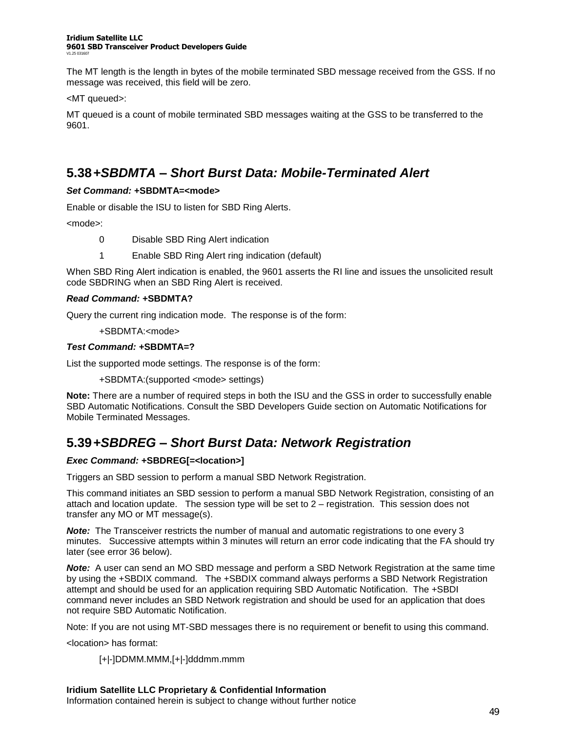The MT length is the length in bytes of the mobile terminated SBD message received from the GSS. If no message was received, this field will be zero.

<MT queued>:

MT queued is a count of mobile terminated SBD messages waiting at the GSS to be transferred to the 9601.

## 5.38 +SBDMTA – Short Burst Data: Mobile-Terminated Alert

***Set Command:*** **+SBDMTA=<mode>**

Enable or disable the ISU to listen for SBD Ring Alerts.

<mode>:

- 0 Disable SBD Ring Alert indication
- 1 Enable SBD Ring Alert ring indication (default)

When SBD Ring Alert indication is enabled, the 9601 asserts the RI line and issues the unsolicited result code SBDRING when an SBD Ring Alert is received.

***Read Command:*** **+SBDMTA?**

Query the current ring indication mode. The response is of the form:

+SBDMTA:<mode>

***Test Command:*** **+SBDMTA=?**

List the supported mode settings. The response is of the form:

+SBDMTA:(supported <mode> settings)

**Note:** There are a number of required steps in both the ISU and the GSS in order to successfully enable SBD Automatic Notifications. Consult the SBD Developers Guide section on Automatic Notifications for Mobile Terminated Messages.

## 5.39 +SBDREG – Short Burst Data: Network Registration

***Exec Command:*** **+SBDREG[=<location>]**

Triggers an SBD session to perform a manual SBD Network Registration.

This command initiates an SBD session to perform a manual SBD Network Registration, consisting of an attach and location update. The session type will be set to 2 – registration. This session does not transfer any MO or MT message(s).

***Note:*** The Transceiver restricts the number of manual and automatic registrations to one every 3 minutes. Successive attempts within 3 minutes will return an error code indicating that the FA should try later (see error 36 below).

***Note:*** A user can send an MO SBD message and perform a SBD Network Registration at the same time by using the +SBDIX command. The +SBDIX command always performs a SBD Network Registration attempt and should be used for an application requiring SBD Automatic Notification. The +SBDI command never includes an SBD Network registration and should be used for an application that does not require SBD Automatic Notification.

Note: If you are not using MT-SBD messages there is no requirement or benefit to using this command.

<location> has format:

[+|-]DDMM.MMM,[+|-]dddmm.mmm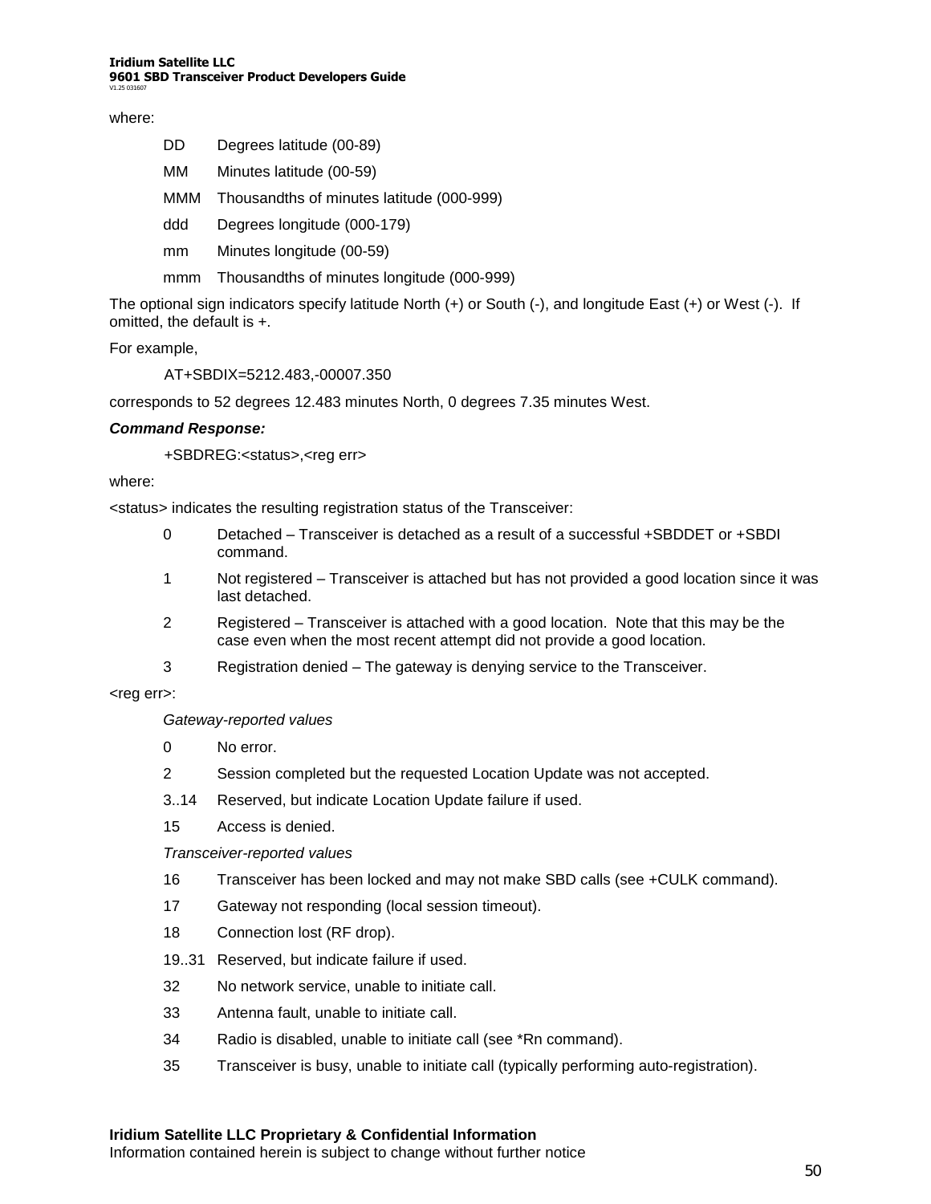where:

| | |
|---|---|
| DD | Degrees latitude (00-89) |
| MM | Minutes latitude (00-59) |
| MMM | Thousandths of minutes latitude (000-999) |
| ddd | Degrees longitude (000-179) |
| mm | Minutes longitude (00-59) |
| mmm | Thousandths of minutes longitude (000-999) |

The optional sign indicators specify latitude North (+) or South (-), and longitude East (+) or West (-). If omitted, the default is +.

For example,

```
AT+SBDIX=5212.483,-00007.350
```

corresponds to 52 degrees 12.483 minutes North, 0 degrees 7.35 minutes West.

***Command Response:***

```
+SBDREG:<status>,<reg err>
```

where:

<status> indicates the resulting registration status of the Transceiver:

| | |
|---|---|
| 0 | Detached – Transceiver is detached as a result of a successful +SBDDET or +SBDI command. |
| 1 | Not registered – Transceiver is attached but has not provided a good location since it was last detached. |
| 2 | Registered – Transceiver is attached with a good location. Note that this may be the case even when the most recent attempt did not provide a good location. |
| 3 | Registration denied – The gateway is denying service to the Transceiver. |

<reg err>:

*Gateway-reported values*

| | |
|---|---|
| 0 | No error. |
| 2 | Session completed but the requested Location Update was not accepted. |
| 3..14 | Reserved, but indicate Location Update failure if used. |
| 15 | Access is denied. |

*Transceiver-reported values*

| | |
|---|---|
| 16 | Transceiver has been locked and may not make SBD calls (see +CULK command). |
| 17 | Gateway not responding (local session timeout). |
| 18 | Connection lost (RF drop). |
| 19..31 | Reserved, but indicate failure if used. |
| 32 | No network service, unable to initiate call. |
| 33 | Antenna fault, unable to initiate call. |
| 34 | Radio is disabled, unable to initiate call (see *Rn command). |
| 35 | Transceiver is busy, unable to initiate call (typically performing auto-registration). |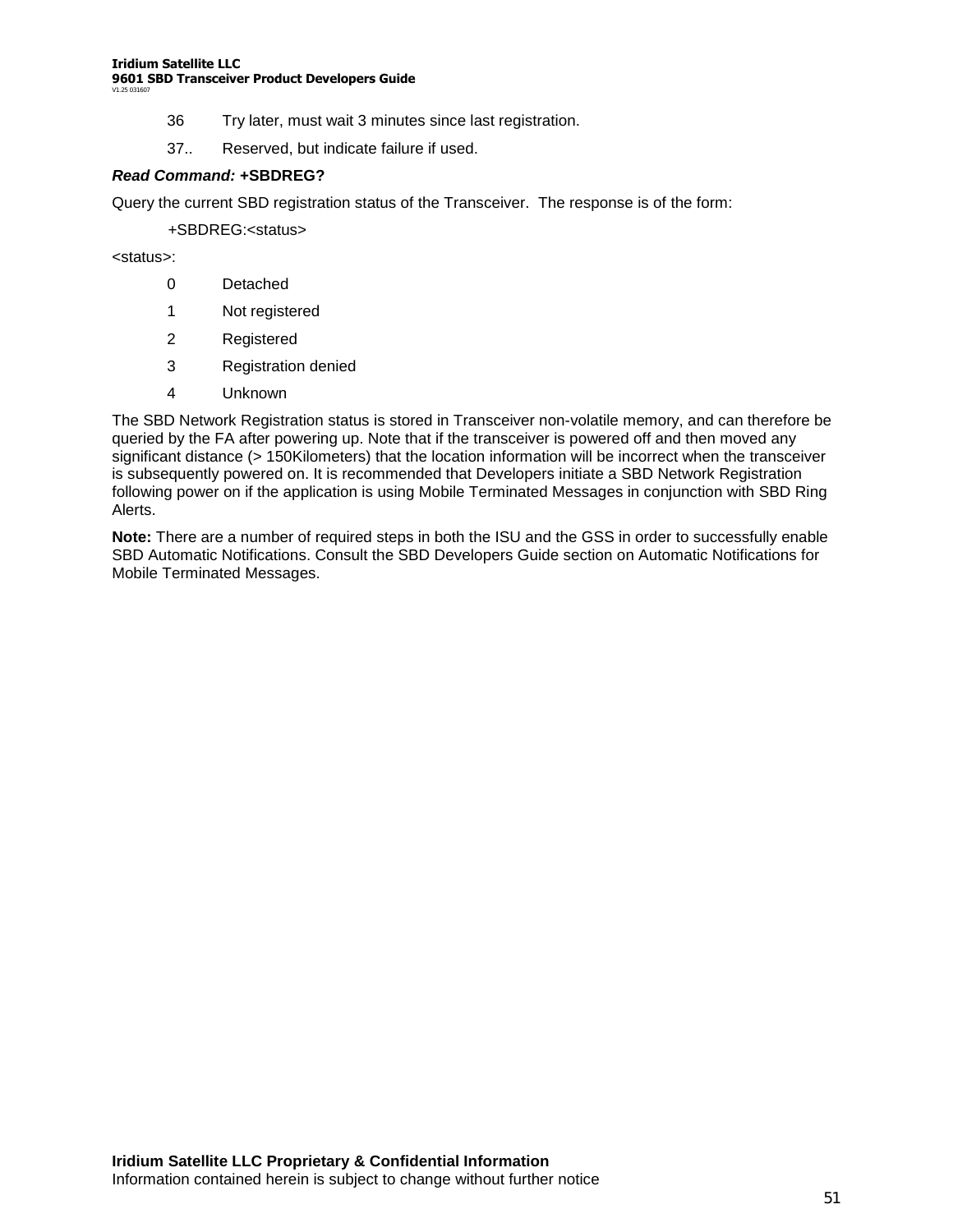36 Try later, must wait 3 minutes since last registration.

37.. Reserved, but indicate failure if used.

***Read Command:*** **+SBDREG?**

Query the current SBD registration status of the Transceiver. The response is of the form:

+SBDREG:<status>

<status>:

0 Detached

1 Not registered

2 Registered

3 Registration denied

4 Unknown

The SBD Network Registration status is stored in Transceiver non-volatile memory, and can therefore be queried by the FA after powering up. Note that if the transceiver is powered off and then moved any significant distance (> 150Kilometers) that the location information will be incorrect when the transceiver is subsequently powered on. It is recommended that Developers initiate a SBD Network Registration following power on if the application is using Mobile Terminated Messages in conjunction with SBD Ring Alerts.

**Note:** There are a number of required steps in both the ISU and the GSS in order to successfully enable SBD Automatic Notifications. Consult the SBD Developers Guide section on Automatic Notifications for Mobile Terminated Messages.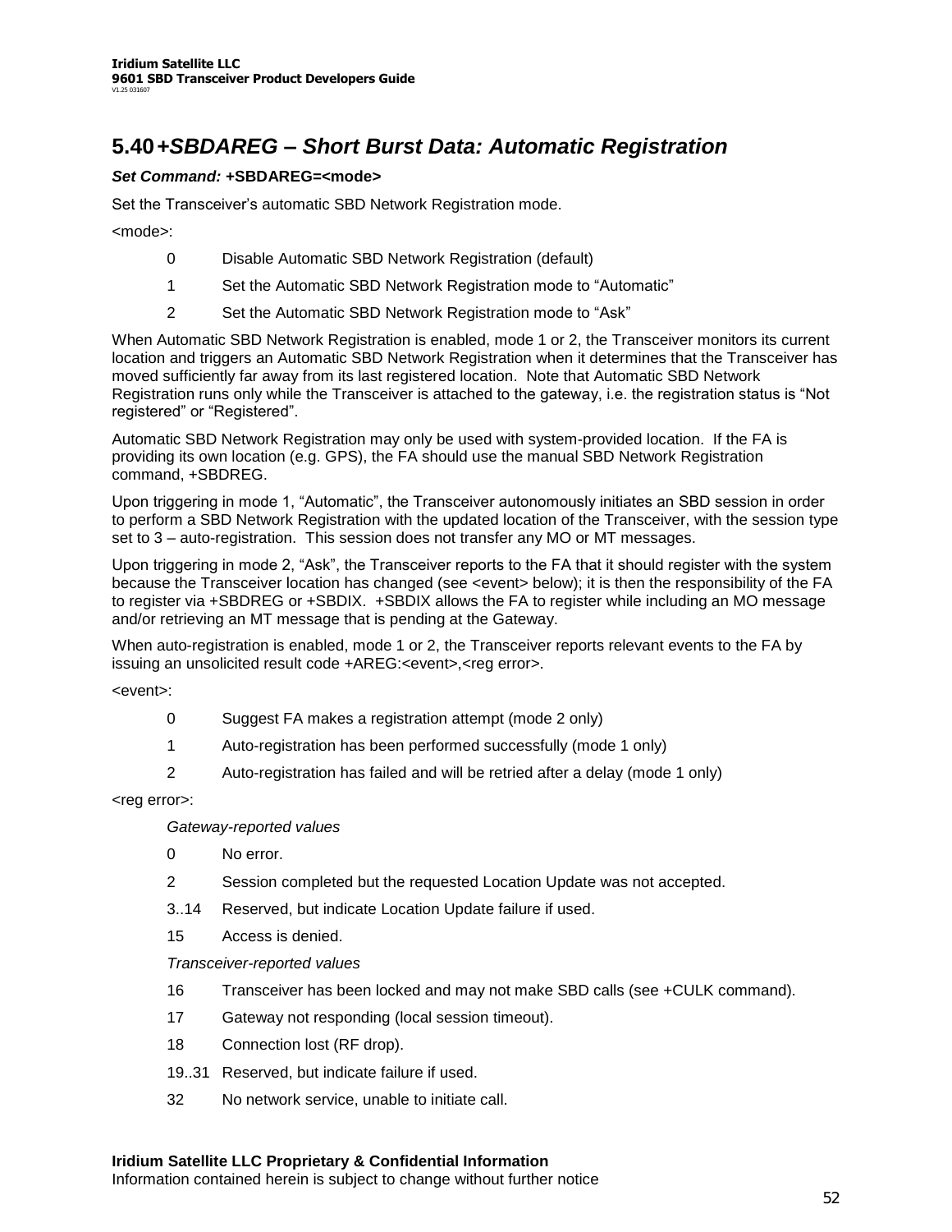## 5.40 *+SBDAREG – Short Burst Data: Automatic Registration*

***Set Command:* +SBDAREG=<mode>**

Set the Transceiver's automatic SBD Network Registration mode.

<mode>:

- 0 Disable Automatic SBD Network Registration (default)
- 1 Set the Automatic SBD Network Registration mode to "Automatic"
- 2 Set the Automatic SBD Network Registration mode to "Ask"

When Automatic SBD Network Registration is enabled, mode 1 or 2, the Transceiver monitors its current location and triggers an Automatic SBD Network Registration when it determines that the Transceiver has moved sufficiently far away from its last registered location. Note that Automatic SBD Network Registration runs only while the Transceiver is attached to the gateway, i.e. the registration status is "Not registered" or "Registered".

Automatic SBD Network Registration may only be used with system-provided location. If the FA is providing its own location (e.g. GPS), the FA should use the manual SBD Network Registration command, +SBDREG.

Upon triggering in mode 1, "Automatic", the Transceiver autonomously initiates an SBD session in order to perform a SBD Network Registration with the updated location of the Transceiver, with the session type set to 3 – auto-registration. This session does not transfer any MO or MT messages.

Upon triggering in mode 2, "Ask", the Transceiver reports to the FA that it should register with the system because the Transceiver location has changed (see <event> below); it is then the responsibility of the FA to register via +SBDREG or +SBDIX. +SBDIX allows the FA to register while including an MO message and/or retrieving an MT message that is pending at the Gateway.

When auto-registration is enabled, mode 1 or 2, the Transceiver reports relevant events to the FA by issuing an unsolicited result code +AREG:<event>,<reg error>.

<event>:

- 0 Suggest FA makes a registration attempt (mode 2 only)
- 1 Auto-registration has been performed successfully (mode 1 only)
- 2 Auto-registration has failed and will be retried after a delay (mode 1 only)

<reg error>:

*Gateway-reported values*

- 0 No error.
- 2 Session completed but the requested Location Update was not accepted.
- 3..14 Reserved, but indicate Location Update failure if used.
- 15 Access is denied.

*Transceiver-reported values*

- 16 Transceiver has been locked and may not make SBD calls (see +CULK command).
- 17 Gateway not responding (local session timeout).
- 18 Connection lost (RF drop).
- 19..31 Reserved, but indicate failure if used.
- 32 No network service, unable to initiate call.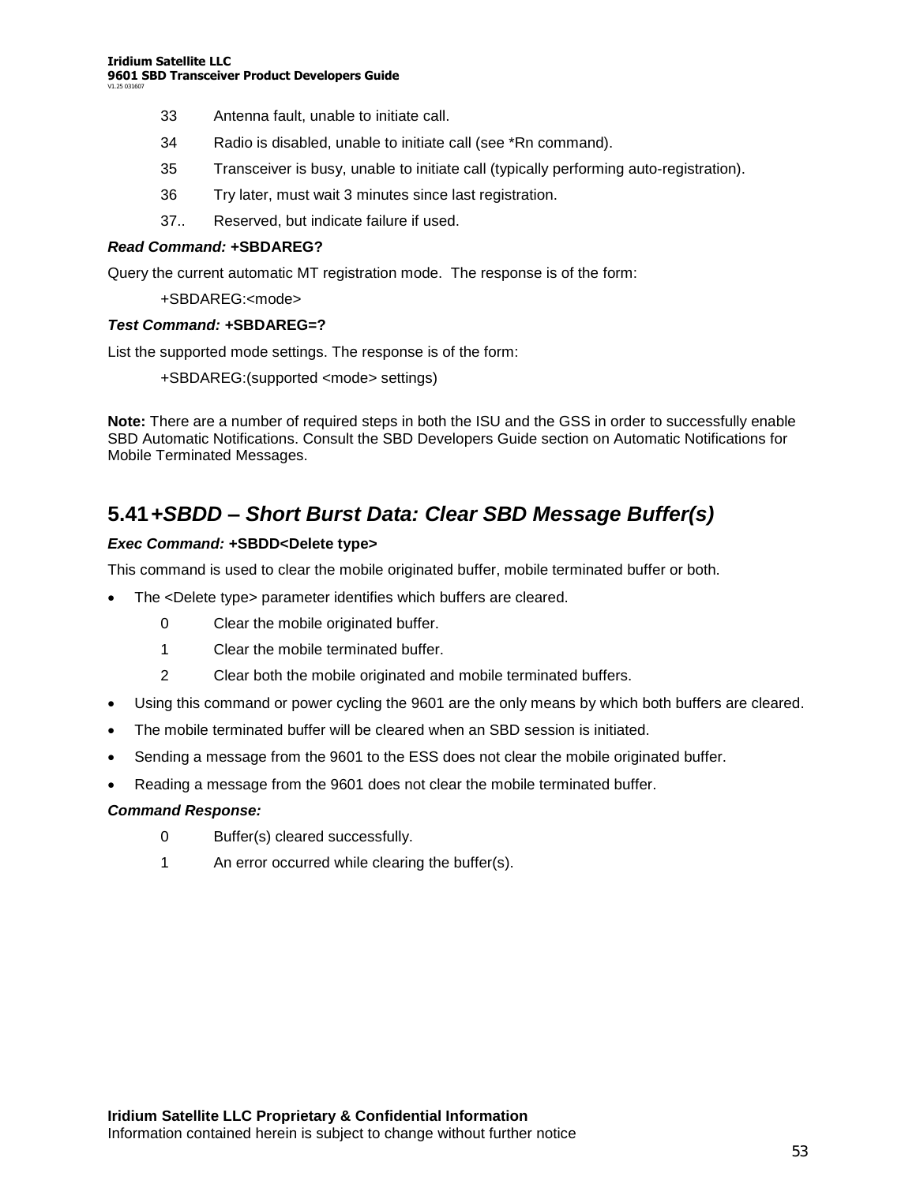33 Antenna fault, unable to initiate call.

34 Radio is disabled, unable to initiate call (see *Rn command).

35 Transceiver is busy, unable to initiate call (typically performing auto-registration).

36 Try later, must wait 3 minutes since last registration.

37.. Reserved, but indicate failure if used.

***Read Command:* +SBDAREG?**

Query the current automatic MT registration mode. The response is of the form:

+SBDAREG:<mode>

***Test Command:* +SBDAREG=?**

List the supported mode settings. The response is of the form:

+SBDAREG:(supported <mode> settings)

**Note:** There are a number of required steps in both the ISU and the GSS in order to successfully enable SBD Automatic Notifications. Consult the SBD Developers Guide section on Automatic Notifications for Mobile Terminated Messages.

## 5.41 *+SBDD – Short Burst Data: Clear SBD Message Buffer(s)*

***Exec Command:* +SBDD<Delete type>**

This command is used to clear the mobile originated buffer, mobile terminated buffer or both.

- The <Delete type> parameter identifies which buffers are cleared.

  0 Clear the mobile originated buffer.

  1 Clear the mobile terminated buffer.

  2 Clear both the mobile originated and mobile terminated buffers.

- Using this command or power cycling the 9601 are the only means by which both buffers are cleared.
- The mobile terminated buffer will be cleared when an SBD session is initiated.
- Sending a message from the 9601 to the ESS does not clear the mobile originated buffer.
- Reading a message from the 9601 does not clear the mobile terminated buffer.

***Command Response:***

0 Buffer(s) cleared successfully.

1 An error occurred while clearing the buffer(s).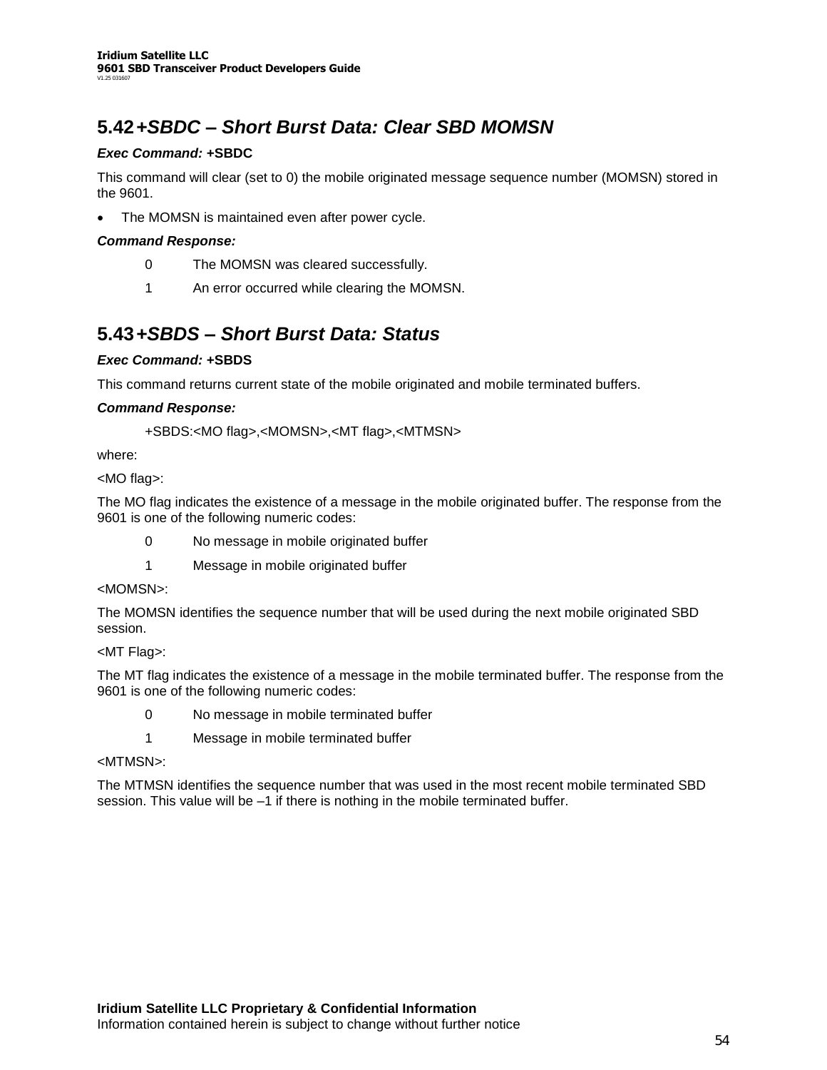## 5.42 *+SBDC – Short Burst Data: Clear SBD MOMSN*

***Exec Command:*** **+SBDC**

This command will clear (set to 0) the mobile originated message sequence number (MOMSN) stored in the 9601.

- The MOMSN is maintained even after power cycle.

***Command Response:***

| | |
|---|---|
| 0 | The MOMSN was cleared successfully. |
| 1 | An error occurred while clearing the MOMSN. |

## 5.43 *+SBDS – Short Burst Data: Status*

***Exec Command:*** **+SBDS**

This command returns current state of the mobile originated and mobile terminated buffers.

***Command Response:***

+SBDS:<MO flag>,<MOMSN>,<MT flag>,<MTMSN>

where:

<MO flag>:

The MO flag indicates the existence of a message in the mobile originated buffer. The response from the 9601 is one of the following numeric codes:

| | |
|---|---|
| 0 | No message in mobile originated buffer |
| 1 | Message in mobile originated buffer |

<MOMSN>:

The MOMSN identifies the sequence number that will be used during the next mobile originated SBD session.

<MT Flag>:

The MT flag indicates the existence of a message in the mobile terminated buffer. The response from the 9601 is one of the following numeric codes:

| | |
|---|---|
| 0 | No message in mobile terminated buffer |
| 1 | Message in mobile terminated buffer |

<MTMSN>:

The MTMSN identifies the sequence number that was used in the most recent mobile terminated SBD session. This value will be –1 if there is nothing in the mobile terminated buffer.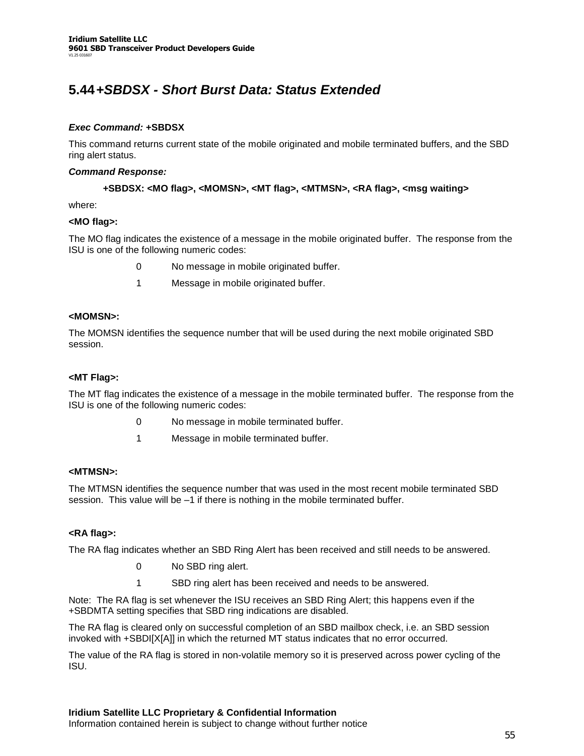## 5.44 *+SBDSX - Short Burst Data: Status Extended*

***Exec Command:*** **+SBDSX**

This command returns current state of the mobile originated and mobile terminated buffers, and the SBD ring alert status.

***Command Response:***

**+SBDSX: <MO flag>, <MOMSN>, <MT flag>, <MTMSN>, <RA flag>, <msg waiting>**

where:

**<MO flag>:**

The MO flag indicates the existence of a message in the mobile originated buffer. The response from the ISU is one of the following numeric codes:

- 0 No message in mobile originated buffer.
- 1 Message in mobile originated buffer.

**<MOMSN>:**

The MOMSN identifies the sequence number that will be used during the next mobile originated SBD session.

**<MT Flag>:**

The MT flag indicates the existence of a message in the mobile terminated buffer. The response from the ISU is one of the following numeric codes:

- 0 No message in mobile terminated buffer.
- 1 Message in mobile terminated buffer.

**<MTMSN>:**

The MTMSN identifies the sequence number that was used in the most recent mobile terminated SBD session. This value will be –1 if there is nothing in the mobile terminated buffer.

**<RA flag>:**

The RA flag indicates whether an SBD Ring Alert has been received and still needs to be answered.

- 0 No SBD ring alert.
- 1 SBD ring alert has been received and needs to be answered.

Note: The RA flag is set whenever the ISU receives an SBD Ring Alert; this happens even if the +SBDMTA setting specifies that SBD ring indications are disabled.

The RA flag is cleared only on successful completion of an SBD mailbox check, i.e. an SBD session invoked with +SBDI[X[A]] in which the returned MT status indicates that no error occurred.

The value of the RA flag is stored in non-volatile memory so it is preserved across power cycling of the ISU.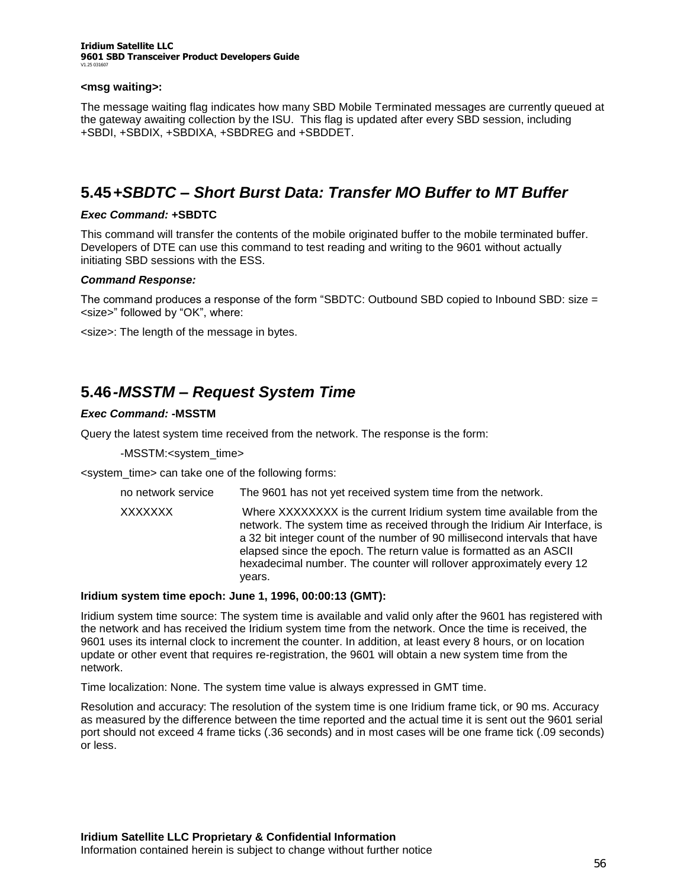**<msg waiting>:**

The message waiting flag indicates how many SBD Mobile Terminated messages are currently queued at the gateway awaiting collection by the ISU. This flag is updated after every SBD session, including +SBDI, +SBDIX, +SBDIXA, +SBDREG and +SBDDET.

## 5.45 *+SBDTC – Short Burst Data: Transfer MO Buffer to MT Buffer*

***Exec Command:*** **+SBDTC**

This command will transfer the contents of the mobile originated buffer to the mobile terminated buffer. Developers of DTE can use this command to test reading and writing to the 9601 without actually initiating SBD sessions with the ESS.

***Command Response:***

The command produces a response of the form "SBDTC: Outbound SBD copied to Inbound SBD: size = <size>" followed by "OK", where:

<size>: The length of the message in bytes.

## 5.46 *-MSSTM – Request System Time*

***Exec Command:*** **-MSSTM**

Query the latest system time received from the network. The response is the form:

-MSSTM:<system_time>

<system_time> can take one of the following forms:

| | |
|---|---|
| no network service | The 9601 has not yet received system time from the network. |
| XXXXXXX | Where XXXXXXXX is the current Iridium system time available from the network. The system time as received through the Iridium Air Interface, is a 32 bit integer count of the number of 90 millisecond intervals that have elapsed since the epoch. The return value is formatted as an ASCII hexadecimal number. The counter will rollover approximately every 12 years. |

**Iridium system time epoch: June 1, 1996, 00:00:13 (GMT):**

Iridium system time source: The system time is available and valid only after the 9601 has registered with the network and has received the Iridium system time from the network. Once the time is received, the 9601 uses its internal clock to increment the counter. In addition, at least every 8 hours, or on location update or other event that requires re-registration, the 9601 will obtain a new system time from the network.

Time localization: None. The system time value is always expressed in GMT time.

Resolution and accuracy: The resolution of the system time is one Iridium frame tick, or 90 ms. Accuracy as measured by the difference between the time reported and the actual time it is sent out the 9601 serial port should not exceed 4 frame ticks (.36 seconds) and in most cases will be one frame tick (.09 seconds) or less.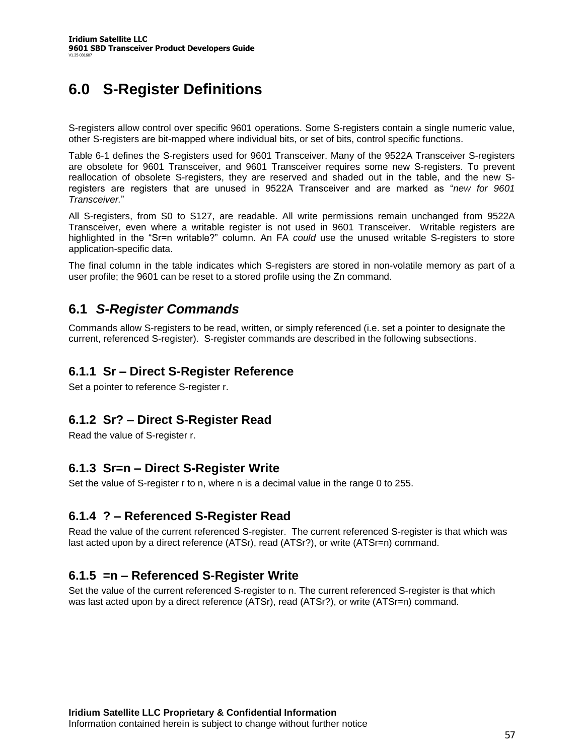# 6.0 S-Register Definitions

S-registers allow control over specific 9601 operations. Some S-registers contain a single numeric value, other S-registers are bit-mapped where individual bits, or set of bits, control specific functions.

Table 6-1 defines the S-registers used for 9601 Transceiver. Many of the 9522A Transceiver S-registers are obsolete for 9601 Transceiver, and 9601 Transceiver requires some new S-registers. To prevent reallocation of obsolete S-registers, they are reserved and shaded out in the table, and the new S-registers are registers that are unused in 9522A Transceiver and are marked as "*new for 9601 Transceiver.*"

All S-registers, from S0 to S127, are readable. All write permissions remain unchanged from 9522A Transceiver, even where a writable register is not used in 9601 Transceiver. Writable registers are highlighted in the "Sr=n writable?" column. An FA *could* use the unused writable S-registers to store application-specific data.

The final column in the table indicates which S-registers are stored in non-volatile memory as part of a user profile; the 9601 can be reset to a stored profile using the Zn command.

## 6.1 *S-Register Commands*

Commands allow S-registers to be read, written, or simply referenced (i.e. set a pointer to designate the current, referenced S-register). S-register commands are described in the following subsections.

### 6.1.1 Sr – Direct S-Register Reference

Set a pointer to reference S-register r.

### 6.1.2 Sr? – Direct S-Register Read

Read the value of S-register r.

### 6.1.3 Sr=n – Direct S-Register Write

Set the value of S-register r to n, where n is a decimal value in the range 0 to 255.

### 6.1.4 ? – Referenced S-Register Read

Read the value of the current referenced S-register. The current referenced S-register is that which was last acted upon by a direct reference (ATSr), read (ATSr?), or write (ATSr=n) command.

### 6.1.5 =n – Referenced S-Register Write

Set the value of the current referenced S-register to n. The current referenced S-register is that which was last acted upon by a direct reference (ATSr), read (ATSr?), or write (ATSr=n) command.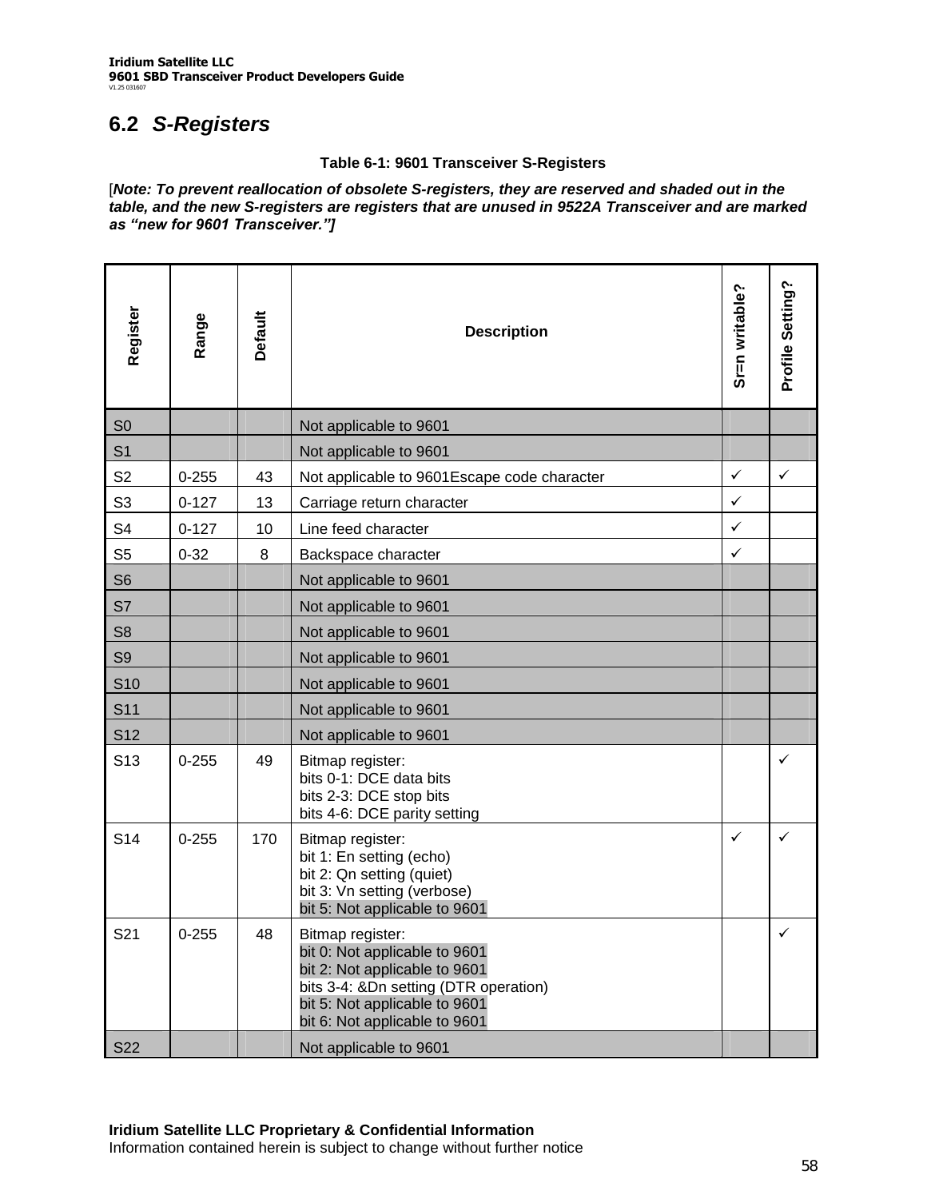## 6.2 *S-Registers*

**Table 6-1: 9601 Transceiver S-Registers**

[***Note: To prevent reallocation of obsolete S-registers, they are reserved and shaded out in the table, and the new S-registers are registers that are unused in 9522A Transceiver and are marked as "new for 9601 Transceiver."]***

| Register | Range | Default | Description | Sr=n writable? | Profile Setting? |
|---|---|---|---|---|---|
| S0 | | | Not applicable to 9601 | | |
| S1 | | | Not applicable to 9601 | | |
| S2 | 0-255 | 43 | Not applicable to 9601Escape code character | ✓ | ✓ |
| S3 | 0-127 | 13 | Carriage return character | ✓ | |
| S4 | 0-127 | 10 | Line feed character | ✓ | |
| S5 | 0-32 | 8 | Backspace character | ✓ | |
| S6 | | | Not applicable to 9601 | | |
| S7 | | | Not applicable to 9601 | | |
| S8 | | | Not applicable to 9601 | | |
| S9 | | | Not applicable to 9601 | | |
| S10 | | | Not applicable to 9601 | | |
| S11 | | | Not applicable to 9601 | | |
| S12 | | | Not applicable to 9601 | | |
| S13 | 0-255 | 49 | Bitmap register:<br>bits 0-1: DCE data bits<br>bits 2-3: DCE stop bits<br>bits 4-6: DCE parity setting | | ✓ |
| S14 | 0-255 | 170 | Bitmap register:<br>bit 1: En setting (echo)<br>bit 2: Qn setting (quiet)<br>bit 3: Vn setting (verbose)<br>bit 5: Not applicable to 9601 | ✓ | ✓ |
| S21 | 0-255 | 48 | Bitmap register:<br>bit 0: Not applicable to 9601<br>bit 2: Not applicable to 9601<br>bits 3-4: &Dn setting (DTR operation)<br>bit 5: Not applicable to 9601<br>bit 6: Not applicable to 9601 | | ✓ |
| S22 | | | Not applicable to 9601 | | |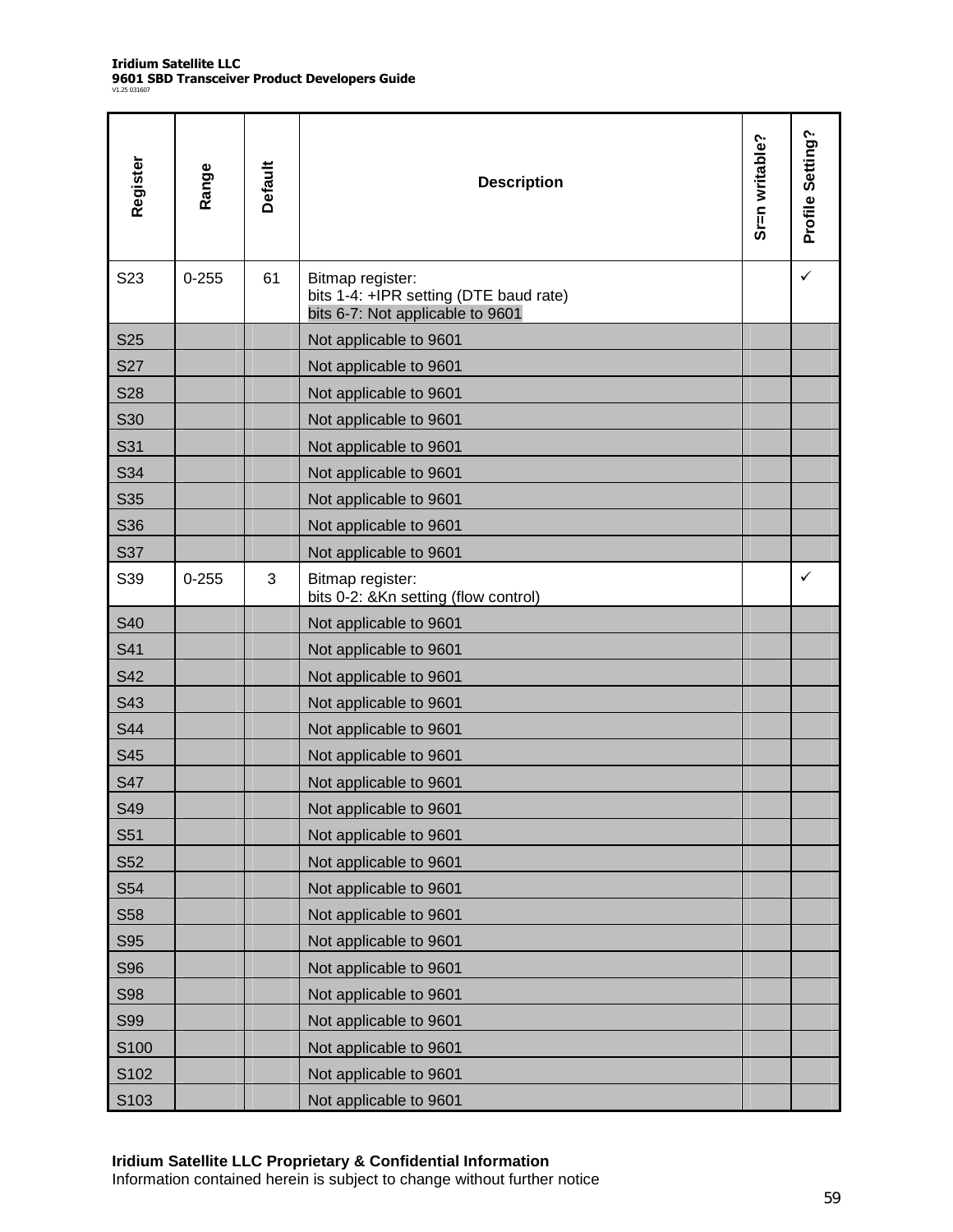| Register | Range | Default | Description | Sr=n writable? | Profile Setting? |
|---|---|---|---|---|---|
| S23 | 0-255 | 61 | Bitmap register:<br>bits 1-4: +IPR setting (DTE baud rate)<br>bits 6-7: Not applicable to 9601 | | ✓ |
| S25 | | | Not applicable to 9601 | | |
| S27 | | | Not applicable to 9601 | | |
| S28 | | | Not applicable to 9601 | | |
| S30 | | | Not applicable to 9601 | | |
| S31 | | | Not applicable to 9601 | | |
| S34 | | | Not applicable to 9601 | | |
| S35 | | | Not applicable to 9601 | | |
| S36 | | | Not applicable to 9601 | | |
| S37 | | | Not applicable to 9601 | | |
| S39 | 0-255 | 3 | Bitmap register:<br>bits 0-2: &Kn setting (flow control) | | ✓ |
| S40 | | | Not applicable to 9601 | | |
| S41 | | | Not applicable to 9601 | | |
| S42 | | | Not applicable to 9601 | | |
| S43 | | | Not applicable to 9601 | | |
| S44 | | | Not applicable to 9601 | | |
| S45 | | | Not applicable to 9601 | | |
| S47 | | | Not applicable to 9601 | | |
| S49 | | | Not applicable to 9601 | | |
| S51 | | | Not applicable to 9601 | | |
| S52 | | | Not applicable to 9601 | | |
| S54 | | | Not applicable to 9601 | | |
| S58 | | | Not applicable to 9601 | | |
| S95 | | | Not applicable to 9601 | | |
| S96 | | | Not applicable to 9601 | | |
| S98 | | | Not applicable to 9601 | | |
| S99 | | | Not applicable to 9601 | | |
| S100 | | | Not applicable to 9601 | | |
| S102 | | | Not applicable to 9601 | | |
| S103 | | | Not applicable to 9601 | | |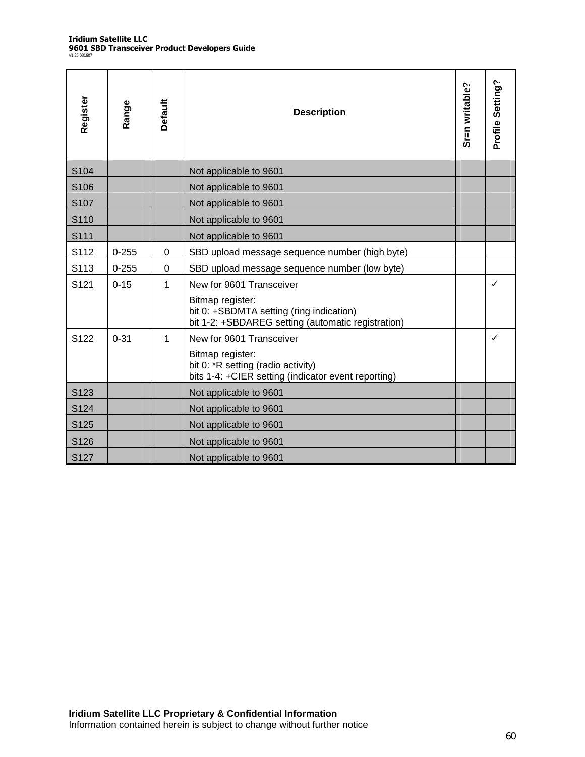| Register | Range | Default | Description | Sr=n writable? | Profile Setting? |
|---|---|---|---|---|---|
| S104 | | | Not applicable to 9601 | | |
| S106 | | | Not applicable to 9601 | | |
| S107 | | | Not applicable to 9601 | | |
| S110 | | | Not applicable to 9601 | | |
| S111 | | | Not applicable to 9601 | | |
| S112 | 0-255 | 0 | SBD upload message sequence number (high byte) | | |
| S113 | 0-255 | 0 | SBD upload message sequence number (low byte) | | |
| S121 | 0-15 | 1 | New for 9601 Transceiver<br><br>Bitmap register:<br>bit 0: +SBDMTA setting (ring indication)<br>bit 1-2: +SBDAREG setting (automatic registration) | | ✓ |
| S122 | 0-31 | 1 | New for 9601 Transceiver<br><br>Bitmap register:<br>bit 0: *R setting (radio activity)<br>bits 1-4: +CIER setting (indicator event reporting) | | ✓ |
| S123 | | | Not applicable to 9601 | | |
| S124 | | | Not applicable to 9601 | | |
| S125 | | | Not applicable to 9601 | | |
| S126 | | | Not applicable to 9601 | | |
| S127 | | | Not applicable to 9601 | | |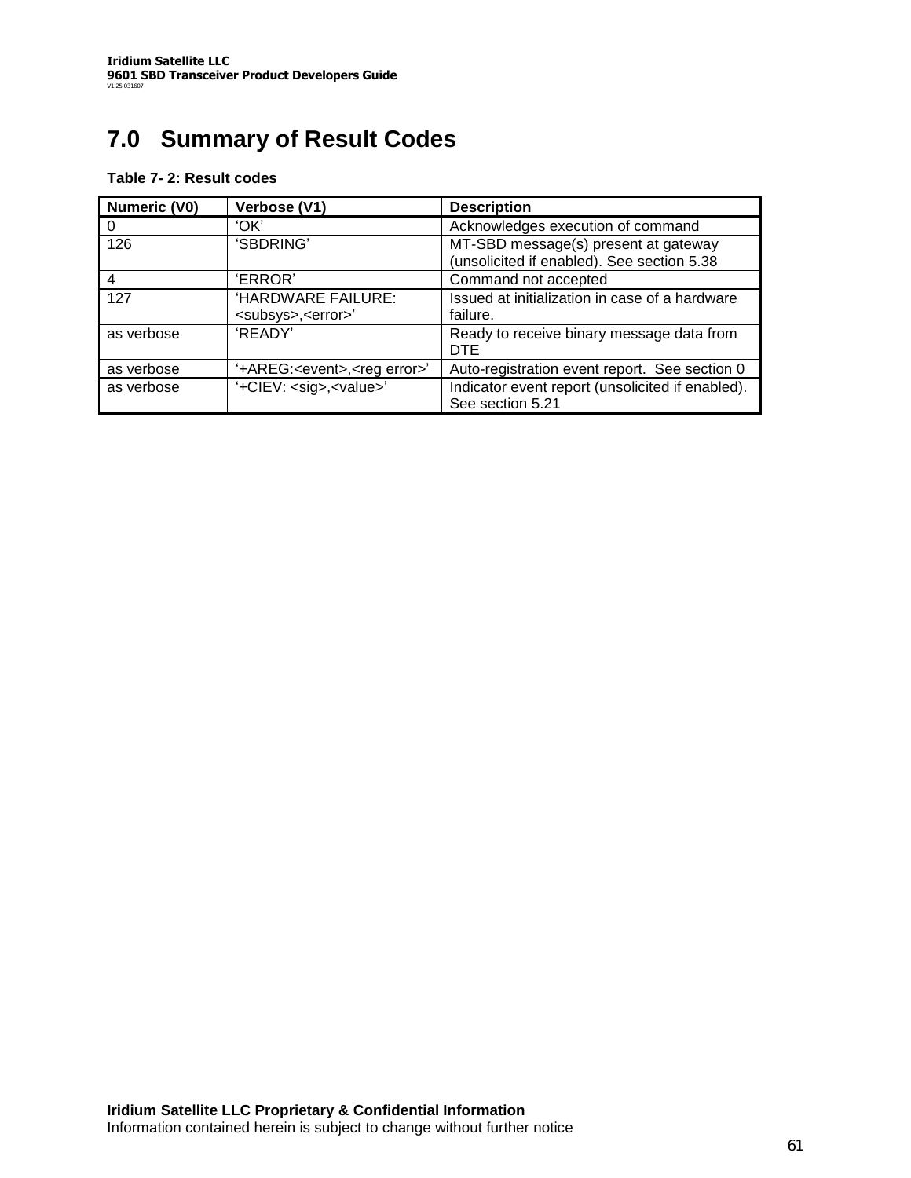# 7.0 Summary of Result Codes

**Table 7- 2: Result codes**

| Numeric (V0) | Verbose (V1) | Description |
|---|---|---|
| 0 | ‘OK’ | Acknowledges execution of command |
| 126 | ‘SBDRING’ | MT-SBD message(s) present at gateway (unsolicited if enabled). See section 5.38 |
| 4 | ‘ERROR’ | Command not accepted |
| 127 | ‘HARDWARE FAILURE: <subsys>,<error>’ | Issued at initialization in case of a hardware failure. |
| as verbose | ‘READY’ | Ready to receive binary message data from DTE |
| as verbose | ‘+AREG:<event>,<reg error>’ | Auto-registration event report. See section 0 |
| as verbose | ‘+CIEV: <sig>,<value>’ | Indicator event report (unsolicited if enabled). See section 5.21 |

**Iridium Satellite LLC Proprietary & Confidential Information**
Information contained herein is subject to change without further notice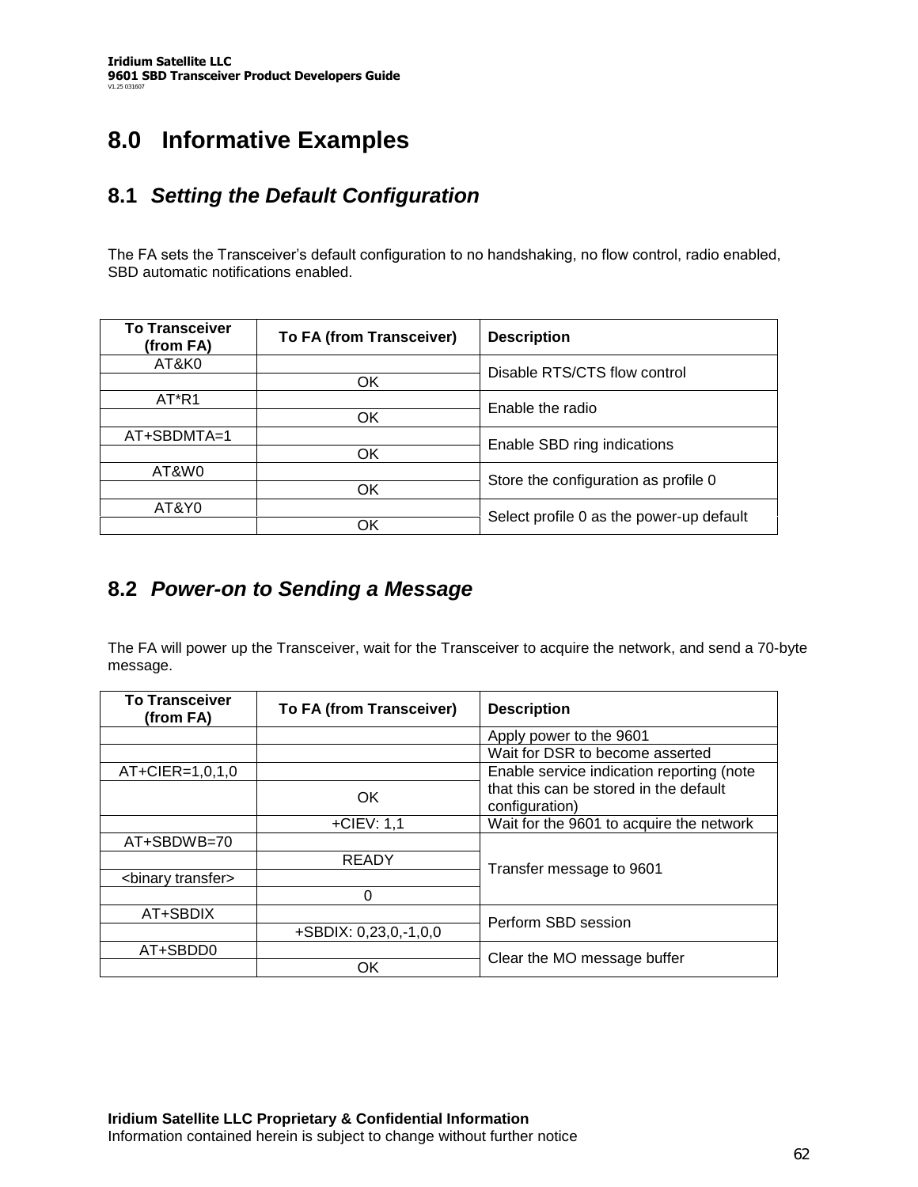# 8.0 Informative Examples

## 8.1 *Setting the Default Configuration*

The FA sets the Transceiver's default configuration to no handshaking, no flow control, radio enabled, SBD automatic notifications enabled.

| To Transceiver (from FA) | To FA (from Transceiver) | Description |
|---|---|---|
| AT&K0 | | Disable RTS/CTS flow control |
| | OK | |
| AT*R1 | | Enable the radio |
| | OK | |
| AT+SBDMTA=1 | | Enable SBD ring indications |
| | OK | |
| AT&W0 | | Store the configuration as profile 0 |
| | OK | |
| AT&Y0 | | Select profile 0 as the power-up default |
| | OK | |

## 8.2 *Power-on to Sending a Message*

The FA will power up the Transceiver, wait for the Transceiver to acquire the network, and send a 70-byte message.

| To Transceiver (from FA) | To FA (from Transceiver) | Description |
|---|---|---|
| | | Apply power to the 9601 |
| | | Wait for DSR to become asserted |
| AT+CIER=1,0,1,0 | | Enable service indication reporting (note that this can be stored in the default configuration) |
| | OK | |
| | +CIEV: 1,1 | Wait for the 9601 to acquire the network |
| AT+SBDWB=70 | | Transfer message to 9601 |
| | READY | |
| <binary transfer> | | |
| | 0 | |
| AT+SBDIX | | Perform SBD session |
| | +SBDIX: 0,23,0,-1,0,0 | |
| AT+SBDD0 | | Clear the MO message buffer |
| | OK | |

**Iridium Satellite LLC Proprietary & Confidential Information**
Information contained herein is subject to change without further notice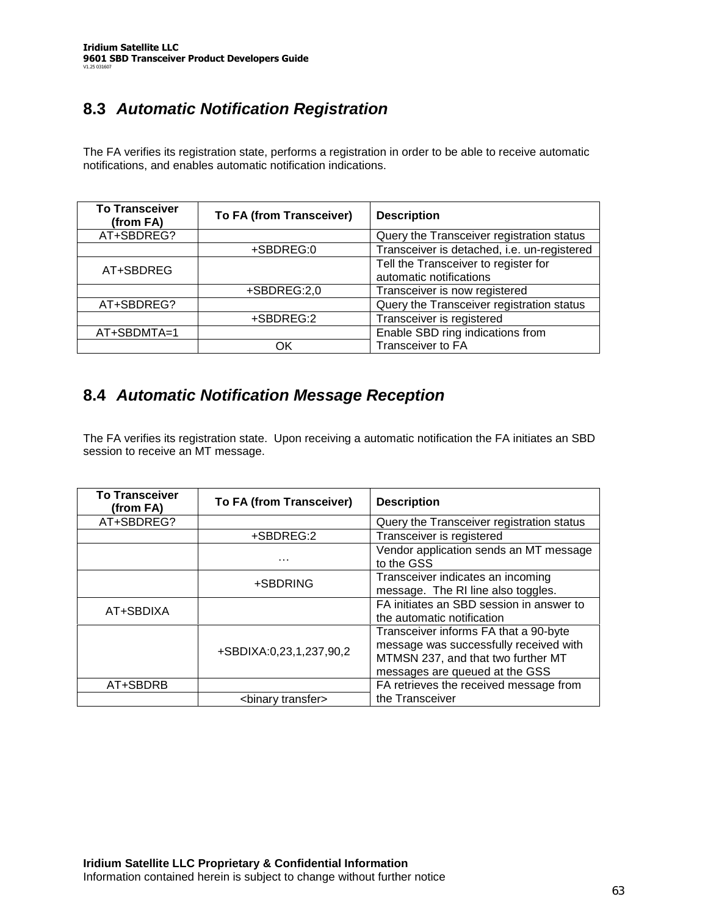## 8.3 *Automatic Notification Registration*

The FA verifies its registration state, performs a registration in order to be able to receive automatic notifications, and enables automatic notification indications.

| To Transceiver (from FA) | To FA (from Transceiver) | Description |
|---|---|---|
| AT+SBDREG? | | Query the Transceiver registration status |
| | +SBDREG:0 | Transceiver is detached, i.e. un-registered |
| AT+SBDREG | | Tell the Transceiver to register for automatic notifications |
| | +SBDREG:2,0 | Transceiver is now registered |
| AT+SBDREG? | | Query the Transceiver registration status |
| | +SBDREG:2 | Transceiver is registered |
| AT+SBDMTA=1 | | Enable SBD ring indications from Transceiver to FA |
| | OK | |

## 8.4 *Automatic Notification Message Reception*

The FA verifies its registration state. Upon receiving a automatic notification the FA initiates an SBD session to receive an MT message.

| To Transceiver (from FA) | To FA (from Transceiver) | Description |
|---|---|---|
| AT+SBDREG? | | Query the Transceiver registration status |
| | +SBDREG:2 | Transceiver is registered |
| | … | Vendor application sends an MT message to the GSS |
| | +SBDRING | Transceiver indicates an incoming message. The RI line also toggles. |
| AT+SBDIXA | | FA initiates an SBD session in answer to the automatic notification |
| | +SBDIXA:0,23,1,237,90,2 | Transceiver informs FA that a 90-byte message was successfully received with MTMSN 237, and that two further MT messages are queued at the GSS |
| AT+SBDRB | | FA retrieves the received message from the Transceiver |
| | <binary transfer> | |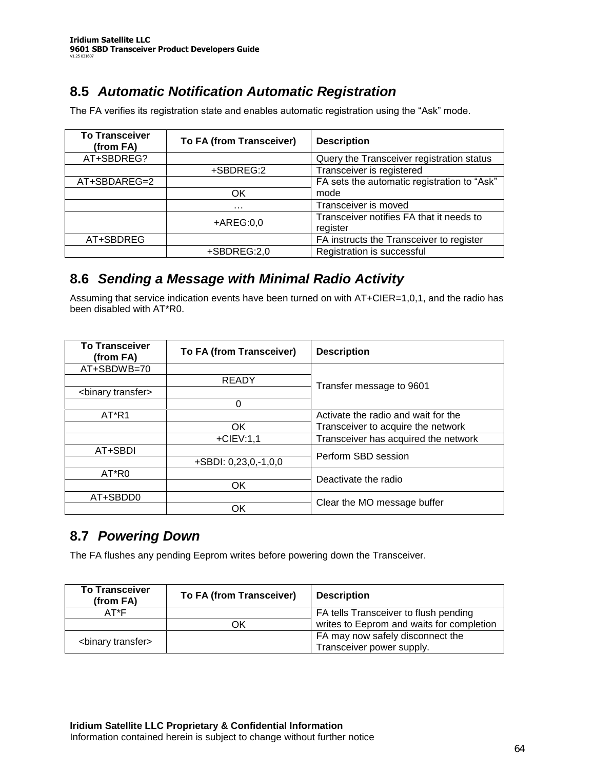## 8.5 *Automatic Notification Automatic Registration*

The FA verifies its registration state and enables automatic registration using the "Ask" mode.

| To Transceiver (from FA) | To FA (from Transceiver) | Description |
|---|---|---|
| AT+SBDREG? | | Query the Transceiver registration status |
| | +SBDREG:2 | Transceiver is registered |
| AT+SBDAREG=2 | | FA sets the automatic registration to "Ask" mode |
| | OK | |
| | … | Transceiver is moved |
| | +AREG:0,0 | Transceiver notifies FA that it needs to register |
| AT+SBDREG | | FA instructs the Transceiver to register |
| | +SBDREG:2,0 | Registration is successful |

## 8.6 *Sending a Message with Minimal Radio Activity*

Assuming that service indication events have been turned on with AT+CIER=1,0,1, and the radio has been disabled with AT*R0.

| To Transceiver (from FA) | To FA (from Transceiver) | Description |
|---|---|---|
| AT+SBDWB=70 | | Transfer message to 9601 |
| | READY | |
| <binary transfer> | | |
| | 0 | |
| AT*R1 | | Activate the radio and wait for the Transceiver to acquire the network |
| | OK | |
| | +CIEV:1,1 | Transceiver has acquired the network |
| AT+SBDI | | Perform SBD session |
| | +SBDI: 0,23,0,-1,0,0 | |
| AT*R0 | | Deactivate the radio |
| | OK | |
| AT+SBDD0 | | Clear the MO message buffer |
| | OK | |

## 8.7 *Powering Down*

The FA flushes any pending Eeprom writes before powering down the Transceiver.

| To Transceiver (from FA) | To FA (from Transceiver) | Description |
|---|---|---|
| AT*F | | FA tells Transceiver to flush pending writes to Eeprom and waits for completion |
| | OK | |
| <binary transfer> | | FA may now safely disconnect the Transceiver power supply. |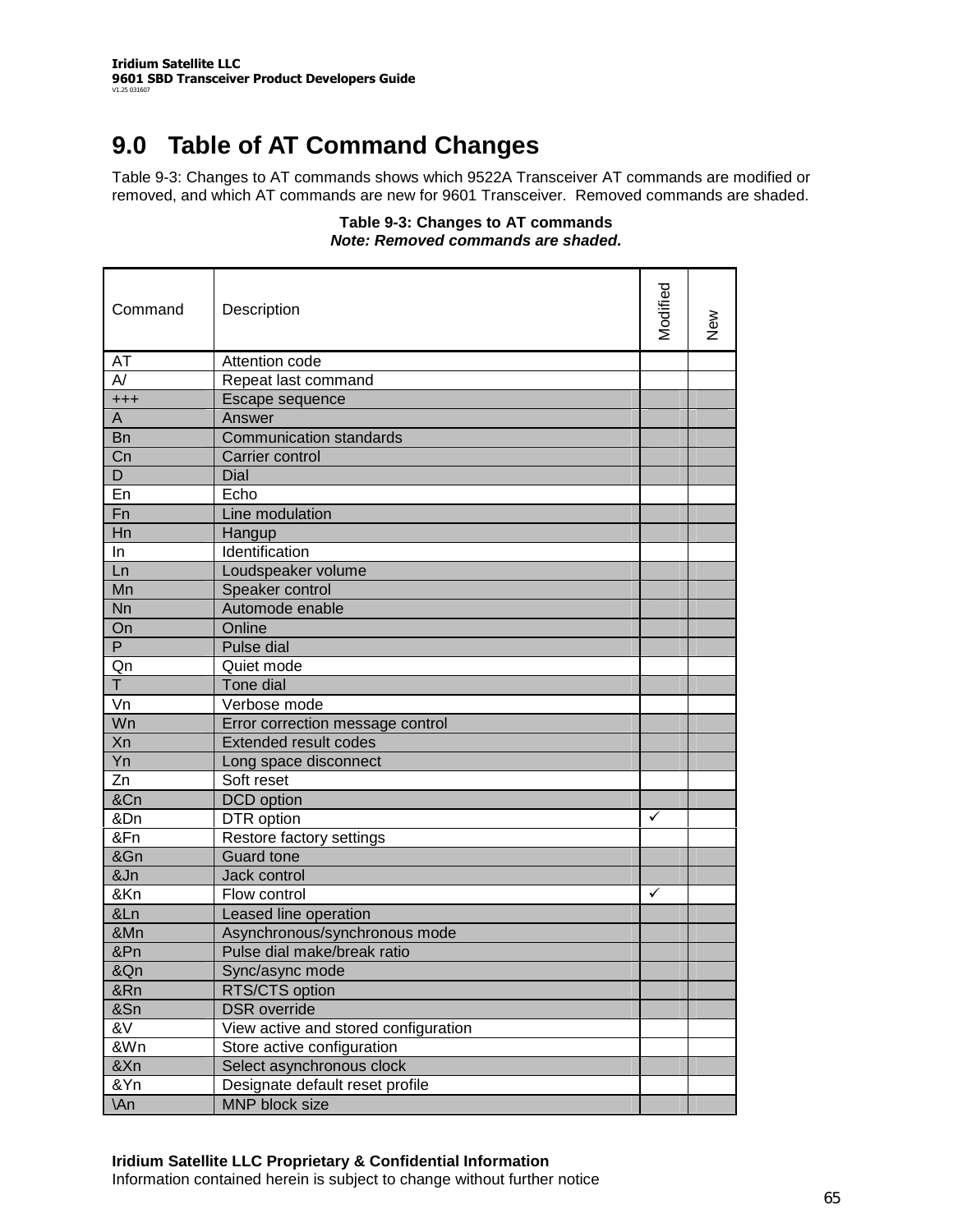# 9.0 Table of AT Command Changes

Table 9-3: Changes to AT commands shows which 9522A Transceiver AT commands are modified or removed, and which AT commands are new for 9601 Transceiver. Removed commands are shaded.

**Table 9-3: Changes to AT commands**
***Note: Removed commands are shaded.***

| Command | Description | Modified | New |
|---|---|---|---|
| AT | Attention code | | |
| A/ | Repeat last command | | |
| +++ | Escape sequence | | |
| A | Answer | | |
| Bn | Communication standards | | |
| Cn | Carrier control | | |
| D | Dial | | |
| En | Echo | | |
| Fn | Line modulation | | |
| Hn | Hangup | | |
| In | Identification | | |
| Ln | Loudspeaker volume | | |
| Mn | Speaker control | | |
| Nn | Automode enable | | |
| On | Online | | |
| P | Pulse dial | | |
| Qn | Quiet mode | | |
| T | Tone dial | | |
| Vn | Verbose mode | | |
| Wn | Error correction message control | | |
| Xn | Extended result codes | | |
| Yn | Long space disconnect | | |
| Zn | Soft reset | | |
| &Cn | DCD option | | |
| &Dn | DTR option | ✓ | |
| &Fn | Restore factory settings | | |
| &Gn | Guard tone | | |
| &Jn | Jack control | | |
| &Kn | Flow control | ✓ | |
| &Ln | Leased line operation | | |
| &Mn | Asynchronous/synchronous mode | | |
| &Pn | Pulse dial make/break ratio | | |
| &Qn | Sync/async mode | | |
| &Rn | RTS/CTS option | | |
| &Sn | DSR override | | |
| &V | View active and stored configuration | | |
| &Wn | Store active configuration | | |
| &Xn | Select asynchronous clock | | |
| &Yn | Designate default reset profile | | |
| \An | MNP block size | | |

**Iridium Satellite LLC Proprietary & Confidential Information**
Information contained herein is subject to change without further notice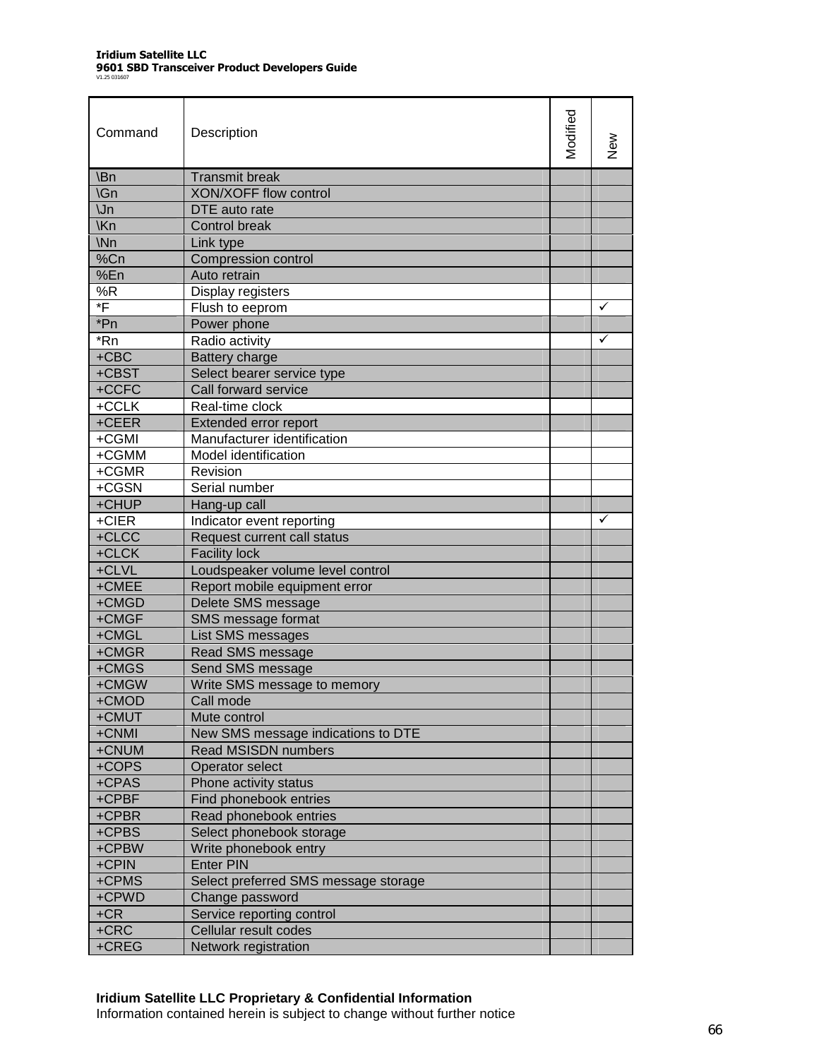| Command | Description | Modified | New |
|---|---|---|---|
| \Bn | Transmit break | | |
| \Gn | XON/XOFF flow control | | |
| \Jn | DTE auto rate | | |
| \Kn | Control break | | |
| \Nn | Link type | | |
| %Cn | Compression control | | |
| %En | Auto retrain | | |
| %R | Display registers | | |
| *F | Flush to eeprom | | ✓ |
| *Pn | Power phone | | |
| *Rn | Radio activity | | ✓ |
| +CBC | Battery charge | | |
| +CBST | Select bearer service type | | |
| +CCFC | Call forward service | | |
| +CCLK | Real-time clock | | |
| +CEER | Extended error report | | |
| +CGMI | Manufacturer identification | | |
| +CGMM | Model identification | | |
| +CGMR | Revision | | |
| +CGSN | Serial number | | |
| +CHUP | Hang-up call | | |
| +CIER | Indicator event reporting | | ✓ |
| +CLCC | Request current call status | | |
| +CLCK | Facility lock | | |
| +CLVL | Loudspeaker volume level control | | |
| +CMEE | Report mobile equipment error | | |
| +CMGD | Delete SMS message | | |
| +CMGF | SMS message format | | |
| +CMGL | List SMS messages | | |
| +CMGR | Read SMS message | | |
| +CMGS | Send SMS message | | |
| +CMGW | Write SMS message to memory | | |
| +CMOD | Call mode | | |
| +CMUT | Mute control | | |
| +CNMI | New SMS message indications to DTE | | |
| +CNUM | Read MSISDN numbers | | |
| +COPS | Operator select | | |
| +CPAS | Phone activity status | | |
| +CPBF | Find phonebook entries | | |
| +CPBR | Read phonebook entries | | |
| +CPBS | Select phonebook storage | | |
| +CPBW | Write phonebook entry | | |
| +CPIN | Enter PIN | | |
| +CPMS | Select preferred SMS message storage | | |
| +CPWD | Change password | | |
| +CR | Service reporting control | | |
| +CRC | Cellular result codes | | |
| +CREG | Network registration | | |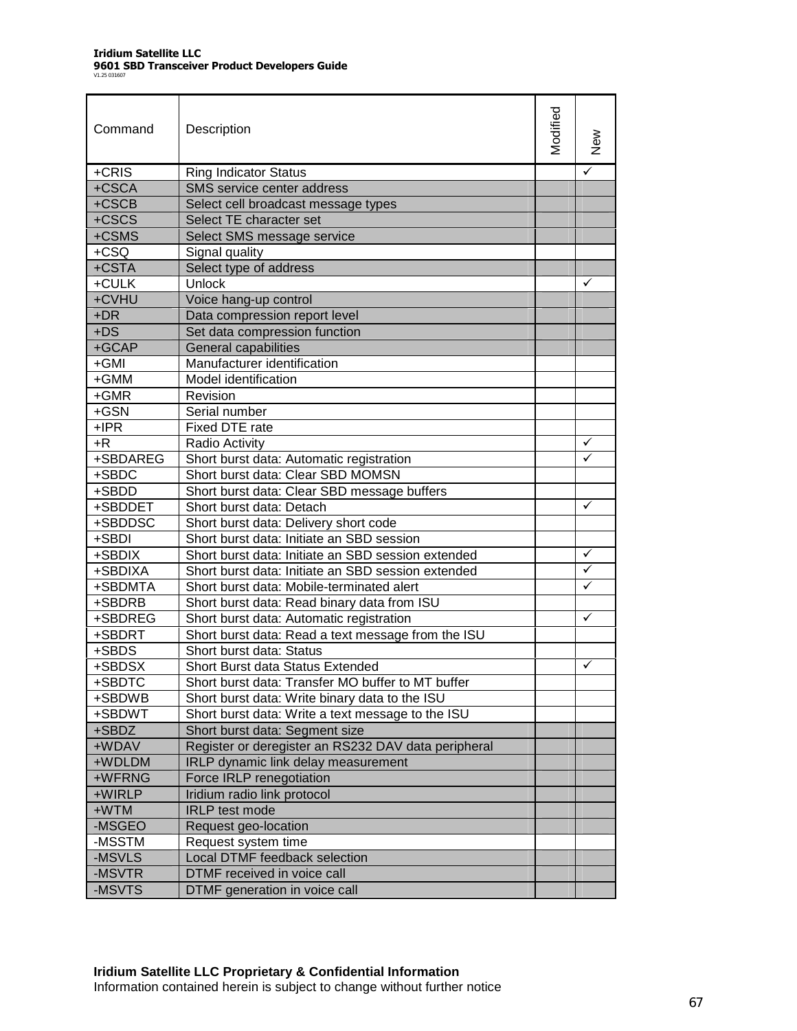| Command | Description | Modified | New |
|---|---|---|---|
| +CRIS | Ring Indicator Status | | ✓ |
| +CSCA | SMS service center address | | |
| +CSCB | Select cell broadcast message types | | |
| +CSCS | Select TE character set | | |
| +CSMS | Select SMS message service | | |
| +CSQ | Signal quality | | |
| +CSTA | Select type of address | | |
| +CULK | Unlock | | ✓ |
| +CVHU | Voice hang-up control | | |
| +DR | Data compression report level | | |
| +DS | Set data compression function | | |
| +GCAP | General capabilities | | |
| +GMI | Manufacturer identification | | |
| +GMM | Model identification | | |
| +GMR | Revision | | |
| +GSN | Serial number | | |
| +IPR | Fixed DTE rate | | |
| +R | Radio Activity | | ✓ |
| +SBDAREG | Short burst data: Automatic registration | | ✓ |
| +SBDC | Short burst data: Clear SBD MOMSN | | |
| +SBDD | Short burst data: Clear SBD message buffers | | |
| +SBDDET | Short burst data: Detach | | ✓ |
| +SBDDSC | Short burst data: Delivery short code | | |
| +SBDI | Short burst data: Initiate an SBD session | | |
| +SBDIX | Short burst data: Initiate an SBD session extended | | ✓ |
| +SBDIXA | Short burst data: Initiate an SBD session extended | | ✓ |
| +SBDMTA | Short burst data: Mobile-terminated alert | | ✓ |
| +SBDRB | Short burst data: Read binary data from ISU | | |
| +SBDREG | Short burst data: Automatic registration | | ✓ |
| +SBDRT | Short burst data: Read a text message from the ISU | | |
| +SBDS | Short burst data: Status | | |
| +SBDSX | Short Burst data Status Extended | | ✓ |
| +SBDTC | Short burst data: Transfer MO buffer to MT buffer | | |
| +SBDWB | Short burst data: Write binary data to the ISU | | |
| +SBDWT | Short burst data: Write a text message to the ISU | | |
| +SBDZ | Short burst data: Segment size | | |
| +WDAV | Register or deregister an RS232 DAV data peripheral | | |
| +WDLDM | IRLP dynamic link delay measurement | | |
| +WFRNG | Force IRLP renegotiation | | |
| +WIRLP | Iridium radio link protocol | | |
| +WTM | IRLP test mode | | |
| -MSGEO | Request geo-location | | |
| -MSSTM | Request system time | | |
| -MSVLS | Local DTMF feedback selection | | |
| -MSVTR | DTMF received in voice call | | |
| -MSVTS | DTMF generation in voice call | | |